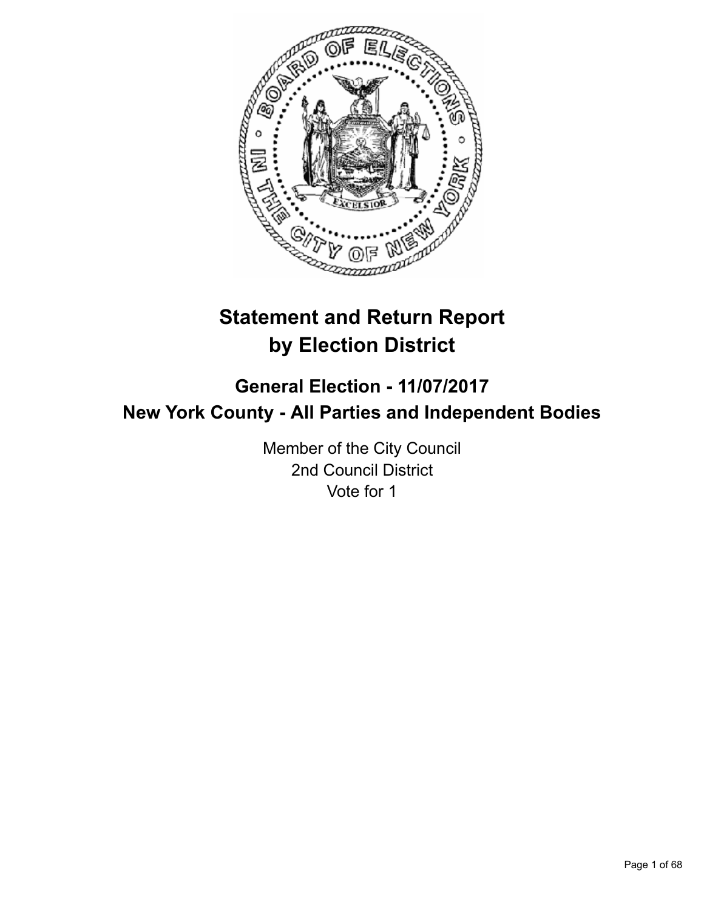# Statement and Return Report by Election District

## General Election - 11/07/2017

## New York County - All Parties and Independent Bodies

Member of the City Council
2nd Council District
Vote for 1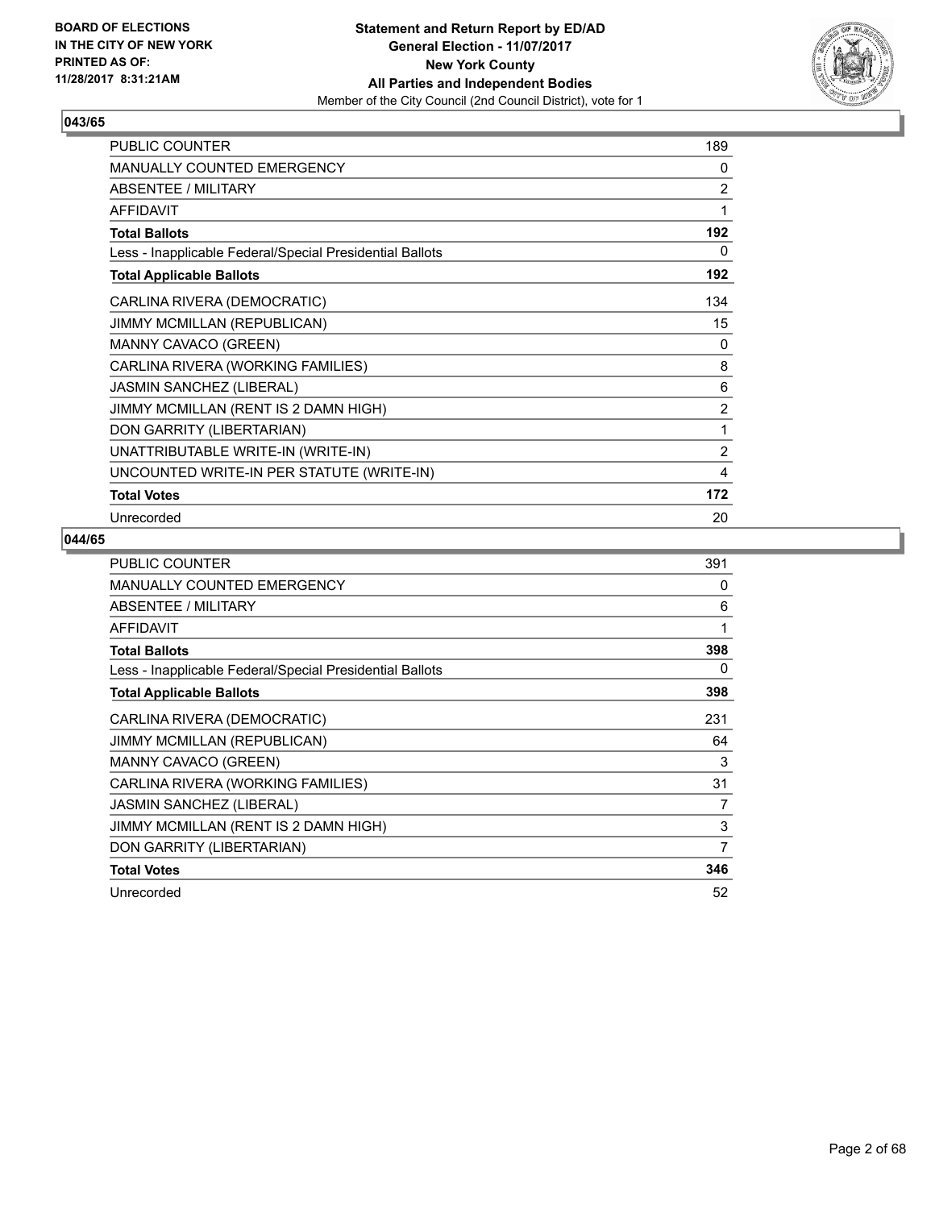**Statement and Return Report by ED/AD**
**General Election - 11/07/2017**
**New York County**
**All Parties and Independent Bodies**
Member of the City Council (2nd Council District), vote for 1

BOARD OF ELECTIONS IN THE CITY OF NEW YORK PRINTED AS OF: 11/28/2017 8:31:21AM

## 043/65

| | |
|---|---|
| PUBLIC COUNTER | 189 |
| MANUALLY COUNTED EMERGENCY | 0 |
| ABSENTEE / MILITARY | 2 |
| AFFIDAVIT | 1 |
| **Total Ballots** | **192** |
| Less - Inapplicable Federal/Special Presidential Ballots | 0 |
| **Total Applicable Ballots** | **192** |
| CARLINA RIVERA (DEMOCRATIC) | 134 |
| JIMMY MCMILLAN (REPUBLICAN) | 15 |
| MANNY CAVACO (GREEN) | 0 |
| CARLINA RIVERA (WORKING FAMILIES) | 8 |
| JASMIN SANCHEZ (LIBERAL) | 6 |
| JIMMY MCMILLAN (RENT IS 2 DAMN HIGH) | 2 |
| DON GARRITY (LIBERTARIAN) | 1 |
| UNATTRIBUTABLE WRITE-IN (WRITE-IN) | 2 |
| UNCOUNTED WRITE-IN PER STATUTE (WRITE-IN) | 4 |
| **Total Votes** | **172** |
| Unrecorded | 20 |

## 044/65

| | |
|---|---|
| PUBLIC COUNTER | 391 |
| MANUALLY COUNTED EMERGENCY | 0 |
| ABSENTEE / MILITARY | 6 |
| AFFIDAVIT | 1 |
| **Total Ballots** | **398** |
| Less - Inapplicable Federal/Special Presidential Ballots | 0 |
| **Total Applicable Ballots** | **398** |
| CARLINA RIVERA (DEMOCRATIC) | 231 |
| JIMMY MCMILLAN (REPUBLICAN) | 64 |
| MANNY CAVACO (GREEN) | 3 |
| CARLINA RIVERA (WORKING FAMILIES) | 31 |
| JASMIN SANCHEZ (LIBERAL) | 7 |
| JIMMY MCMILLAN (RENT IS 2 DAMN HIGH) | 3 |
| DON GARRITY (LIBERTARIAN) | 7 |
| **Total Votes** | **346** |
| Unrecorded | 52 |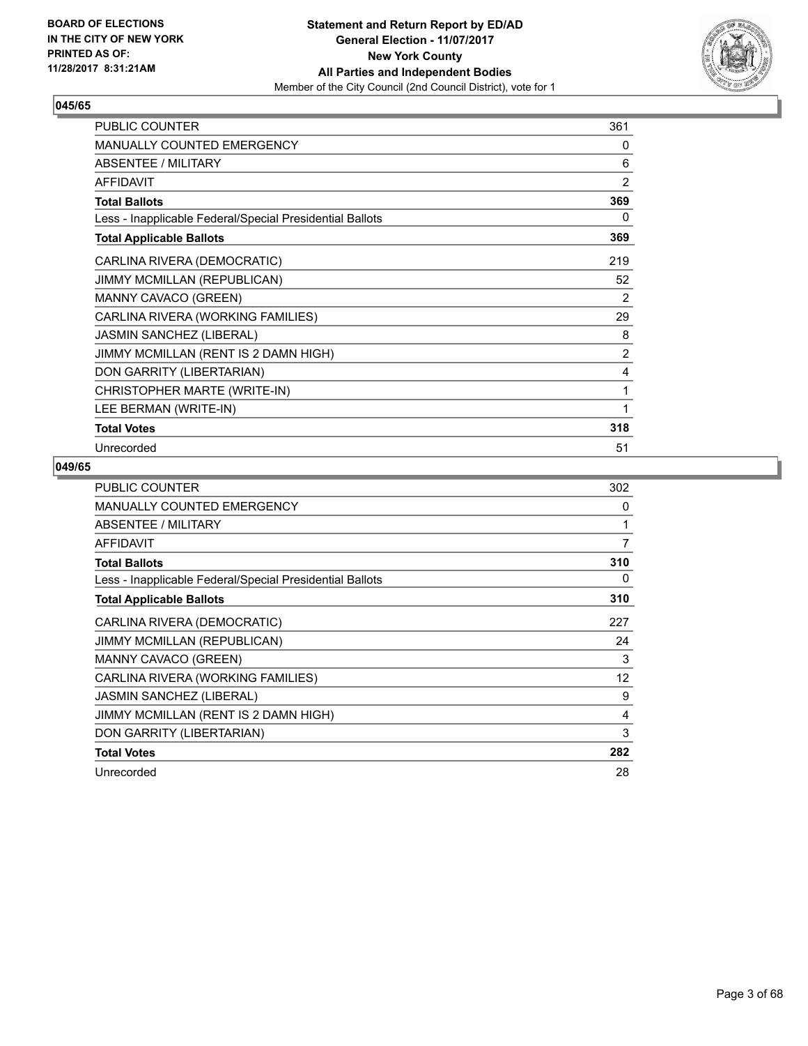BOARD OF ELECTIONS
IN THE CITY OF NEW YORK
PRINTED AS OF:
11/28/2017 8:31:21AM

**Statement and Return Report by ED/AD**
**General Election - 11/07/2017**
**New York County**
**All Parties and Independent Bodies**
Member of the City Council (2nd Council District), vote for 1

### 045/65

| | |
|---|---|
| PUBLIC COUNTER | 361 |
| MANUALLY COUNTED EMERGENCY | 0 |
| ABSENTEE / MILITARY | 6 |
| AFFIDAVIT | 2 |
| **Total Ballots** | **369** |
| Less - Inapplicable Federal/Special Presidential Ballots | 0 |
| **Total Applicable Ballots** | **369** |
| CARLINA RIVERA (DEMOCRATIC) | 219 |
| JIMMY MCMILLAN (REPUBLICAN) | 52 |
| MANNY CAVACO (GREEN) | 2 |
| CARLINA RIVERA (WORKING FAMILIES) | 29 |
| JASMIN SANCHEZ (LIBERAL) | 8 |
| JIMMY MCMILLAN (RENT IS 2 DAMN HIGH) | 2 |
| DON GARRITY (LIBERTARIAN) | 4 |
| CHRISTOPHER MARTE (WRITE-IN) | 1 |
| LEE BERMAN (WRITE-IN) | 1 |
| **Total Votes** | **318** |
| Unrecorded | 51 |

### 049/65

| | |
|---|---|
| PUBLIC COUNTER | 302 |
| MANUALLY COUNTED EMERGENCY | 0 |
| ABSENTEE / MILITARY | 1 |
| AFFIDAVIT | 7 |
| **Total Ballots** | **310** |
| Less - Inapplicable Federal/Special Presidential Ballots | 0 |
| **Total Applicable Ballots** | **310** |
| CARLINA RIVERA (DEMOCRATIC) | 227 |
| JIMMY MCMILLAN (REPUBLICAN) | 24 |
| MANNY CAVACO (GREEN) | 3 |
| CARLINA RIVERA (WORKING FAMILIES) | 12 |
| JASMIN SANCHEZ (LIBERAL) | 9 |
| JIMMY MCMILLAN (RENT IS 2 DAMN HIGH) | 4 |
| DON GARRITY (LIBERTARIAN) | 3 |
| **Total Votes** | **282** |
| Unrecorded | 28 |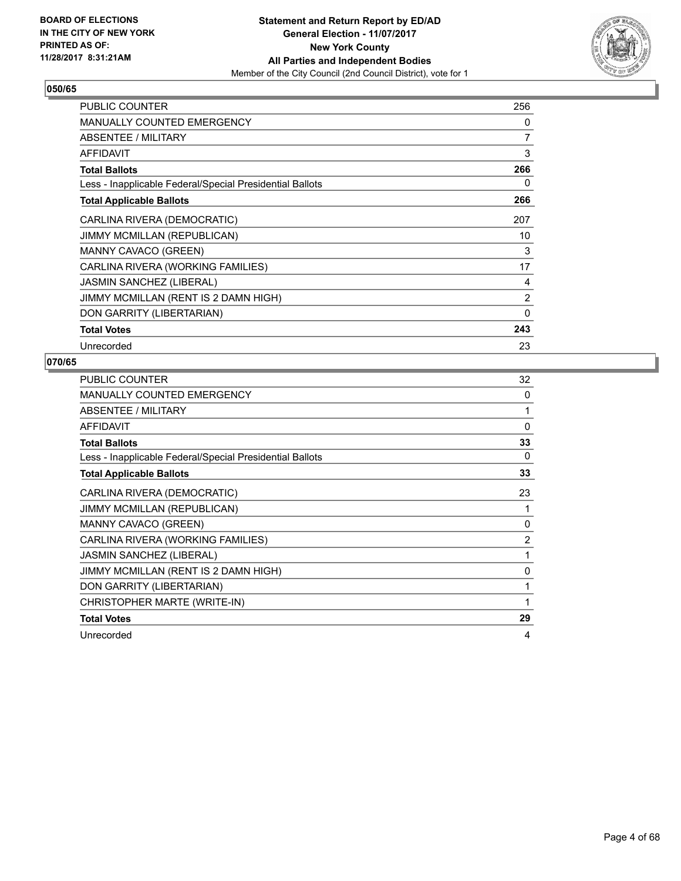**BOARD OF ELECTIONS IN THE CITY OF NEW YORK PRINTED AS OF: 11/28/2017 8:31:21AM**

**Statement and Return Report by ED/AD**
**General Election - 11/07/2017**
**New York County**
**All Parties and Independent Bodies**
Member of the City Council (2nd Council District), vote for 1

## 050/65

| | |
|---|---|
| PUBLIC COUNTER | 256 |
| MANUALLY COUNTED EMERGENCY | 0 |
| ABSENTEE / MILITARY | 7 |
| AFFIDAVIT | 3 |
| **Total Ballots** | **266** |
| Less - Inapplicable Federal/Special Presidential Ballots | 0 |
| **Total Applicable Ballots** | **266** |
| CARLINA RIVERA (DEMOCRATIC) | 207 |
| JIMMY MCMILLAN (REPUBLICAN) | 10 |
| MANNY CAVACO (GREEN) | 3 |
| CARLINA RIVERA (WORKING FAMILIES) | 17 |
| JASMIN SANCHEZ (LIBERAL) | 4 |
| JIMMY MCMILLAN (RENT IS 2 DAMN HIGH) | 2 |
| DON GARRITY (LIBERTARIAN) | 0 |
| **Total Votes** | **243** |
| Unrecorded | 23 |

## 070/65

| | |
|---|---|
| PUBLIC COUNTER | 32 |
| MANUALLY COUNTED EMERGENCY | 0 |
| ABSENTEE / MILITARY | 1 |
| AFFIDAVIT | 0 |
| **Total Ballots** | **33** |
| Less - Inapplicable Federal/Special Presidential Ballots | 0 |
| **Total Applicable Ballots** | **33** |
| CARLINA RIVERA (DEMOCRATIC) | 23 |
| JIMMY MCMILLAN (REPUBLICAN) | 1 |
| MANNY CAVACO (GREEN) | 0 |
| CARLINA RIVERA (WORKING FAMILIES) | 2 |
| JASMIN SANCHEZ (LIBERAL) | 1 |
| JIMMY MCMILLAN (RENT IS 2 DAMN HIGH) | 0 |
| DON GARRITY (LIBERTARIAN) | 1 |
| CHRISTOPHER MARTE (WRITE-IN) | 1 |
| **Total Votes** | **29** |
| Unrecorded | 4 |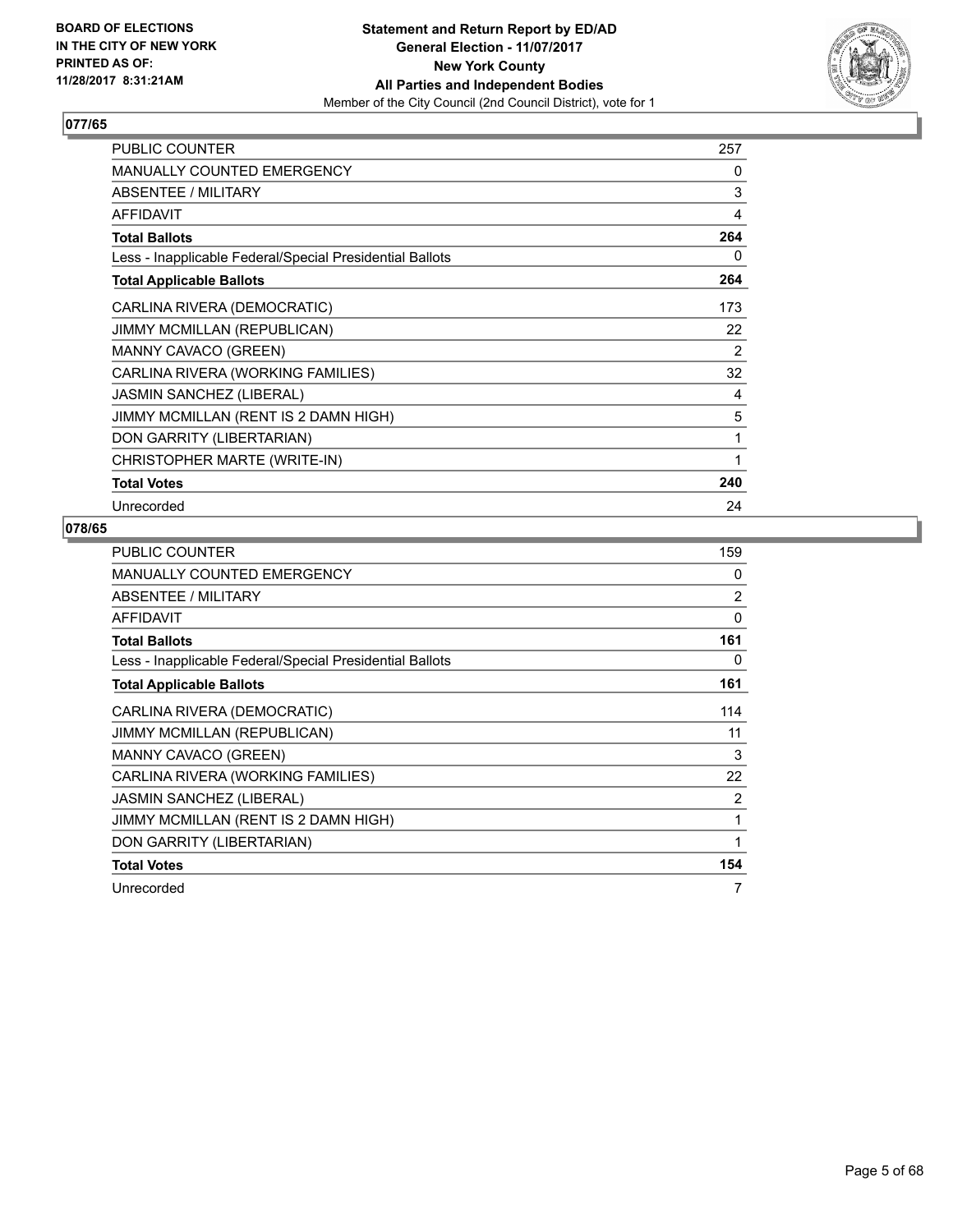## 077/65

| | |
|---|---|
| PUBLIC COUNTER | 257 |
| MANUALLY COUNTED EMERGENCY | 0 |
| ABSENTEE / MILITARY | 3 |
| AFFIDAVIT | 4 |
| **Total Ballots** | **264** |
| Less - Inapplicable Federal/Special Presidential Ballots | 0 |
| **Total Applicable Ballots** | **264** |
| CARLINA RIVERA (DEMOCRATIC) | 173 |
| JIMMY MCMILLAN (REPUBLICAN) | 22 |
| MANNY CAVACO (GREEN) | 2 |
| CARLINA RIVERA (WORKING FAMILIES) | 32 |
| JASMIN SANCHEZ (LIBERAL) | 4 |
| JIMMY MCMILLAN (RENT IS 2 DAMN HIGH) | 5 |
| DON GARRITY (LIBERTARIAN) | 1 |
| CHRISTOPHER MARTE (WRITE-IN) | 1 |
| **Total Votes** | **240** |
| Unrecorded | 24 |

## 078/65

| | |
|---|---|
| PUBLIC COUNTER | 159 |
| MANUALLY COUNTED EMERGENCY | 0 |
| ABSENTEE / MILITARY | 2 |
| AFFIDAVIT | 0 |
| **Total Ballots** | **161** |
| Less - Inapplicable Federal/Special Presidential Ballots | 0 |
| **Total Applicable Ballots** | **161** |
| CARLINA RIVERA (DEMOCRATIC) | 114 |
| JIMMY MCMILLAN (REPUBLICAN) | 11 |
| MANNY CAVACO (GREEN) | 3 |
| CARLINA RIVERA (WORKING FAMILIES) | 22 |
| JASMIN SANCHEZ (LIBERAL) | 2 |
| JIMMY MCMILLAN (RENT IS 2 DAMN HIGH) | 1 |
| DON GARRITY (LIBERTARIAN) | 1 |
| **Total Votes** | **154** |
| Unrecorded | 7 |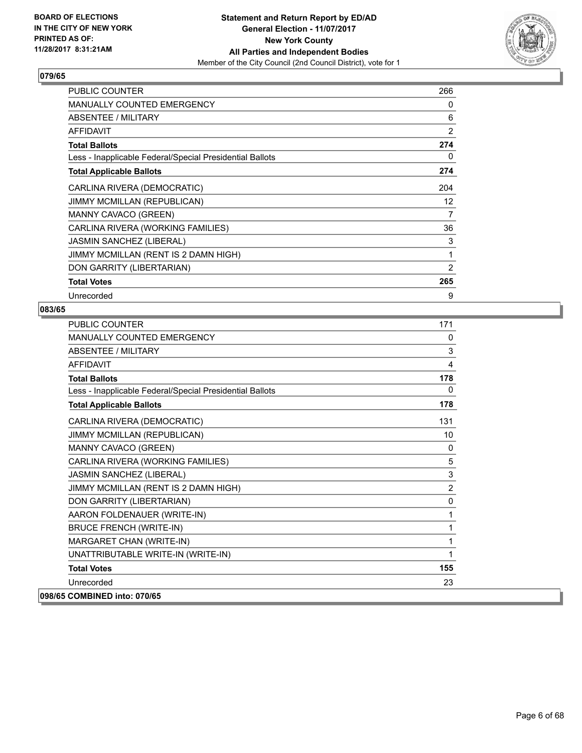## 079/65

| | |
|---|---|
| PUBLIC COUNTER | 266 |
| MANUALLY COUNTED EMERGENCY | 0 |
| ABSENTEE / MILITARY | 6 |
| AFFIDAVIT | 2 |
| **Total Ballots** | **274** |
| Less - Inapplicable Federal/Special Presidential Ballots | 0 |
| **Total Applicable Ballots** | **274** |
| CARLINA RIVERA (DEMOCRATIC) | 204 |
| JIMMY MCMILLAN (REPUBLICAN) | 12 |
| MANNY CAVACO (GREEN) | 7 |
| CARLINA RIVERA (WORKING FAMILIES) | 36 |
| JASMIN SANCHEZ (LIBERAL) | 3 |
| JIMMY MCMILLAN (RENT IS 2 DAMN HIGH) | 1 |
| DON GARRITY (LIBERTARIAN) | 2 |
| **Total Votes** | **265** |
| Unrecorded | 9 |

## 083/65

| | |
|---|---|
| PUBLIC COUNTER | 171 |
| MANUALLY COUNTED EMERGENCY | 0 |
| ABSENTEE / MILITARY | 3 |
| AFFIDAVIT | 4 |
| **Total Ballots** | **178** |
| Less - Inapplicable Federal/Special Presidential Ballots | 0 |
| **Total Applicable Ballots** | **178** |
| CARLINA RIVERA (DEMOCRATIC) | 131 |
| JIMMY MCMILLAN (REPUBLICAN) | 10 |
| MANNY CAVACO (GREEN) | 0 |
| CARLINA RIVERA (WORKING FAMILIES) | 5 |
| JASMIN SANCHEZ (LIBERAL) | 3 |
| JIMMY MCMILLAN (RENT IS 2 DAMN HIGH) | 2 |
| DON GARRITY (LIBERTARIAN) | 0 |
| AARON FOLDENAUER (WRITE-IN) | 1 |
| BRUCE FRENCH (WRITE-IN) | 1 |
| MARGARET CHAN (WRITE-IN) | 1 |
| UNATTRIBUTABLE WRITE-IN (WRITE-IN) | 1 |
| **Total Votes** | **155** |
| Unrecorded | 23 |

**098/65 COMBINED into: 070/65**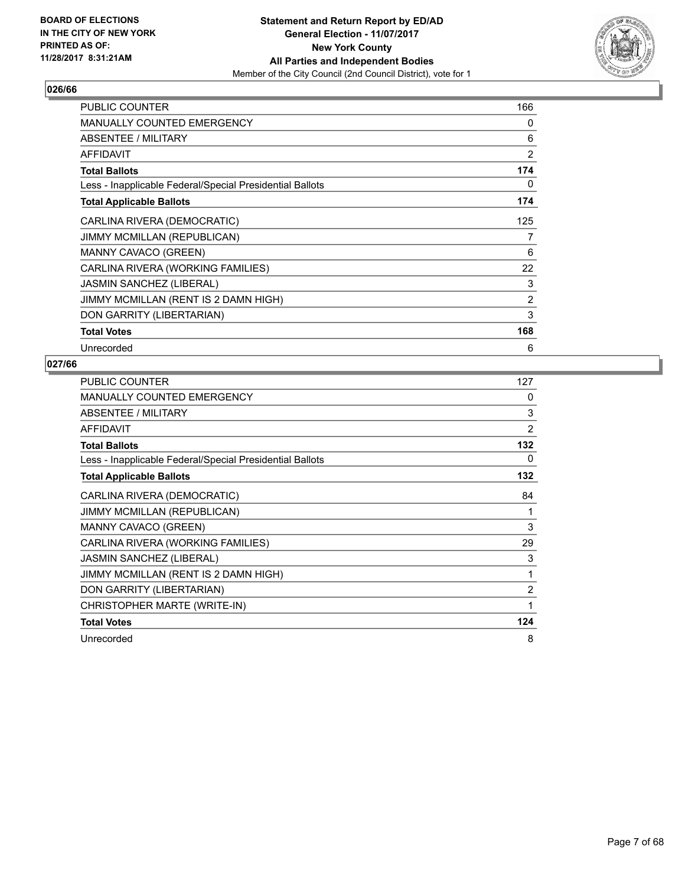**BOARD OF ELECTIONS IN THE CITY OF NEW YORK PRINTED AS OF: 11/28/2017 8:31:21AM**

**Statement and Return Report by ED/AD General Election - 11/07/2017 New York County All Parties and Independent Bodies**
Member of the City Council (2nd Council District), vote for 1

### 026/66

| | |
|---|---|
| PUBLIC COUNTER | 166 |
| MANUALLY COUNTED EMERGENCY | 0 |
| ABSENTEE / MILITARY | 6 |
| AFFIDAVIT | 2 |
| **Total Ballots** | **174** |
| Less - Inapplicable Federal/Special Presidential Ballots | 0 |
| **Total Applicable Ballots** | **174** |
| CARLINA RIVERA (DEMOCRATIC) | 125 |
| JIMMY MCMILLAN (REPUBLICAN) | 7 |
| MANNY CAVACO (GREEN) | 6 |
| CARLINA RIVERA (WORKING FAMILIES) | 22 |
| JASMIN SANCHEZ (LIBERAL) | 3 |
| JIMMY MCMILLAN (RENT IS 2 DAMN HIGH) | 2 |
| DON GARRITY (LIBERTARIAN) | 3 |
| **Total Votes** | **168** |
| Unrecorded | 6 |

### 027/66

| | |
|---|---|
| PUBLIC COUNTER | 127 |
| MANUALLY COUNTED EMERGENCY | 0 |
| ABSENTEE / MILITARY | 3 |
| AFFIDAVIT | 2 |
| **Total Ballots** | **132** |
| Less - Inapplicable Federal/Special Presidential Ballots | 0 |
| **Total Applicable Ballots** | **132** |
| CARLINA RIVERA (DEMOCRATIC) | 84 |
| JIMMY MCMILLAN (REPUBLICAN) | 1 |
| MANNY CAVACO (GREEN) | 3 |
| CARLINA RIVERA (WORKING FAMILIES) | 29 |
| JASMIN SANCHEZ (LIBERAL) | 3 |
| JIMMY MCMILLAN (RENT IS 2 DAMN HIGH) | 1 |
| DON GARRITY (LIBERTARIAN) | 2 |
| CHRISTOPHER MARTE (WRITE-IN) | 1 |
| **Total Votes** | **124** |
| Unrecorded | 8 |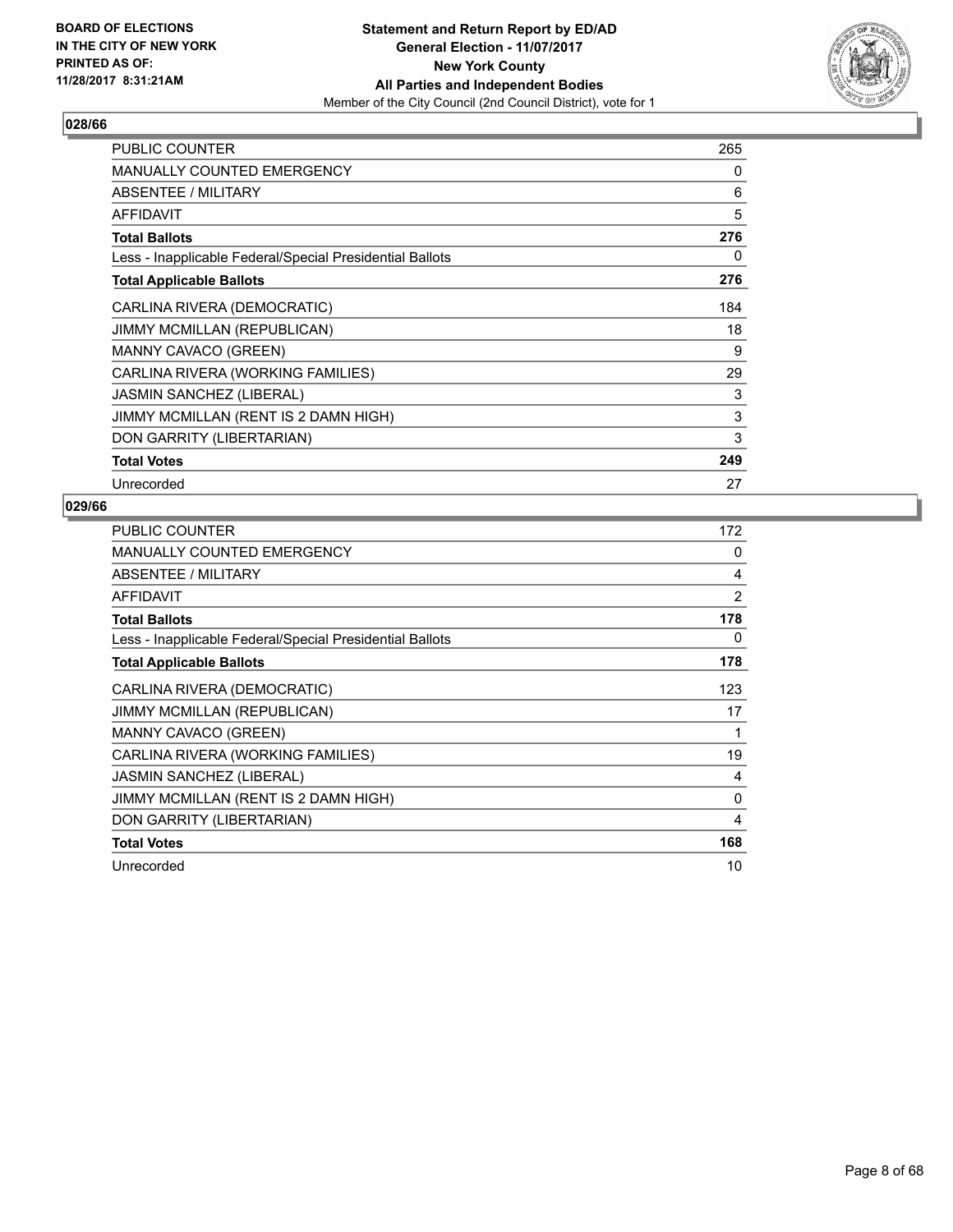**BOARD OF ELECTIONS IN THE CITY OF NEW YORK PRINTED AS OF: 11/28/2017 8:31:21AM**

**Statement and Return Report by ED/AD**
**General Election - 11/07/2017**
**New York County**
**All Parties and Independent Bodies**
Member of the City Council (2nd Council District), vote for 1

## 028/66

| | |
|---|---|
| PUBLIC COUNTER | 265 |
| MANUALLY COUNTED EMERGENCY | 0 |
| ABSENTEE / MILITARY | 6 |
| AFFIDAVIT | 5 |
| **Total Ballots** | **276** |
| Less - Inapplicable Federal/Special Presidential Ballots | 0 |
| **Total Applicable Ballots** | **276** |
| CARLINA RIVERA (DEMOCRATIC) | 184 |
| JIMMY MCMILLAN (REPUBLICAN) | 18 |
| MANNY CAVACO (GREEN) | 9 |
| CARLINA RIVERA (WORKING FAMILIES) | 29 |
| JASMIN SANCHEZ (LIBERAL) | 3 |
| JIMMY MCMILLAN (RENT IS 2 DAMN HIGH) | 3 |
| DON GARRITY (LIBERTARIAN) | 3 |
| **Total Votes** | **249** |
| Unrecorded | 27 |

## 029/66

| | |
|---|---|
| PUBLIC COUNTER | 172 |
| MANUALLY COUNTED EMERGENCY | 0 |
| ABSENTEE / MILITARY | 4 |
| AFFIDAVIT | 2 |
| **Total Ballots** | **178** |
| Less - Inapplicable Federal/Special Presidential Ballots | 0 |
| **Total Applicable Ballots** | **178** |
| CARLINA RIVERA (DEMOCRATIC) | 123 |
| JIMMY MCMILLAN (REPUBLICAN) | 17 |
| MANNY CAVACO (GREEN) | 1 |
| CARLINA RIVERA (WORKING FAMILIES) | 19 |
| JASMIN SANCHEZ (LIBERAL) | 4 |
| JIMMY MCMILLAN (RENT IS 2 DAMN HIGH) | 0 |
| DON GARRITY (LIBERTARIAN) | 4 |
| **Total Votes** | **168** |
| Unrecorded | 10 |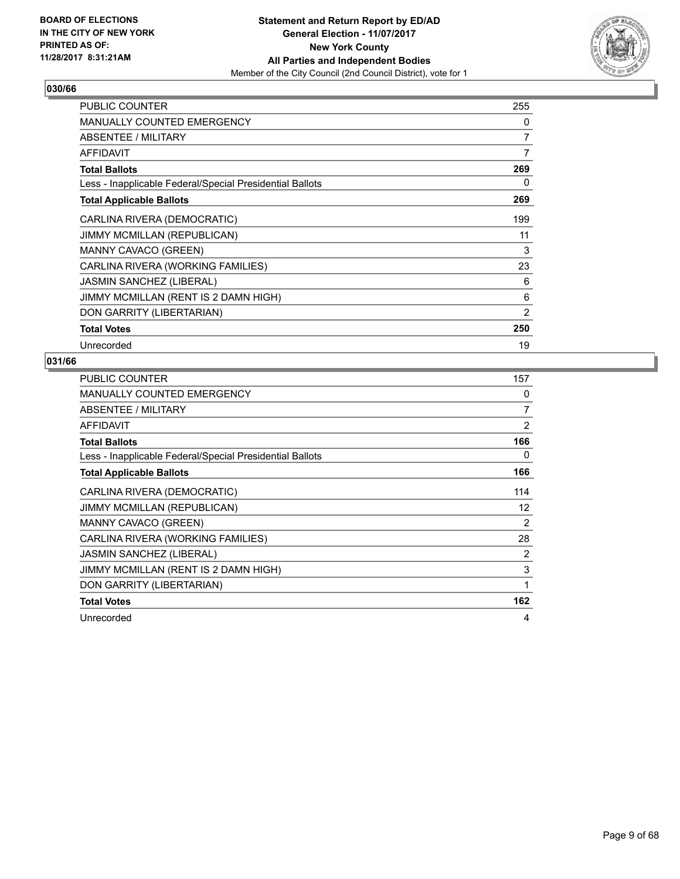## 030/66

| | |
|---|---|
| PUBLIC COUNTER | 255 |
| MANUALLY COUNTED EMERGENCY | 0 |
| ABSENTEE / MILITARY | 7 |
| AFFIDAVIT | 7 |
| **Total Ballots** | **269** |
| Less - Inapplicable Federal/Special Presidential Ballots | 0 |
| **Total Applicable Ballots** | **269** |
| CARLINA RIVERA (DEMOCRATIC) | 199 |
| JIMMY MCMILLAN (REPUBLICAN) | 11 |
| MANNY CAVACO (GREEN) | 3 |
| CARLINA RIVERA (WORKING FAMILIES) | 23 |
| JASMIN SANCHEZ (LIBERAL) | 6 |
| JIMMY MCMILLAN (RENT IS 2 DAMN HIGH) | 6 |
| DON GARRITY (LIBERTARIAN) | 2 |
| **Total Votes** | **250** |
| Unrecorded | 19 |

## 031/66

| | |
|---|---|
| PUBLIC COUNTER | 157 |
| MANUALLY COUNTED EMERGENCY | 0 |
| ABSENTEE / MILITARY | 7 |
| AFFIDAVIT | 2 |
| **Total Ballots** | **166** |
| Less - Inapplicable Federal/Special Presidential Ballots | 0 |
| **Total Applicable Ballots** | **166** |
| CARLINA RIVERA (DEMOCRATIC) | 114 |
| JIMMY MCMILLAN (REPUBLICAN) | 12 |
| MANNY CAVACO (GREEN) | 2 |
| CARLINA RIVERA (WORKING FAMILIES) | 28 |
| JASMIN SANCHEZ (LIBERAL) | 2 |
| JIMMY MCMILLAN (RENT IS 2 DAMN HIGH) | 3 |
| DON GARRITY (LIBERTARIAN) | 1 |
| **Total Votes** | **162** |
| Unrecorded | 4 |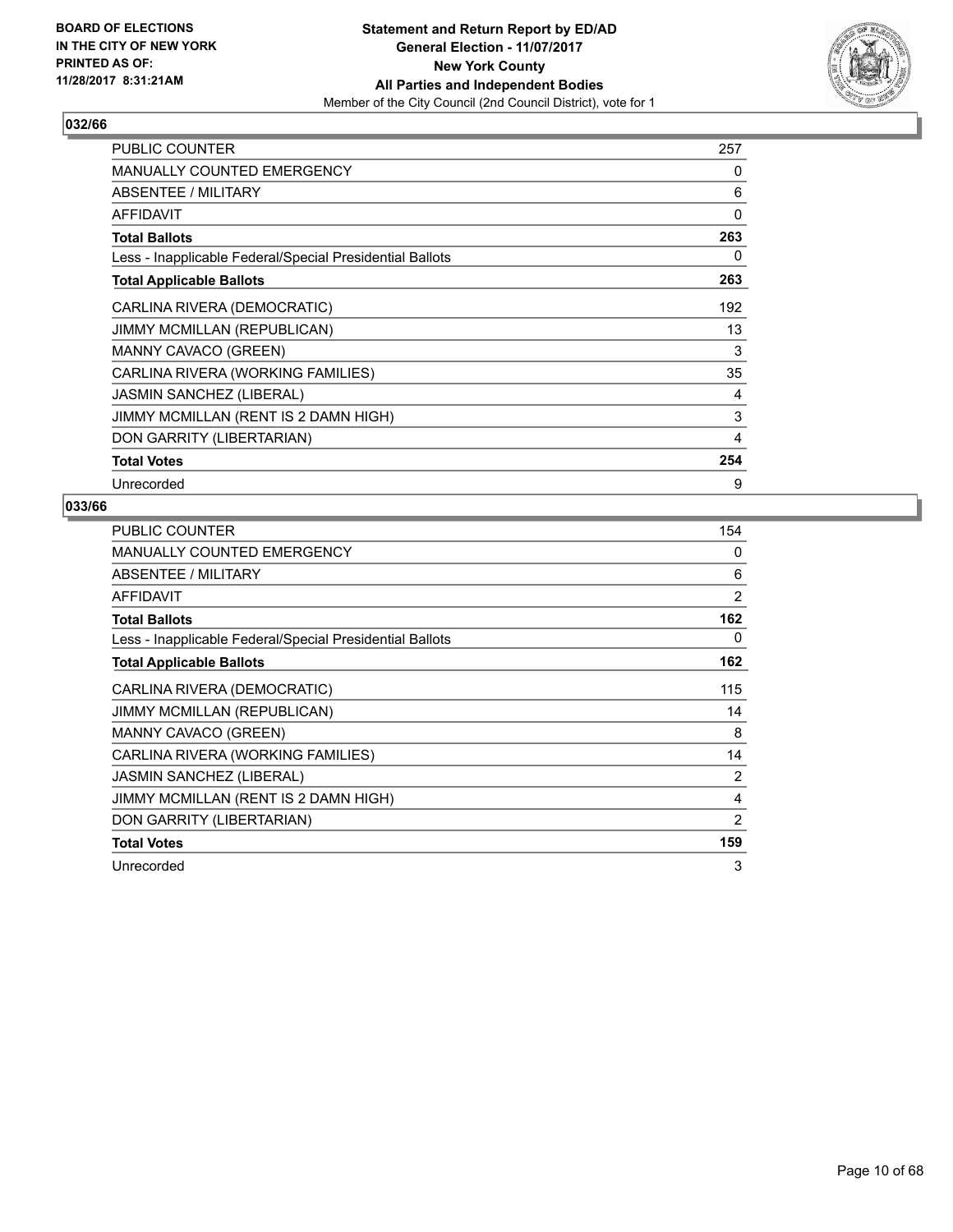**BOARD OF ELECTIONS IN THE CITY OF NEW YORK PRINTED AS OF: 11/28/2017 8:31:21AM**

**Statement and Return Report by ED/AD**
**General Election - 11/07/2017**
**New York County**
**All Parties and Independent Bodies**
Member of the City Council (2nd Council District), vote for 1

### 032/66

| | |
|---|---|
| PUBLIC COUNTER | 257 |
| MANUALLY COUNTED EMERGENCY | 0 |
| ABSENTEE / MILITARY | 6 |
| AFFIDAVIT | 0 |
| **Total Ballots** | **263** |
| Less - Inapplicable Federal/Special Presidential Ballots | 0 |
| **Total Applicable Ballots** | **263** |
| CARLINA RIVERA (DEMOCRATIC) | 192 |
| JIMMY MCMILLAN (REPUBLICAN) | 13 |
| MANNY CAVACO (GREEN) | 3 |
| CARLINA RIVERA (WORKING FAMILIES) | 35 |
| JASMIN SANCHEZ (LIBERAL) | 4 |
| JIMMY MCMILLAN (RENT IS 2 DAMN HIGH) | 3 |
| DON GARRITY (LIBERTARIAN) | 4 |
| **Total Votes** | **254** |
| Unrecorded | 9 |

### 033/66

| | |
|---|---|
| PUBLIC COUNTER | 154 |
| MANUALLY COUNTED EMERGENCY | 0 |
| ABSENTEE / MILITARY | 6 |
| AFFIDAVIT | 2 |
| **Total Ballots** | **162** |
| Less - Inapplicable Federal/Special Presidential Ballots | 0 |
| **Total Applicable Ballots** | **162** |
| CARLINA RIVERA (DEMOCRATIC) | 115 |
| JIMMY MCMILLAN (REPUBLICAN) | 14 |
| MANNY CAVACO (GREEN) | 8 |
| CARLINA RIVERA (WORKING FAMILIES) | 14 |
| JASMIN SANCHEZ (LIBERAL) | 2 |
| JIMMY MCMILLAN (RENT IS 2 DAMN HIGH) | 4 |
| DON GARRITY (LIBERTARIAN) | 2 |
| **Total Votes** | **159** |
| Unrecorded | 3 |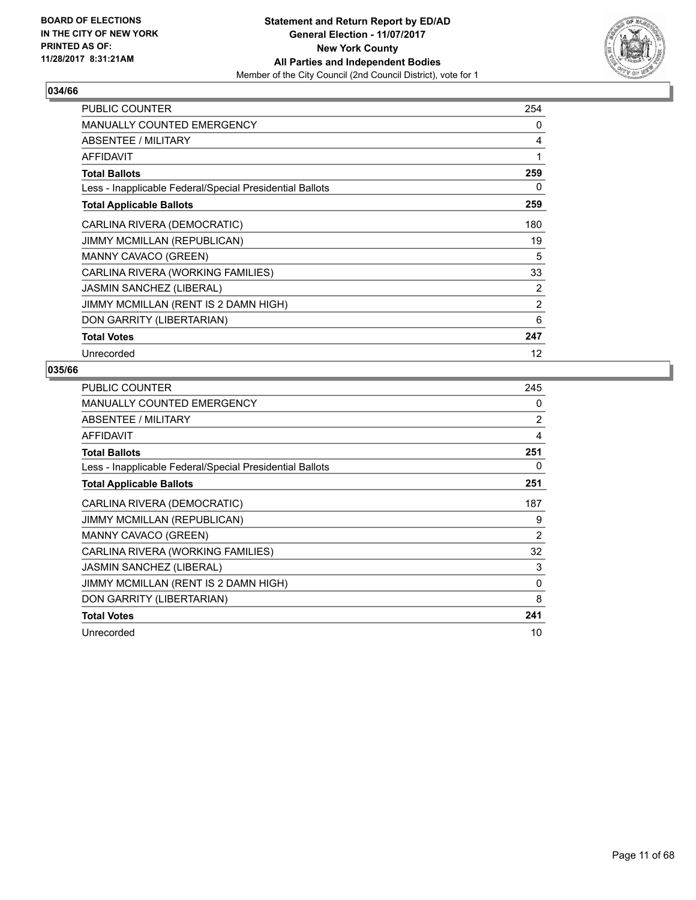### 034/66

| | |
|---|---|
| PUBLIC COUNTER | 254 |
| MANUALLY COUNTED EMERGENCY | 0 |
| ABSENTEE / MILITARY | 4 |
| AFFIDAVIT | 1 |
| **Total Ballots** | **259** |
| Less - Inapplicable Federal/Special Presidential Ballots | 0 |
| **Total Applicable Ballots** | **259** |
| CARLINA RIVERA (DEMOCRATIC) | 180 |
| JIMMY MCMILLAN (REPUBLICAN) | 19 |
| MANNY CAVACO (GREEN) | 5 |
| CARLINA RIVERA (WORKING FAMILIES) | 33 |
| JASMIN SANCHEZ (LIBERAL) | 2 |
| JIMMY MCMILLAN (RENT IS 2 DAMN HIGH) | 2 |
| DON GARRITY (LIBERTARIAN) | 6 |
| **Total Votes** | **247** |
| Unrecorded | 12 |

### 035/66

| | |
|---|---|
| PUBLIC COUNTER | 245 |
| MANUALLY COUNTED EMERGENCY | 0 |
| ABSENTEE / MILITARY | 2 |
| AFFIDAVIT | 4 |
| **Total Ballots** | **251** |
| Less - Inapplicable Federal/Special Presidential Ballots | 0 |
| **Total Applicable Ballots** | **251** |
| CARLINA RIVERA (DEMOCRATIC) | 187 |
| JIMMY MCMILLAN (REPUBLICAN) | 9 |
| MANNY CAVACO (GREEN) | 2 |
| CARLINA RIVERA (WORKING FAMILIES) | 32 |
| JASMIN SANCHEZ (LIBERAL) | 3 |
| JIMMY MCMILLAN (RENT IS 2 DAMN HIGH) | 0 |
| DON GARRITY (LIBERTARIAN) | 8 |
| **Total Votes** | **241** |
| Unrecorded | 10 |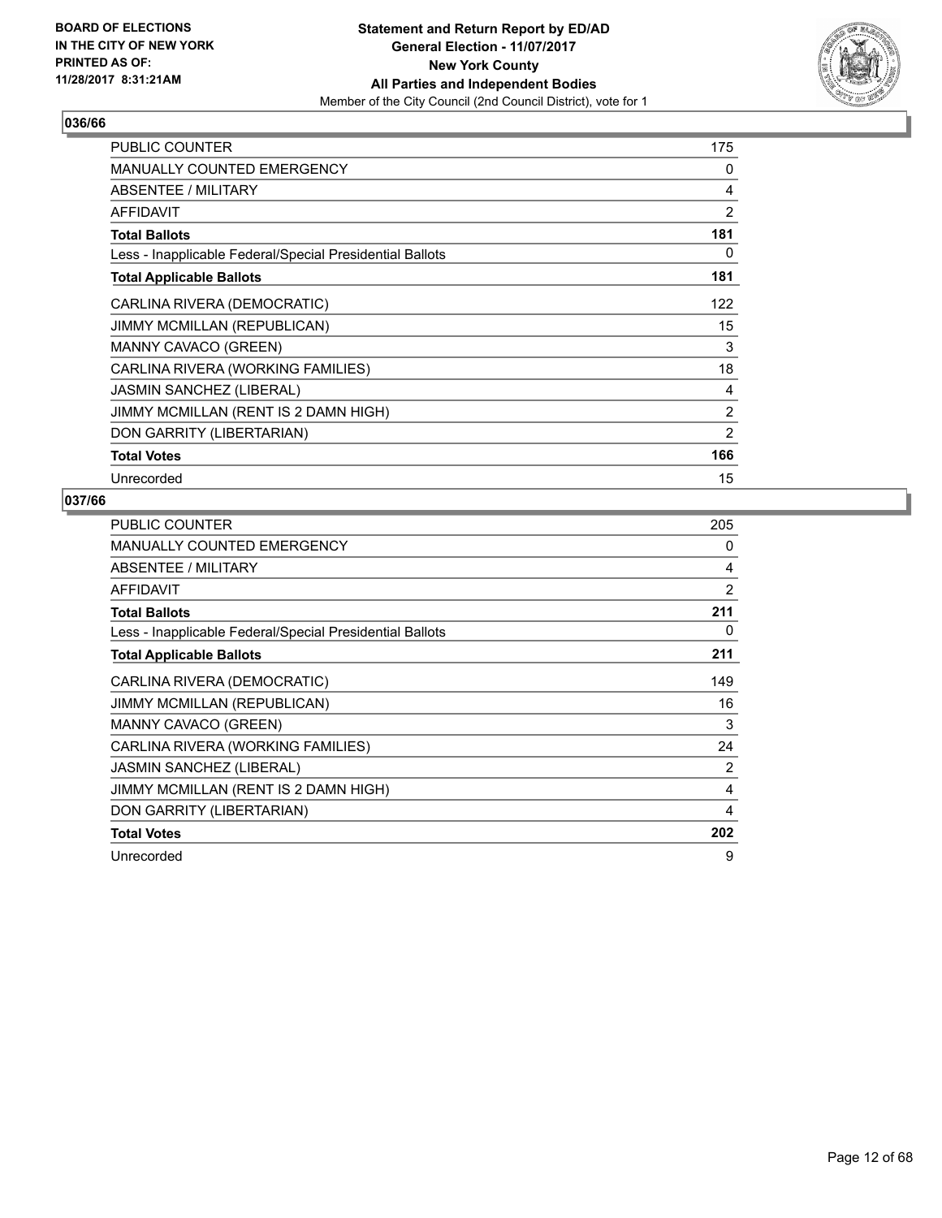**BOARD OF ELECTIONS IN THE CITY OF NEW YORK PRINTED AS OF: 11/28/2017 8:31:21AM**

**Statement and Return Report by ED/AD**
**General Election - 11/07/2017**
**New York County**
**All Parties and Independent Bodies**
Member of the City Council (2nd Council District), vote for 1

## 036/66

| | |
|---|---|
| PUBLIC COUNTER | 175 |
| MANUALLY COUNTED EMERGENCY | 0 |
| ABSENTEE / MILITARY | 4 |
| AFFIDAVIT | 2 |
| **Total Ballots** | **181** |
| Less - Inapplicable Federal/Special Presidential Ballots | 0 |
| **Total Applicable Ballots** | **181** |
| CARLINA RIVERA (DEMOCRATIC) | 122 |
| JIMMY MCMILLAN (REPUBLICAN) | 15 |
| MANNY CAVACO (GREEN) | 3 |
| CARLINA RIVERA (WORKING FAMILIES) | 18 |
| JASMIN SANCHEZ (LIBERAL) | 4 |
| JIMMY MCMILLAN (RENT IS 2 DAMN HIGH) | 2 |
| DON GARRITY (LIBERTARIAN) | 2 |
| **Total Votes** | **166** |
| Unrecorded | 15 |

## 037/66

| | |
|---|---|
| PUBLIC COUNTER | 205 |
| MANUALLY COUNTED EMERGENCY | 0 |
| ABSENTEE / MILITARY | 4 |
| AFFIDAVIT | 2 |
| **Total Ballots** | **211** |
| Less - Inapplicable Federal/Special Presidential Ballots | 0 |
| **Total Applicable Ballots** | **211** |
| CARLINA RIVERA (DEMOCRATIC) | 149 |
| JIMMY MCMILLAN (REPUBLICAN) | 16 |
| MANNY CAVACO (GREEN) | 3 |
| CARLINA RIVERA (WORKING FAMILIES) | 24 |
| JASMIN SANCHEZ (LIBERAL) | 2 |
| JIMMY MCMILLAN (RENT IS 2 DAMN HIGH) | 4 |
| DON GARRITY (LIBERTARIAN) | 4 |
| **Total Votes** | **202** |
| Unrecorded | 9 |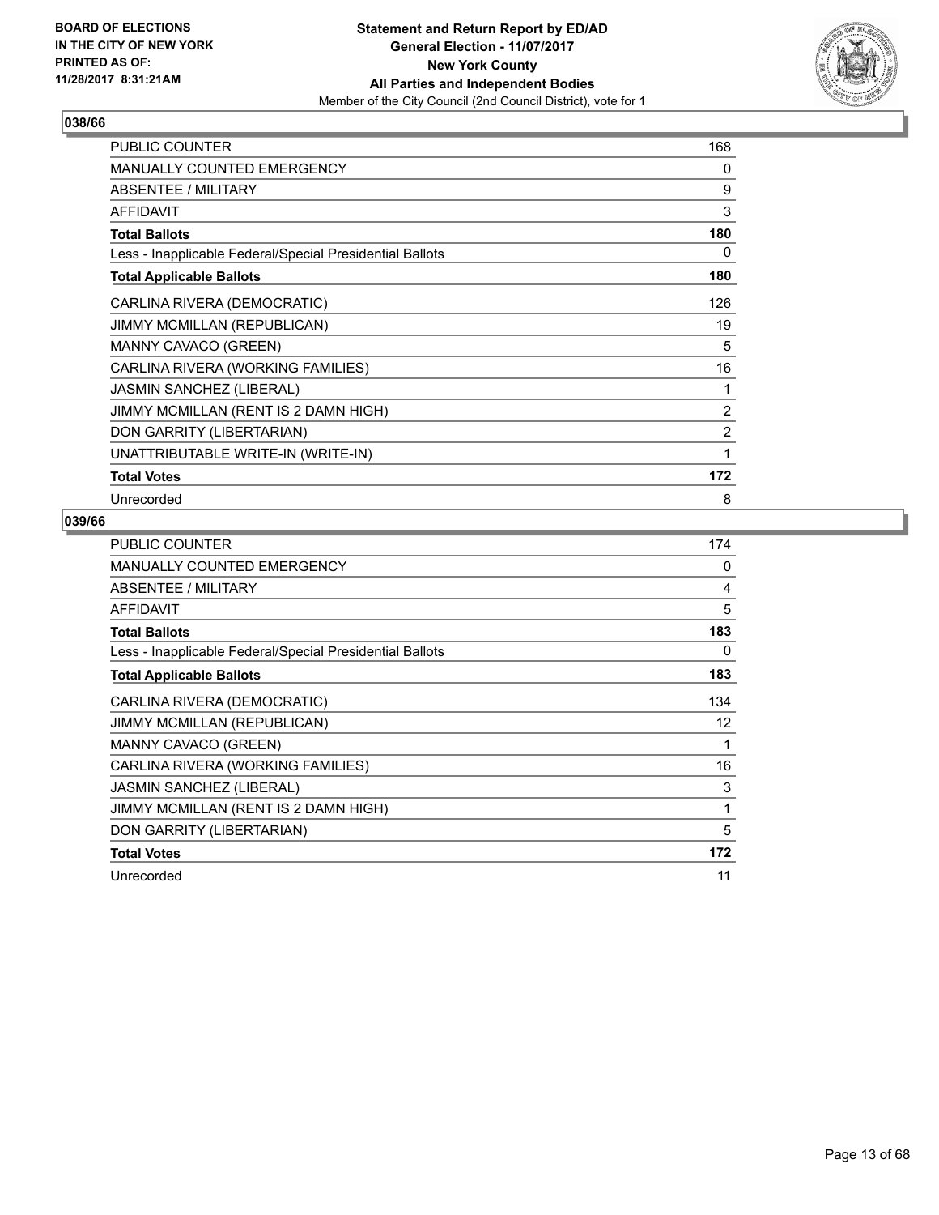**BOARD OF ELECTIONS IN THE CITY OF NEW YORK PRINTED AS OF: 11/28/2017 8:31:21AM**

**Statement and Return Report by ED/AD General Election - 11/07/2017 New York County All Parties and Independent Bodies**

Member of the City Council (2nd Council District), vote for 1

### 038/66

| | |
|---|---|
| PUBLIC COUNTER | 168 |
| MANUALLY COUNTED EMERGENCY | 0 |
| ABSENTEE / MILITARY | 9 |
| AFFIDAVIT | 3 |
| **Total Ballots** | **180** |
| Less - Inapplicable Federal/Special Presidential Ballots | 0 |
| **Total Applicable Ballots** | **180** |
| CARLINA RIVERA (DEMOCRATIC) | 126 |
| JIMMY MCMILLAN (REPUBLICAN) | 19 |
| MANNY CAVACO (GREEN) | 5 |
| CARLINA RIVERA (WORKING FAMILIES) | 16 |
| JASMIN SANCHEZ (LIBERAL) | 1 |
| JIMMY MCMILLAN (RENT IS 2 DAMN HIGH) | 2 |
| DON GARRITY (LIBERTARIAN) | 2 |
| UNATTRIBUTABLE WRITE-IN (WRITE-IN) | 1 |
| **Total Votes** | **172** |
| Unrecorded | 8 |

### 039/66

| | |
|---|---|
| PUBLIC COUNTER | 174 |
| MANUALLY COUNTED EMERGENCY | 0 |
| ABSENTEE / MILITARY | 4 |
| AFFIDAVIT | 5 |
| **Total Ballots** | **183** |
| Less - Inapplicable Federal/Special Presidential Ballots | 0 |
| **Total Applicable Ballots** | **183** |
| CARLINA RIVERA (DEMOCRATIC) | 134 |
| JIMMY MCMILLAN (REPUBLICAN) | 12 |
| MANNY CAVACO (GREEN) | 1 |
| CARLINA RIVERA (WORKING FAMILIES) | 16 |
| JASMIN SANCHEZ (LIBERAL) | 3 |
| JIMMY MCMILLAN (RENT IS 2 DAMN HIGH) | 1 |
| DON GARRITY (LIBERTARIAN) | 5 |
| **Total Votes** | **172** |
| Unrecorded | 11 |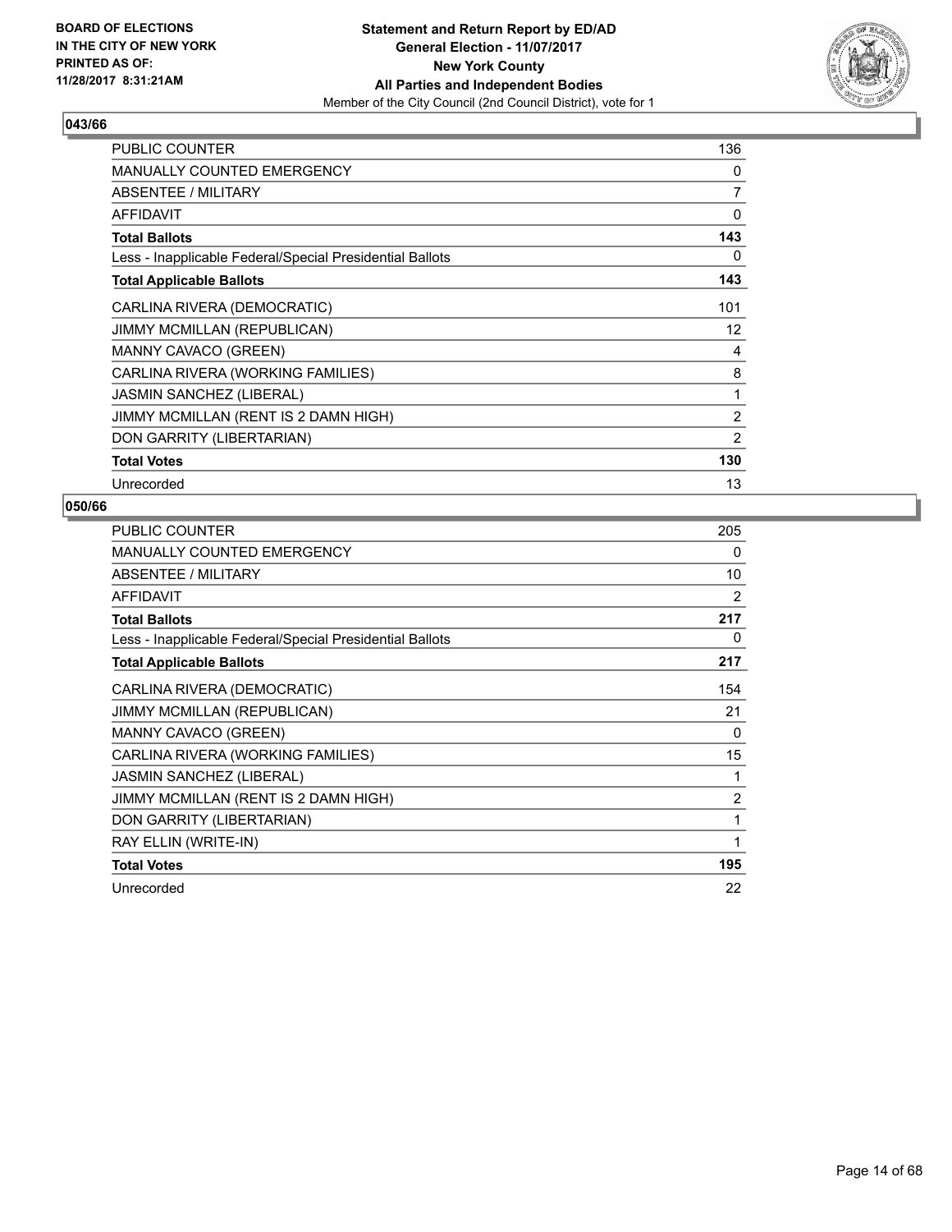**BOARD OF ELECTIONS IN THE CITY OF NEW YORK PRINTED AS OF: 11/28/2017 8:31:21AM**

**Statement and Return Report by ED/AD**
**General Election - 11/07/2017**
**New York County**
**All Parties and Independent Bodies**
Member of the City Council (2nd Council District), vote for 1

## 043/66

| | |
|---|---|
| PUBLIC COUNTER | 136 |
| MANUALLY COUNTED EMERGENCY | 0 |
| ABSENTEE / MILITARY | 7 |
| AFFIDAVIT | 0 |
| **Total Ballots** | **143** |
| Less - Inapplicable Federal/Special Presidential Ballots | 0 |
| **Total Applicable Ballots** | **143** |
| CARLINA RIVERA (DEMOCRATIC) | 101 |
| JIMMY MCMILLAN (REPUBLICAN) | 12 |
| MANNY CAVACO (GREEN) | 4 |
| CARLINA RIVERA (WORKING FAMILIES) | 8 |
| JASMIN SANCHEZ (LIBERAL) | 1 |
| JIMMY MCMILLAN (RENT IS 2 DAMN HIGH) | 2 |
| DON GARRITY (LIBERTARIAN) | 2 |
| **Total Votes** | **130** |
| Unrecorded | 13 |

## 050/66

| | |
|---|---|
| PUBLIC COUNTER | 205 |
| MANUALLY COUNTED EMERGENCY | 0 |
| ABSENTEE / MILITARY | 10 |
| AFFIDAVIT | 2 |
| **Total Ballots** | **217** |
| Less - Inapplicable Federal/Special Presidential Ballots | 0 |
| **Total Applicable Ballots** | **217** |
| CARLINA RIVERA (DEMOCRATIC) | 154 |
| JIMMY MCMILLAN (REPUBLICAN) | 21 |
| MANNY CAVACO (GREEN) | 0 |
| CARLINA RIVERA (WORKING FAMILIES) | 15 |
| JASMIN SANCHEZ (LIBERAL) | 1 |
| JIMMY MCMILLAN (RENT IS 2 DAMN HIGH) | 2 |
| DON GARRITY (LIBERTARIAN) | 1 |
| RAY ELLIN (WRITE-IN) | 1 |
| **Total Votes** | **195** |
| Unrecorded | 22 |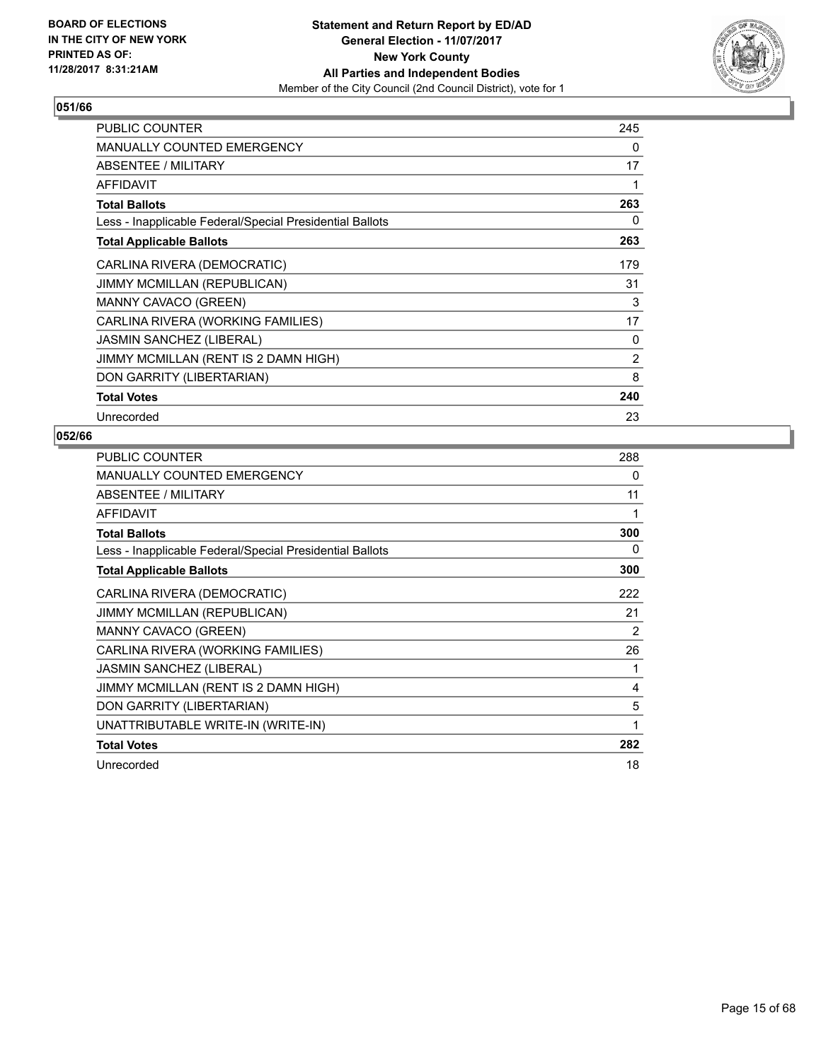BOARD OF ELECTIONS
IN THE CITY OF NEW YORK
PRINTED AS OF:
11/28/2017 8:31:21AM

**Statement and Return Report by ED/AD**
**General Election - 11/07/2017**
**New York County**
**All Parties and Independent Bodies**
Member of the City Council (2nd Council District), vote for 1

## 051/66

| | |
|---|---|
| PUBLIC COUNTER | 245 |
| MANUALLY COUNTED EMERGENCY | 0 |
| ABSENTEE / MILITARY | 17 |
| AFFIDAVIT | 1 |
| **Total Ballots** | **263** |
| Less - Inapplicable Federal/Special Presidential Ballots | 0 |
| **Total Applicable Ballots** | **263** |
| CARLINA RIVERA (DEMOCRATIC) | 179 |
| JIMMY MCMILLAN (REPUBLICAN) | 31 |
| MANNY CAVACO (GREEN) | 3 |
| CARLINA RIVERA (WORKING FAMILIES) | 17 |
| JASMIN SANCHEZ (LIBERAL) | 0 |
| JIMMY MCMILLAN (RENT IS 2 DAMN HIGH) | 2 |
| DON GARRITY (LIBERTARIAN) | 8 |
| **Total Votes** | **240** |
| Unrecorded | 23 |

## 052/66

| | |
|---|---|
| PUBLIC COUNTER | 288 |
| MANUALLY COUNTED EMERGENCY | 0 |
| ABSENTEE / MILITARY | 11 |
| AFFIDAVIT | 1 |
| **Total Ballots** | **300** |
| Less - Inapplicable Federal/Special Presidential Ballots | 0 |
| **Total Applicable Ballots** | **300** |
| CARLINA RIVERA (DEMOCRATIC) | 222 |
| JIMMY MCMILLAN (REPUBLICAN) | 21 |
| MANNY CAVACO (GREEN) | 2 |
| CARLINA RIVERA (WORKING FAMILIES) | 26 |
| JASMIN SANCHEZ (LIBERAL) | 1 |
| JIMMY MCMILLAN (RENT IS 2 DAMN HIGH) | 4 |
| DON GARRITY (LIBERTARIAN) | 5 |
| UNATTRIBUTABLE WRITE-IN (WRITE-IN) | 1 |
| **Total Votes** | **282** |
| Unrecorded | 18 |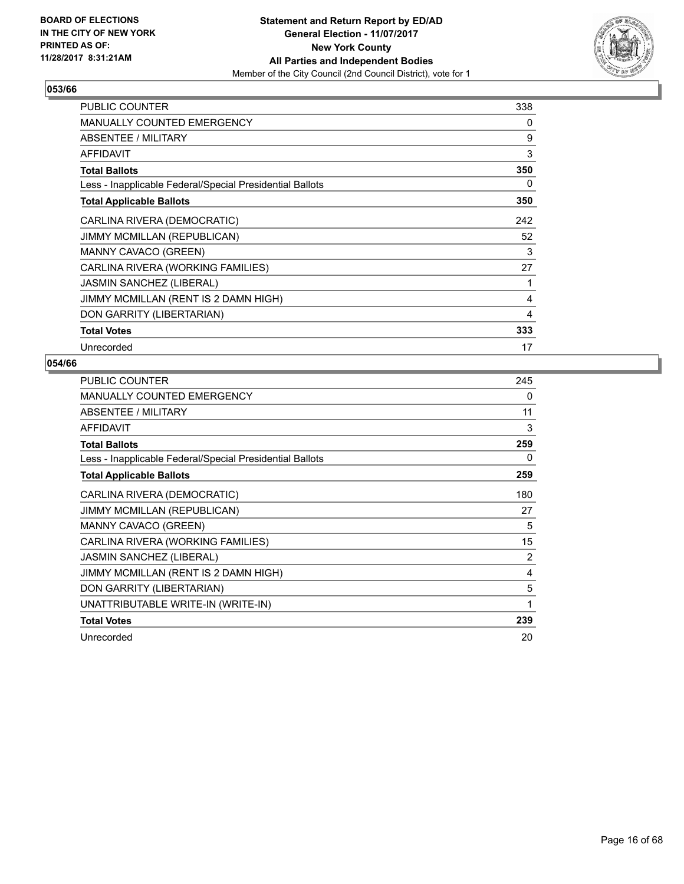BOARD OF ELECTIONS
IN THE CITY OF NEW YORK
PRINTED AS OF:
11/28/2017 8:31:21AM

**Statement and Return Report by ED/AD**
**General Election - 11/07/2017**
**New York County**
**All Parties and Independent Bodies**
Member of the City Council (2nd Council District), vote for 1

## 053/66

| | |
|---|---|
| PUBLIC COUNTER | 338 |
| MANUALLY COUNTED EMERGENCY | 0 |
| ABSENTEE / MILITARY | 9 |
| AFFIDAVIT | 3 |
| **Total Ballots** | **350** |
| Less - Inapplicable Federal/Special Presidential Ballots | 0 |
| **Total Applicable Ballots** | **350** |
| CARLINA RIVERA (DEMOCRATIC) | 242 |
| JIMMY MCMILLAN (REPUBLICAN) | 52 |
| MANNY CAVACO (GREEN) | 3 |
| CARLINA RIVERA (WORKING FAMILIES) | 27 |
| JASMIN SANCHEZ (LIBERAL) | 1 |
| JIMMY MCMILLAN (RENT IS 2 DAMN HIGH) | 4 |
| DON GARRITY (LIBERTARIAN) | 4 |
| **Total Votes** | **333** |
| Unrecorded | 17 |

## 054/66

| | |
|---|---|
| PUBLIC COUNTER | 245 |
| MANUALLY COUNTED EMERGENCY | 0 |
| ABSENTEE / MILITARY | 11 |
| AFFIDAVIT | 3 |
| **Total Ballots** | **259** |
| Less - Inapplicable Federal/Special Presidential Ballots | 0 |
| **Total Applicable Ballots** | **259** |
| CARLINA RIVERA (DEMOCRATIC) | 180 |
| JIMMY MCMILLAN (REPUBLICAN) | 27 |
| MANNY CAVACO (GREEN) | 5 |
| CARLINA RIVERA (WORKING FAMILIES) | 15 |
| JASMIN SANCHEZ (LIBERAL) | 2 |
| JIMMY MCMILLAN (RENT IS 2 DAMN HIGH) | 4 |
| DON GARRITY (LIBERTARIAN) | 5 |
| UNATTRIBUTABLE WRITE-IN (WRITE-IN) | 1 |
| **Total Votes** | **239** |
| Unrecorded | 20 |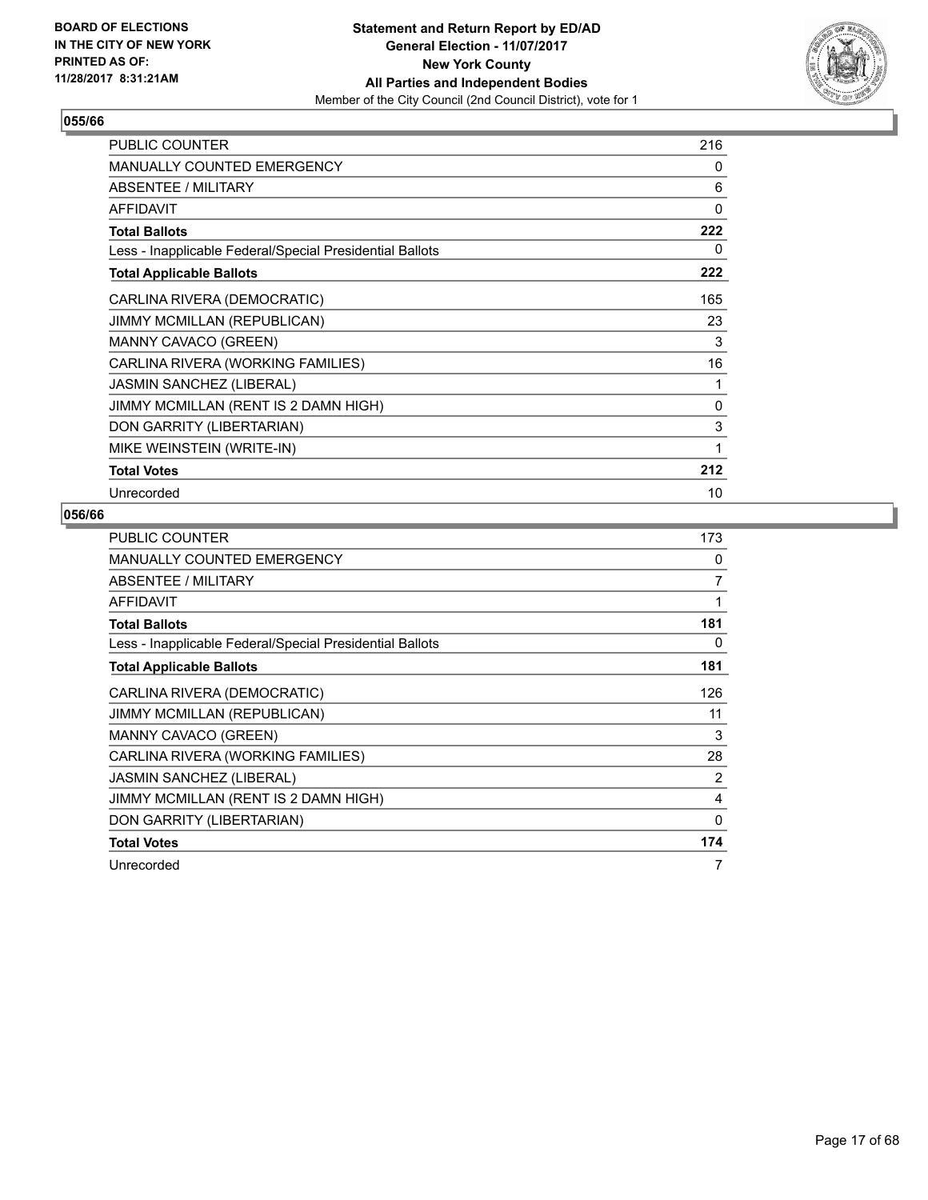**BOARD OF ELECTIONS IN THE CITY OF NEW YORK PRINTED AS OF: 11/28/2017 8:31:21AM**

**Statement and Return Report by ED/AD**
**General Election - 11/07/2017**
**New York County**
**All Parties and Independent Bodies**
Member of the City Council (2nd Council District), vote for 1

### 055/66

| | |
|---|---|
| PUBLIC COUNTER | 216 |
| MANUALLY COUNTED EMERGENCY | 0 |
| ABSENTEE / MILITARY | 6 |
| AFFIDAVIT | 0 |
| **Total Ballots** | **222** |
| Less - Inapplicable Federal/Special Presidential Ballots | 0 |
| **Total Applicable Ballots** | **222** |
| CARLINA RIVERA (DEMOCRATIC) | 165 |
| JIMMY MCMILLAN (REPUBLICAN) | 23 |
| MANNY CAVACO (GREEN) | 3 |
| CARLINA RIVERA (WORKING FAMILIES) | 16 |
| JASMIN SANCHEZ (LIBERAL) | 1 |
| JIMMY MCMILLAN (RENT IS 2 DAMN HIGH) | 0 |
| DON GARRITY (LIBERTARIAN) | 3 |
| MIKE WEINSTEIN (WRITE-IN) | 1 |
| **Total Votes** | **212** |
| Unrecorded | 10 |

### 056/66

| | |
|---|---|
| PUBLIC COUNTER | 173 |
| MANUALLY COUNTED EMERGENCY | 0 |
| ABSENTEE / MILITARY | 7 |
| AFFIDAVIT | 1 |
| **Total Ballots** | **181** |
| Less - Inapplicable Federal/Special Presidential Ballots | 0 |
| **Total Applicable Ballots** | **181** |
| CARLINA RIVERA (DEMOCRATIC) | 126 |
| JIMMY MCMILLAN (REPUBLICAN) | 11 |
| MANNY CAVACO (GREEN) | 3 |
| CARLINA RIVERA (WORKING FAMILIES) | 28 |
| JASMIN SANCHEZ (LIBERAL) | 2 |
| JIMMY MCMILLAN (RENT IS 2 DAMN HIGH) | 4 |
| DON GARRITY (LIBERTARIAN) | 0 |
| **Total Votes** | **174** |
| Unrecorded | 7 |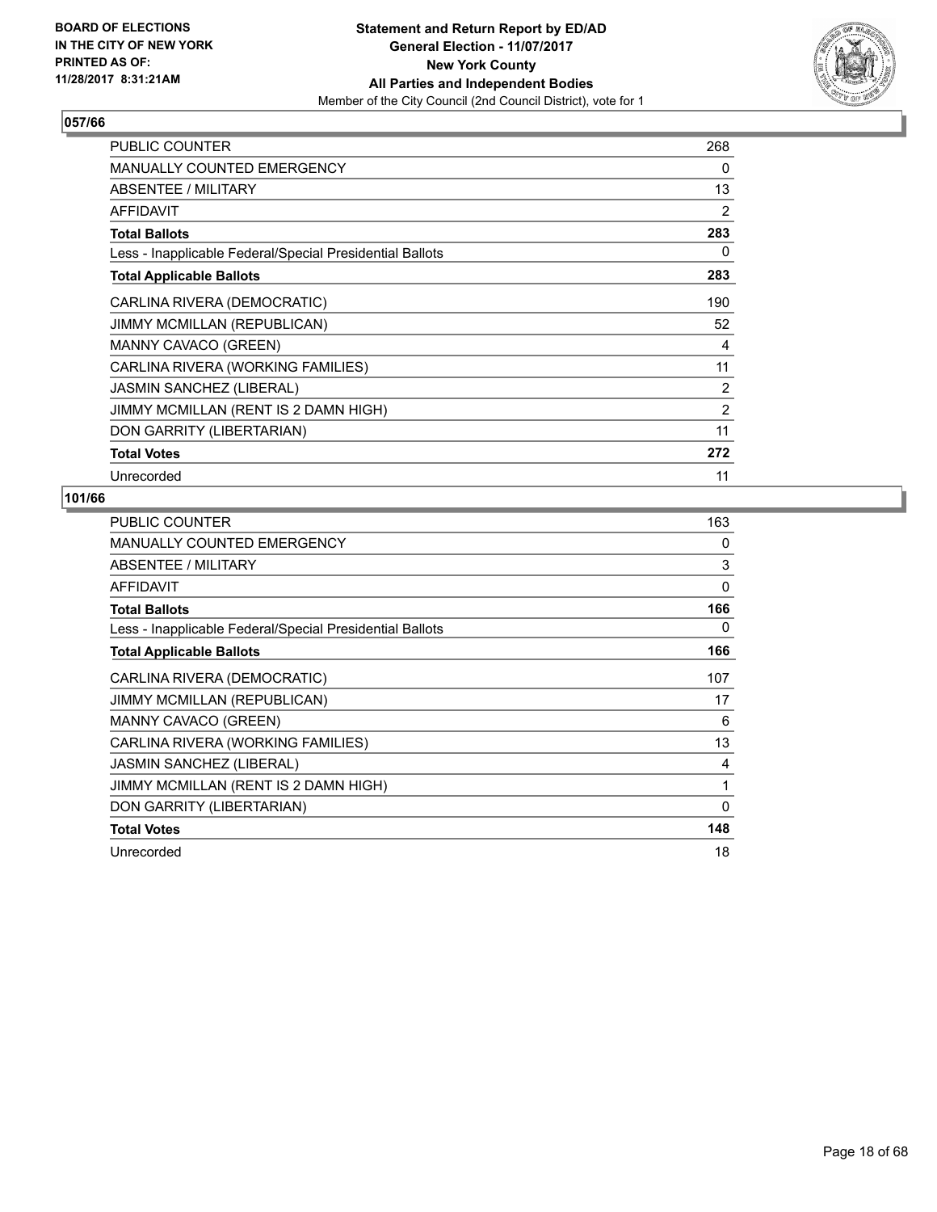**BOARD OF ELECTIONS IN THE CITY OF NEW YORK PRINTED AS OF: 11/28/2017 8:31:21AM**

**Statement and Return Report by ED/AD**
**General Election - 11/07/2017**
**New York County**
**All Parties and Independent Bodies**
Member of the City Council (2nd Council District), vote for 1

## 057/66

| | |
|---|---|
| PUBLIC COUNTER | 268 |
| MANUALLY COUNTED EMERGENCY | 0 |
| ABSENTEE / MILITARY | 13 |
| AFFIDAVIT | 2 |
| **Total Ballots** | **283** |
| Less - Inapplicable Federal/Special Presidential Ballots | 0 |
| **Total Applicable Ballots** | **283** |
| CARLINA RIVERA (DEMOCRATIC) | 190 |
| JIMMY MCMILLAN (REPUBLICAN) | 52 |
| MANNY CAVACO (GREEN) | 4 |
| CARLINA RIVERA (WORKING FAMILIES) | 11 |
| JASMIN SANCHEZ (LIBERAL) | 2 |
| JIMMY MCMILLAN (RENT IS 2 DAMN HIGH) | 2 |
| DON GARRITY (LIBERTARIAN) | 11 |
| **Total Votes** | **272** |
| Unrecorded | 11 |

## 101/66

| | |
|---|---|
| PUBLIC COUNTER | 163 |
| MANUALLY COUNTED EMERGENCY | 0 |
| ABSENTEE / MILITARY | 3 |
| AFFIDAVIT | 0 |
| **Total Ballots** | **166** |
| Less - Inapplicable Federal/Special Presidential Ballots | 0 |
| **Total Applicable Ballots** | **166** |
| CARLINA RIVERA (DEMOCRATIC) | 107 |
| JIMMY MCMILLAN (REPUBLICAN) | 17 |
| MANNY CAVACO (GREEN) | 6 |
| CARLINA RIVERA (WORKING FAMILIES) | 13 |
| JASMIN SANCHEZ (LIBERAL) | 4 |
| JIMMY MCMILLAN (RENT IS 2 DAMN HIGH) | 1 |
| DON GARRITY (LIBERTARIAN) | 0 |
| **Total Votes** | **148** |
| Unrecorded | 18 |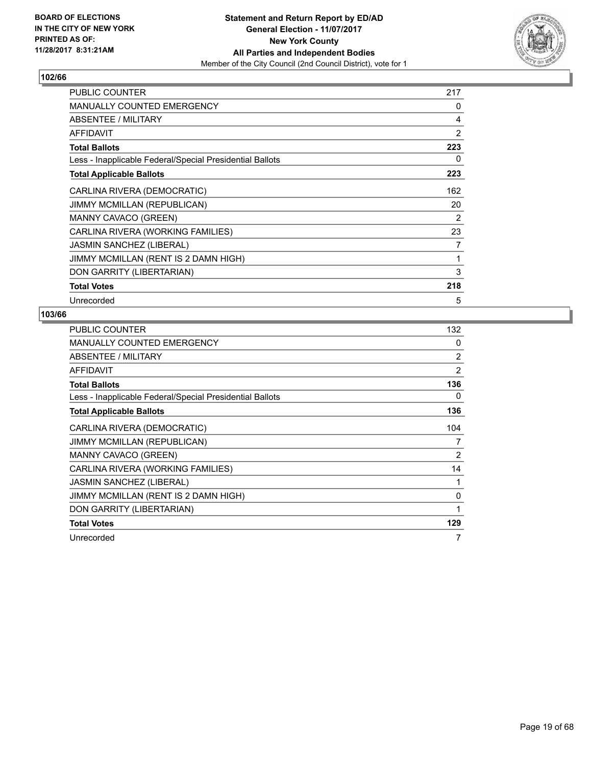**BOARD OF ELECTIONS IN THE CITY OF NEW YORK PRINTED AS OF: 11/28/2017 8:31:21AM**

**Statement and Return Report by ED/AD**
**General Election - 11/07/2017**
**New York County**
**All Parties and Independent Bodies**
Member of the City Council (2nd Council District), vote for 1

## 102/66

| | |
|---|---|
| PUBLIC COUNTER | 217 |
| MANUALLY COUNTED EMERGENCY | 0 |
| ABSENTEE / MILITARY | 4 |
| AFFIDAVIT | 2 |
| **Total Ballots** | **223** |
| Less - Inapplicable Federal/Special Presidential Ballots | 0 |
| **Total Applicable Ballots** | **223** |
| CARLINA RIVERA (DEMOCRATIC) | 162 |
| JIMMY MCMILLAN (REPUBLICAN) | 20 |
| MANNY CAVACO (GREEN) | 2 |
| CARLINA RIVERA (WORKING FAMILIES) | 23 |
| JASMIN SANCHEZ (LIBERAL) | 7 |
| JIMMY MCMILLAN (RENT IS 2 DAMN HIGH) | 1 |
| DON GARRITY (LIBERTARIAN) | 3 |
| **Total Votes** | **218** |
| Unrecorded | 5 |

## 103/66

| | |
|---|---|
| PUBLIC COUNTER | 132 |
| MANUALLY COUNTED EMERGENCY | 0 |
| ABSENTEE / MILITARY | 2 |
| AFFIDAVIT | 2 |
| **Total Ballots** | **136** |
| Less - Inapplicable Federal/Special Presidential Ballots | 0 |
| **Total Applicable Ballots** | **136** |
| CARLINA RIVERA (DEMOCRATIC) | 104 |
| JIMMY MCMILLAN (REPUBLICAN) | 7 |
| MANNY CAVACO (GREEN) | 2 |
| CARLINA RIVERA (WORKING FAMILIES) | 14 |
| JASMIN SANCHEZ (LIBERAL) | 1 |
| JIMMY MCMILLAN (RENT IS 2 DAMN HIGH) | 0 |
| DON GARRITY (LIBERTARIAN) | 1 |
| **Total Votes** | **129** |
| Unrecorded | 7 |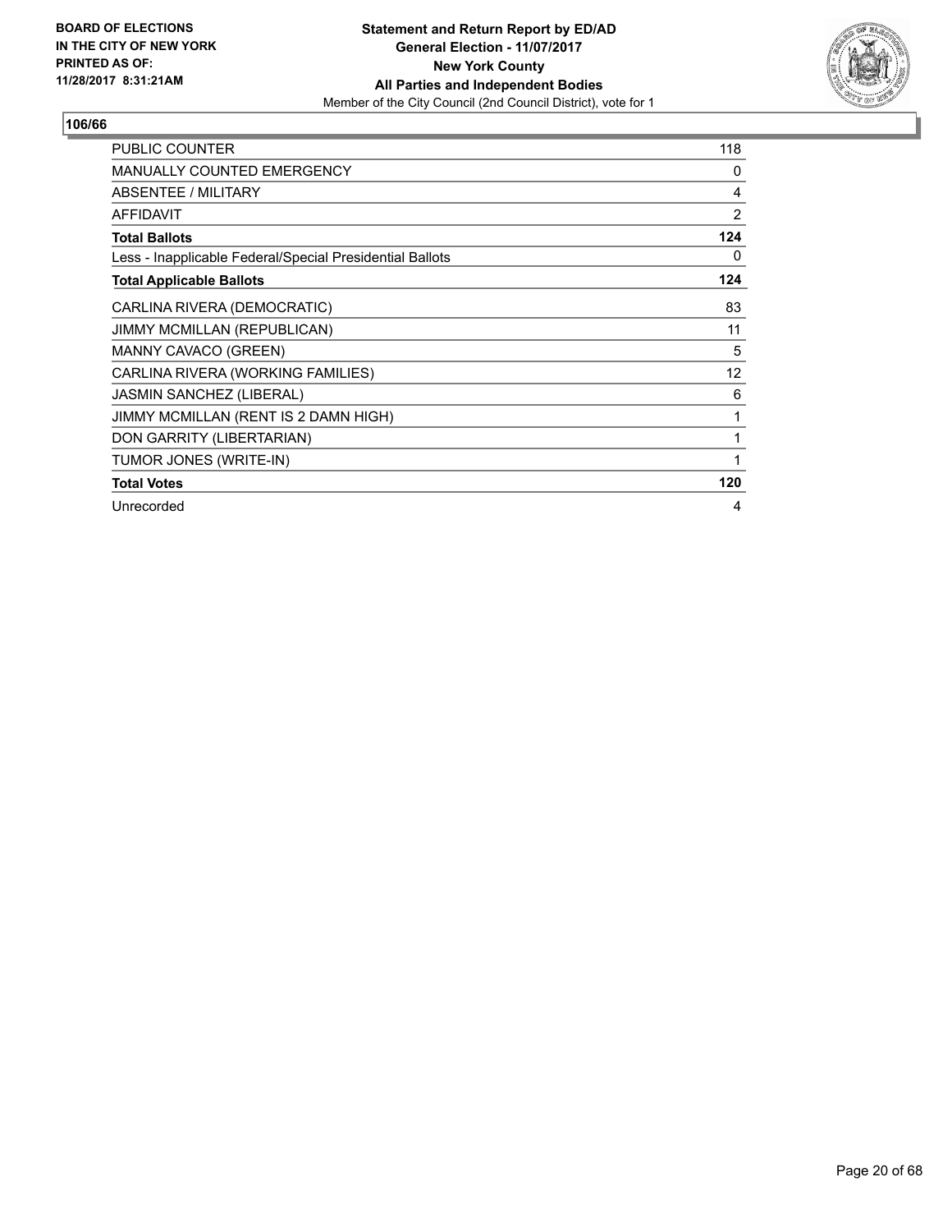**Statement and Return Report by ED/AD**
**General Election - 11/07/2017**
**New York County**
**All Parties and Independent Bodies**
Member of the City Council (2nd Council District), vote for 1

BOARD OF ELECTIONS
IN THE CITY OF NEW YORK
PRINTED AS OF:
11/28/2017 8:31:21AM

**106/66**

| | |
|---|---|
| PUBLIC COUNTER | 118 |
| MANUALLY COUNTED EMERGENCY | 0 |
| ABSENTEE / MILITARY | 4 |
| AFFIDAVIT | 2 |
| **Total Ballots** | **124** |
| Less - Inapplicable Federal/Special Presidential Ballots | 0 |
| **Total Applicable Ballots** | **124** |
| CARLINA RIVERA (DEMOCRATIC) | 83 |
| JIMMY MCMILLAN (REPUBLICAN) | 11 |
| MANNY CAVACO (GREEN) | 5 |
| CARLINA RIVERA (WORKING FAMILIES) | 12 |
| JASMIN SANCHEZ (LIBERAL) | 6 |
| JIMMY MCMILLAN (RENT IS 2 DAMN HIGH) | 1 |
| DON GARRITY (LIBERTARIAN) | 1 |
| TUMOR JONES (WRITE-IN) | 1 |
| **Total Votes** | **120** |
| Unrecorded | 4 |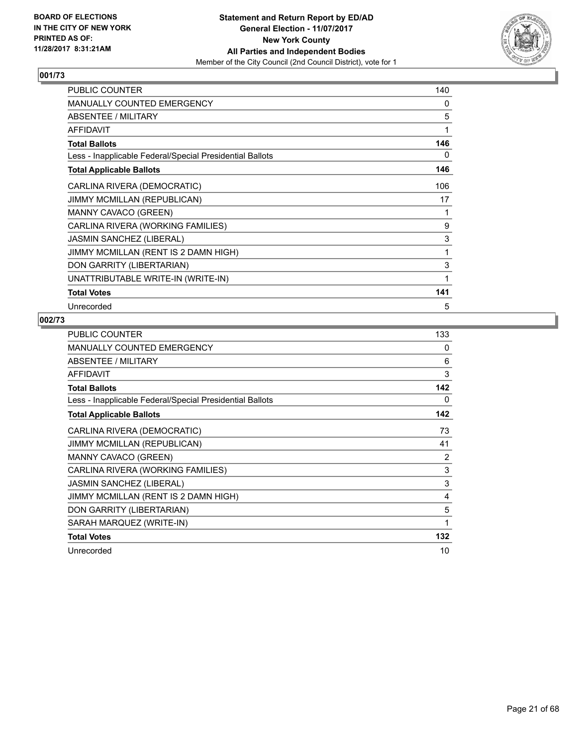BOARD OF ELECTIONS
IN THE CITY OF NEW YORK
PRINTED AS OF:
11/28/2017 8:31:21AM

**Statement and Return Report by ED/AD**
**General Election - 11/07/2017**
**New York County**
**All Parties and Independent Bodies**
Member of the City Council (2nd Council District), vote for 1

## 001/73

| | |
|---|---|
| PUBLIC COUNTER | 140 |
| MANUALLY COUNTED EMERGENCY | 0 |
| ABSENTEE / MILITARY | 5 |
| AFFIDAVIT | 1 |
| **Total Ballots** | **146** |
| Less - Inapplicable Federal/Special Presidential Ballots | 0 |
| **Total Applicable Ballots** | **146** |
| CARLINA RIVERA (DEMOCRATIC) | 106 |
| JIMMY MCMILLAN (REPUBLICAN) | 17 |
| MANNY CAVACO (GREEN) | 1 |
| CARLINA RIVERA (WORKING FAMILIES) | 9 |
| JASMIN SANCHEZ (LIBERAL) | 3 |
| JIMMY MCMILLAN (RENT IS 2 DAMN HIGH) | 1 |
| DON GARRITY (LIBERTARIAN) | 3 |
| UNATTRIBUTABLE WRITE-IN (WRITE-IN) | 1 |
| **Total Votes** | **141** |
| Unrecorded | 5 |

## 002/73

| | |
|---|---|
| PUBLIC COUNTER | 133 |
| MANUALLY COUNTED EMERGENCY | 0 |
| ABSENTEE / MILITARY | 6 |
| AFFIDAVIT | 3 |
| **Total Ballots** | **142** |
| Less - Inapplicable Federal/Special Presidential Ballots | 0 |
| **Total Applicable Ballots** | **142** |
| CARLINA RIVERA (DEMOCRATIC) | 73 |
| JIMMY MCMILLAN (REPUBLICAN) | 41 |
| MANNY CAVACO (GREEN) | 2 |
| CARLINA RIVERA (WORKING FAMILIES) | 3 |
| JASMIN SANCHEZ (LIBERAL) | 3 |
| JIMMY MCMILLAN (RENT IS 2 DAMN HIGH) | 4 |
| DON GARRITY (LIBERTARIAN) | 5 |
| SARAH MARQUEZ (WRITE-IN) | 1 |
| **Total Votes** | **132** |
| Unrecorded | 10 |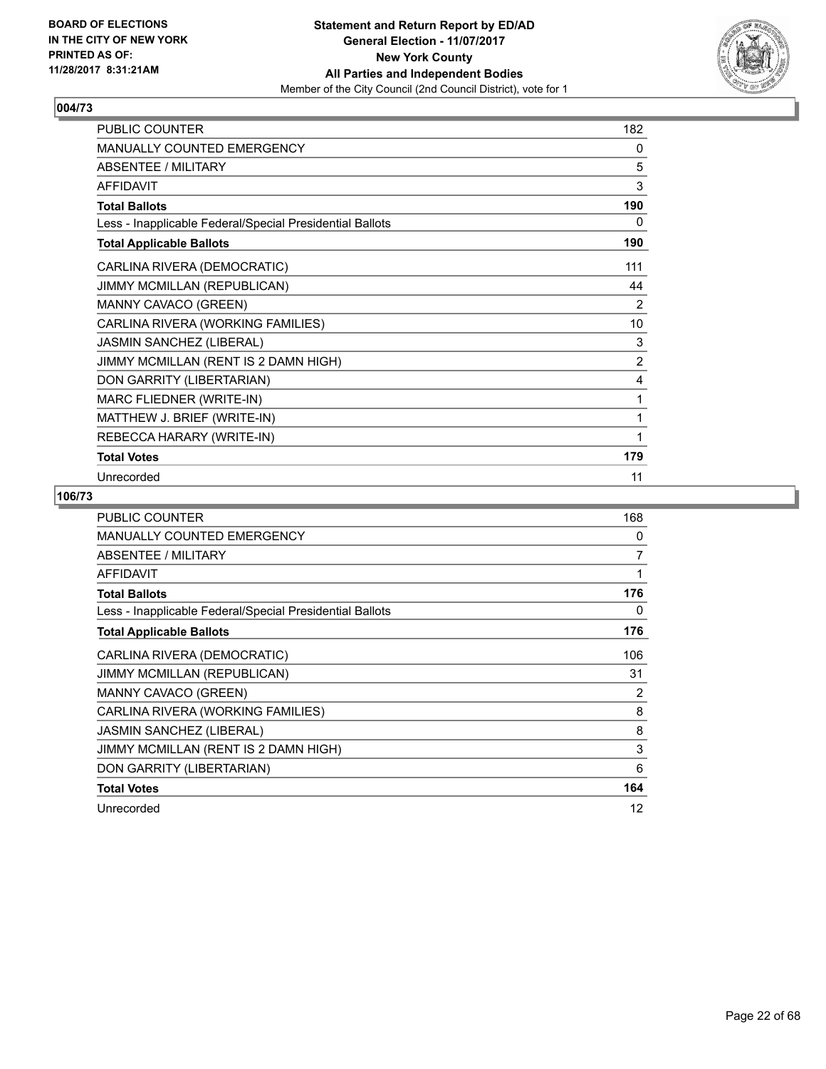**BOARD OF ELECTIONS IN THE CITY OF NEW YORK PRINTED AS OF: 11/28/2017 8:31:21AM**

**Statement and Return Report by ED/AD General Election - 11/07/2017 New York County All Parties and Independent Bodies**
Member of the City Council (2nd Council District), vote for 1

## 004/73

| | |
|---|---|
| PUBLIC COUNTER | 182 |
| MANUALLY COUNTED EMERGENCY | 0 |
| ABSENTEE / MILITARY | 5 |
| AFFIDAVIT | 3 |
| **Total Ballots** | **190** |
| Less - Inapplicable Federal/Special Presidential Ballots | 0 |
| **Total Applicable Ballots** | **190** |
| CARLINA RIVERA (DEMOCRATIC) | 111 |
| JIMMY MCMILLAN (REPUBLICAN) | 44 |
| MANNY CAVACO (GREEN) | 2 |
| CARLINA RIVERA (WORKING FAMILIES) | 10 |
| JASMIN SANCHEZ (LIBERAL) | 3 |
| JIMMY MCMILLAN (RENT IS 2 DAMN HIGH) | 2 |
| DON GARRITY (LIBERTARIAN) | 4 |
| MARC FLIEDNER (WRITE-IN) | 1 |
| MATTHEW J. BRIEF (WRITE-IN) | 1 |
| REBECCA HARARY (WRITE-IN) | 1 |
| **Total Votes** | **179** |
| Unrecorded | 11 |

## 106/73

| | |
|---|---|
| PUBLIC COUNTER | 168 |
| MANUALLY COUNTED EMERGENCY | 0 |
| ABSENTEE / MILITARY | 7 |
| AFFIDAVIT | 1 |
| **Total Ballots** | **176** |
| Less - Inapplicable Federal/Special Presidential Ballots | 0 |
| **Total Applicable Ballots** | **176** |
| CARLINA RIVERA (DEMOCRATIC) | 106 |
| JIMMY MCMILLAN (REPUBLICAN) | 31 |
| MANNY CAVACO (GREEN) | 2 |
| CARLINA RIVERA (WORKING FAMILIES) | 8 |
| JASMIN SANCHEZ (LIBERAL) | 8 |
| JIMMY MCMILLAN (RENT IS 2 DAMN HIGH) | 3 |
| DON GARRITY (LIBERTARIAN) | 6 |
| **Total Votes** | **164** |
| Unrecorded | 12 |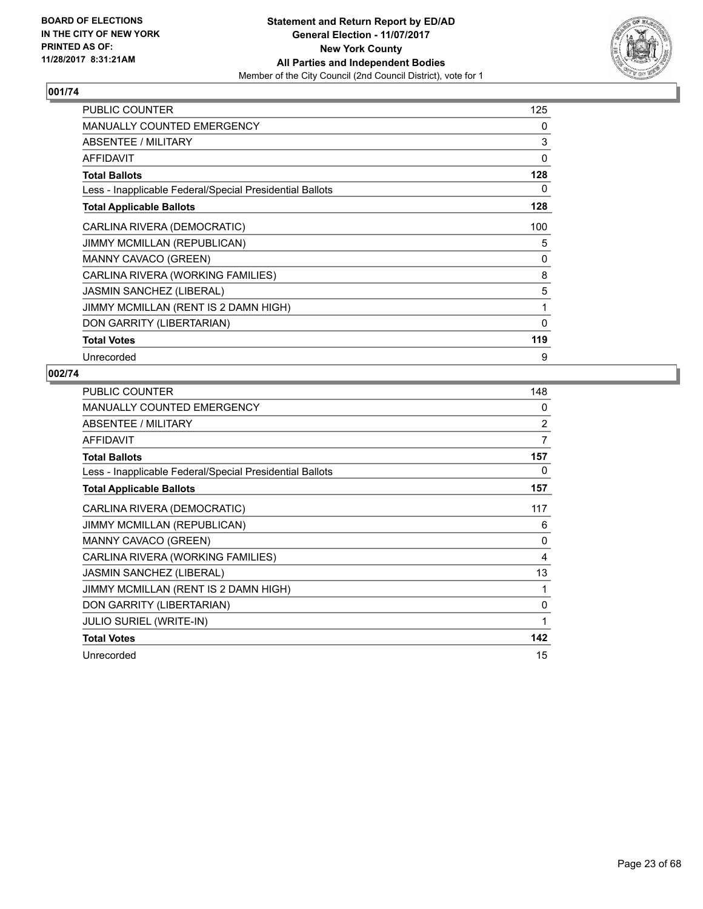**Statement and Return Report by ED/AD**
**General Election - 11/07/2017**
**New York County**
**All Parties and Independent Bodies**
Member of the City Council (2nd Council District), vote for 1

BOARD OF ELECTIONS
IN THE CITY OF NEW YORK
PRINTED AS OF:
11/28/2017 8:31:21AM

### 001/74

| | |
|---|---|
| PUBLIC COUNTER | 125 |
| MANUALLY COUNTED EMERGENCY | 0 |
| ABSENTEE / MILITARY | 3 |
| AFFIDAVIT | 0 |
| **Total Ballots** | **128** |
| Less - Inapplicable Federal/Special Presidential Ballots | 0 |
| **Total Applicable Ballots** | **128** |
| CARLINA RIVERA (DEMOCRATIC) | 100 |
| JIMMY MCMILLAN (REPUBLICAN) | 5 |
| MANNY CAVACO (GREEN) | 0 |
| CARLINA RIVERA (WORKING FAMILIES) | 8 |
| JASMIN SANCHEZ (LIBERAL) | 5 |
| JIMMY MCMILLAN (RENT IS 2 DAMN HIGH) | 1 |
| DON GARRITY (LIBERTARIAN) | 0 |
| **Total Votes** | **119** |
| Unrecorded | 9 |

### 002/74

| | |
|---|---|
| PUBLIC COUNTER | 148 |
| MANUALLY COUNTED EMERGENCY | 0 |
| ABSENTEE / MILITARY | 2 |
| AFFIDAVIT | 7 |
| **Total Ballots** | **157** |
| Less - Inapplicable Federal/Special Presidential Ballots | 0 |
| **Total Applicable Ballots** | **157** |
| CARLINA RIVERA (DEMOCRATIC) | 117 |
| JIMMY MCMILLAN (REPUBLICAN) | 6 |
| MANNY CAVACO (GREEN) | 0 |
| CARLINA RIVERA (WORKING FAMILIES) | 4 |
| JASMIN SANCHEZ (LIBERAL) | 13 |
| JIMMY MCMILLAN (RENT IS 2 DAMN HIGH) | 1 |
| DON GARRITY (LIBERTARIAN) | 0 |
| JULIO SURIEL (WRITE-IN) | 1 |
| **Total Votes** | **142** |
| Unrecorded | 15 |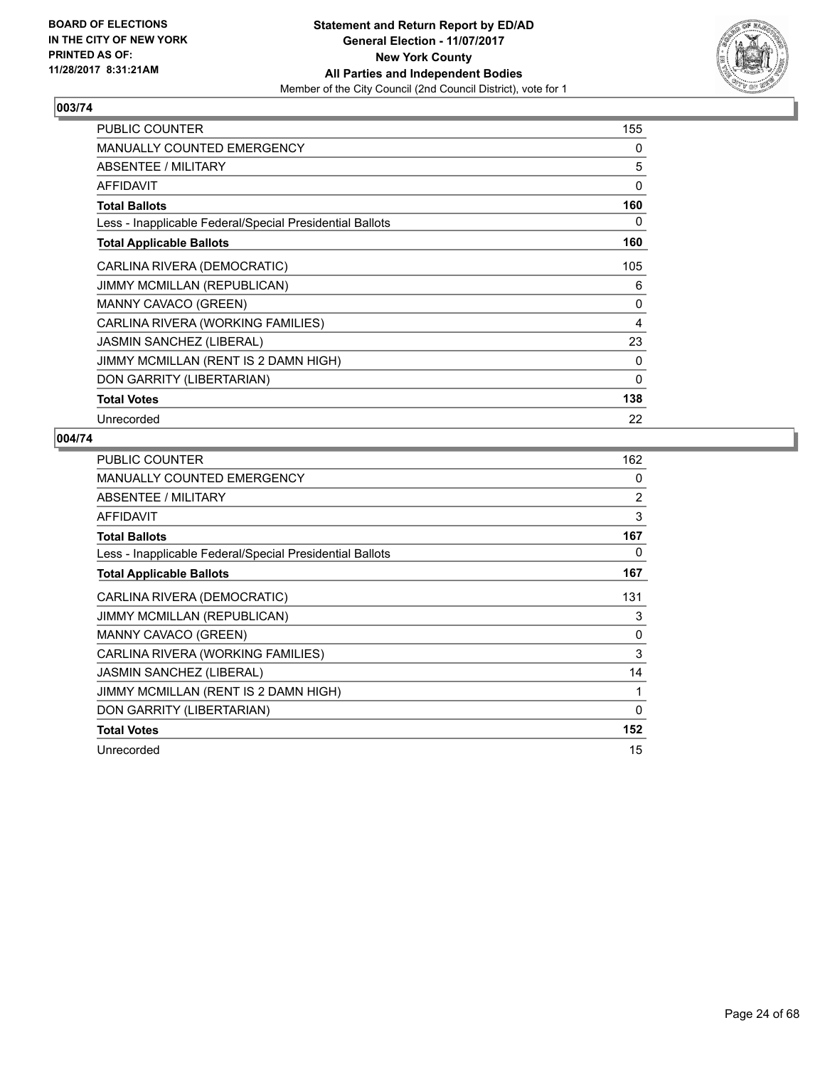**BOARD OF ELECTIONS IN THE CITY OF NEW YORK PRINTED AS OF: 11/28/2017 8:31:21AM**

**Statement and Return Report by ED/AD**
**General Election - 11/07/2017**
**New York County**
**All Parties and Independent Bodies**
Member of the City Council (2nd Council District), vote for 1

## 003/74

| | |
|---|---|
| PUBLIC COUNTER | 155 |
| MANUALLY COUNTED EMERGENCY | 0 |
| ABSENTEE / MILITARY | 5 |
| AFFIDAVIT | 0 |
| **Total Ballots** | **160** |
| Less - Inapplicable Federal/Special Presidential Ballots | 0 |
| **Total Applicable Ballots** | **160** |
| CARLINA RIVERA (DEMOCRATIC) | 105 |
| JIMMY MCMILLAN (REPUBLICAN) | 6 |
| MANNY CAVACO (GREEN) | 0 |
| CARLINA RIVERA (WORKING FAMILIES) | 4 |
| JASMIN SANCHEZ (LIBERAL) | 23 |
| JIMMY MCMILLAN (RENT IS 2 DAMN HIGH) | 0 |
| DON GARRITY (LIBERTARIAN) | 0 |
| **Total Votes** | **138** |
| Unrecorded | 22 |

## 004/74

| | |
|---|---|
| PUBLIC COUNTER | 162 |
| MANUALLY COUNTED EMERGENCY | 0 |
| ABSENTEE / MILITARY | 2 |
| AFFIDAVIT | 3 |
| **Total Ballots** | **167** |
| Less - Inapplicable Federal/Special Presidential Ballots | 0 |
| **Total Applicable Ballots** | **167** |
| CARLINA RIVERA (DEMOCRATIC) | 131 |
| JIMMY MCMILLAN (REPUBLICAN) | 3 |
| MANNY CAVACO (GREEN) | 0 |
| CARLINA RIVERA (WORKING FAMILIES) | 3 |
| JASMIN SANCHEZ (LIBERAL) | 14 |
| JIMMY MCMILLAN (RENT IS 2 DAMN HIGH) | 1 |
| DON GARRITY (LIBERTARIAN) | 0 |
| **Total Votes** | **152** |
| Unrecorded | 15 |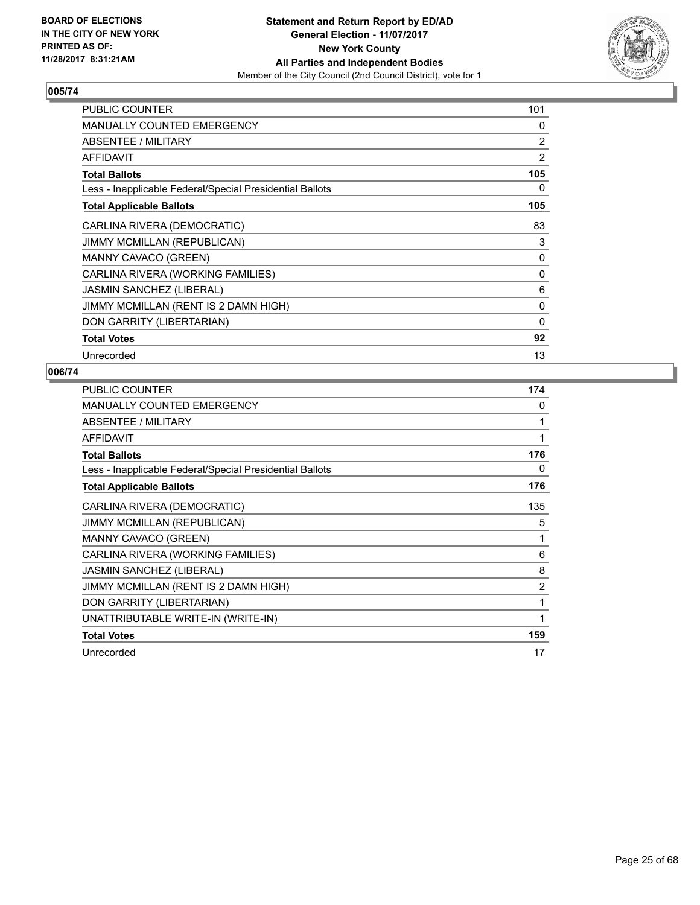**BOARD OF ELECTIONS IN THE CITY OF NEW YORK PRINTED AS OF: 11/28/2017 8:31:21AM**

**Statement and Return Report by ED/AD General Election - 11/07/2017 New York County All Parties and Independent Bodies**
Member of the City Council (2nd Council District), vote for 1

## 005/74

| | |
|---|---|
| PUBLIC COUNTER | 101 |
| MANUALLY COUNTED EMERGENCY | 0 |
| ABSENTEE / MILITARY | 2 |
| AFFIDAVIT | 2 |
| **Total Ballots** | **105** |
| Less - Inapplicable Federal/Special Presidential Ballots | 0 |
| **Total Applicable Ballots** | **105** |
| CARLINA RIVERA (DEMOCRATIC) | 83 |
| JIMMY MCMILLAN (REPUBLICAN) | 3 |
| MANNY CAVACO (GREEN) | 0 |
| CARLINA RIVERA (WORKING FAMILIES) | 0 |
| JASMIN SANCHEZ (LIBERAL) | 6 |
| JIMMY MCMILLAN (RENT IS 2 DAMN HIGH) | 0 |
| DON GARRITY (LIBERTARIAN) | 0 |
| **Total Votes** | **92** |
| Unrecorded | 13 |

## 006/74

| | |
|---|---|
| PUBLIC COUNTER | 174 |
| MANUALLY COUNTED EMERGENCY | 0 |
| ABSENTEE / MILITARY | 1 |
| AFFIDAVIT | 1 |
| **Total Ballots** | **176** |
| Less - Inapplicable Federal/Special Presidential Ballots | 0 |
| **Total Applicable Ballots** | **176** |
| CARLINA RIVERA (DEMOCRATIC) | 135 |
| JIMMY MCMILLAN (REPUBLICAN) | 5 |
| MANNY CAVACO (GREEN) | 1 |
| CARLINA RIVERA (WORKING FAMILIES) | 6 |
| JASMIN SANCHEZ (LIBERAL) | 8 |
| JIMMY MCMILLAN (RENT IS 2 DAMN HIGH) | 2 |
| DON GARRITY (LIBERTARIAN) | 1 |
| UNATTRIBUTABLE WRITE-IN (WRITE-IN) | 1 |
| **Total Votes** | **159** |
| Unrecorded | 17 |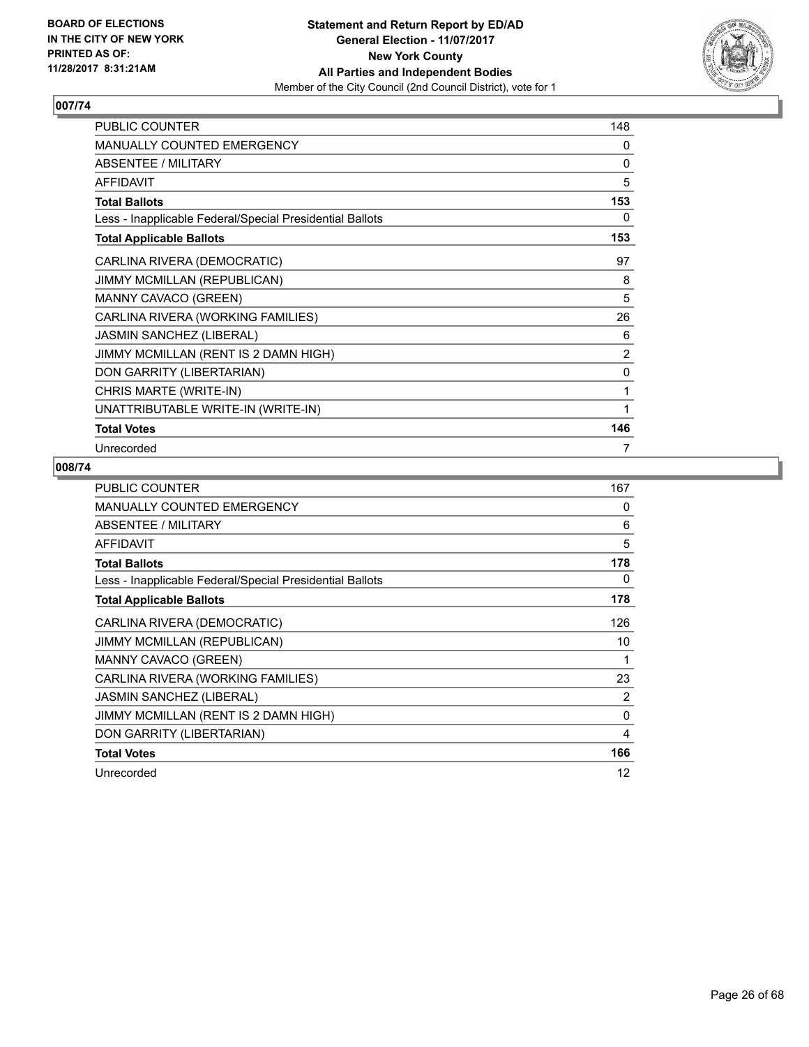**Statement and Return Report by ED/AD**
**General Election - 11/07/2017**
**New York County**
**All Parties and Independent Bodies**
Member of the City Council (2nd Council District), vote for 1

BOARD OF ELECTIONS IN THE CITY OF NEW YORK PRINTED AS OF: 11/28/2017 8:31:21AM

## 007/74

| | |
|---|---|
| PUBLIC COUNTER | 148 |
| MANUALLY COUNTED EMERGENCY | 0 |
| ABSENTEE / MILITARY | 0 |
| AFFIDAVIT | 5 |
| **Total Ballots** | **153** |
| Less - Inapplicable Federal/Special Presidential Ballots | 0 |
| **Total Applicable Ballots** | **153** |
| CARLINA RIVERA (DEMOCRATIC) | 97 |
| JIMMY MCMILLAN (REPUBLICAN) | 8 |
| MANNY CAVACO (GREEN) | 5 |
| CARLINA RIVERA (WORKING FAMILIES) | 26 |
| JASMIN SANCHEZ (LIBERAL) | 6 |
| JIMMY MCMILLAN (RENT IS 2 DAMN HIGH) | 2 |
| DON GARRITY (LIBERTARIAN) | 0 |
| CHRIS MARTE (WRITE-IN) | 1 |
| UNATTRIBUTABLE WRITE-IN (WRITE-IN) | 1 |
| **Total Votes** | **146** |
| Unrecorded | 7 |

## 008/74

| | |
|---|---|
| PUBLIC COUNTER | 167 |
| MANUALLY COUNTED EMERGENCY | 0 |
| ABSENTEE / MILITARY | 6 |
| AFFIDAVIT | 5 |
| **Total Ballots** | **178** |
| Less - Inapplicable Federal/Special Presidential Ballots | 0 |
| **Total Applicable Ballots** | **178** |
| CARLINA RIVERA (DEMOCRATIC) | 126 |
| JIMMY MCMILLAN (REPUBLICAN) | 10 |
| MANNY CAVACO (GREEN) | 1 |
| CARLINA RIVERA (WORKING FAMILIES) | 23 |
| JASMIN SANCHEZ (LIBERAL) | 2 |
| JIMMY MCMILLAN (RENT IS 2 DAMN HIGH) | 0 |
| DON GARRITY (LIBERTARIAN) | 4 |
| **Total Votes** | **166** |
| Unrecorded | 12 |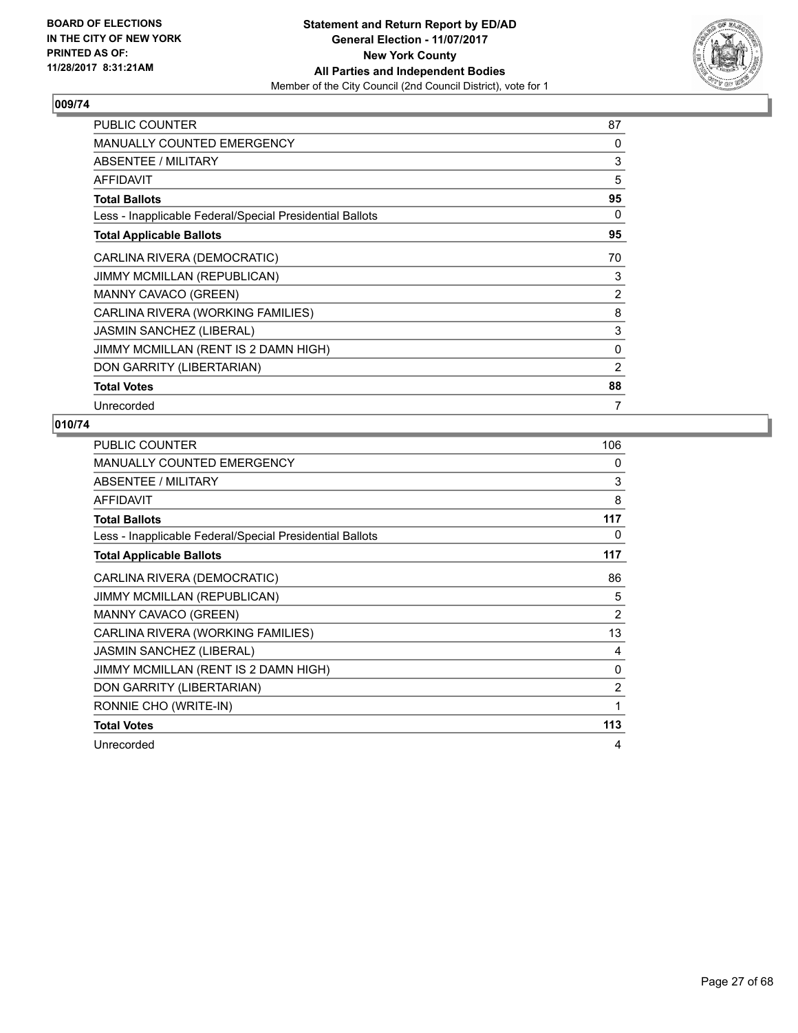**BOARD OF ELECTIONS IN THE CITY OF NEW YORK PRINTED AS OF: 11/28/2017 8:31:21AM**

**Statement and Return Report by ED/AD General Election - 11/07/2017 New York County All Parties and Independent Bodies**

Member of the City Council (2nd Council District), vote for 1

## 009/74

| | |
|---|---|
| PUBLIC COUNTER | 87 |
| MANUALLY COUNTED EMERGENCY | 0 |
| ABSENTEE / MILITARY | 3 |
| AFFIDAVIT | 5 |
| **Total Ballots** | **95** |
| Less - Inapplicable Federal/Special Presidential Ballots | 0 |
| **Total Applicable Ballots** | **95** |
| CARLINA RIVERA (DEMOCRATIC) | 70 |
| JIMMY MCMILLAN (REPUBLICAN) | 3 |
| MANNY CAVACO (GREEN) | 2 |
| CARLINA RIVERA (WORKING FAMILIES) | 8 |
| JASMIN SANCHEZ (LIBERAL) | 3 |
| JIMMY MCMILLAN (RENT IS 2 DAMN HIGH) | 0 |
| DON GARRITY (LIBERTARIAN) | 2 |
| **Total Votes** | **88** |
| Unrecorded | 7 |

## 010/74

| | |
|---|---|
| PUBLIC COUNTER | 106 |
| MANUALLY COUNTED EMERGENCY | 0 |
| ABSENTEE / MILITARY | 3 |
| AFFIDAVIT | 8 |
| **Total Ballots** | **117** |
| Less - Inapplicable Federal/Special Presidential Ballots | 0 |
| **Total Applicable Ballots** | **117** |
| CARLINA RIVERA (DEMOCRATIC) | 86 |
| JIMMY MCMILLAN (REPUBLICAN) | 5 |
| MANNY CAVACO (GREEN) | 2 |
| CARLINA RIVERA (WORKING FAMILIES) | 13 |
| JASMIN SANCHEZ (LIBERAL) | 4 |
| JIMMY MCMILLAN (RENT IS 2 DAMN HIGH) | 0 |
| DON GARRITY (LIBERTARIAN) | 2 |
| RONNIE CHO (WRITE-IN) | 1 |
| **Total Votes** | **113** |
| Unrecorded | 4 |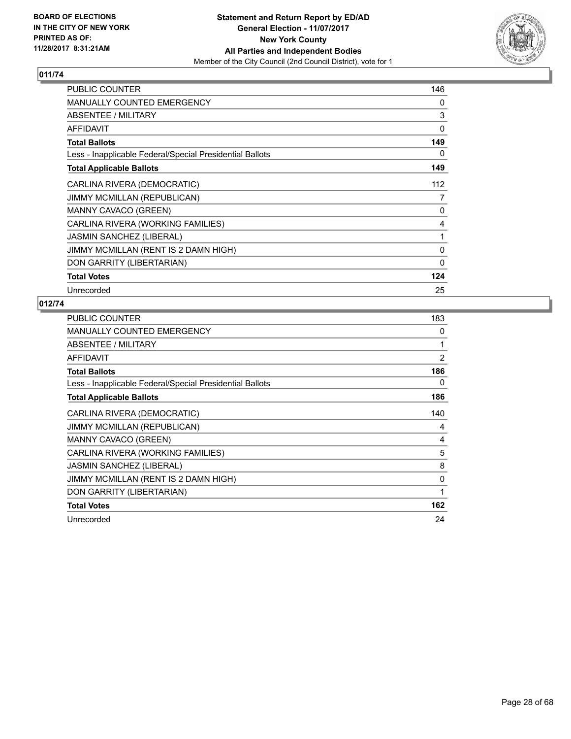BOARD OF ELECTIONS
IN THE CITY OF NEW YORK
PRINTED AS OF:
11/28/2017 8:31:21AM

**Statement and Return Report by ED/AD**
**General Election - 11/07/2017**
**New York County**
**All Parties and Independent Bodies**
Member of the City Council (2nd Council District), vote for 1

### 011/74

| | |
|---|---|
| PUBLIC COUNTER | 146 |
| MANUALLY COUNTED EMERGENCY | 0 |
| ABSENTEE / MILITARY | 3 |
| AFFIDAVIT | 0 |
| **Total Ballots** | **149** |
| Less - Inapplicable Federal/Special Presidential Ballots | 0 |
| **Total Applicable Ballots** | **149** |
| CARLINA RIVERA (DEMOCRATIC) | 112 |
| JIMMY MCMILLAN (REPUBLICAN) | 7 |
| MANNY CAVACO (GREEN) | 0 |
| CARLINA RIVERA (WORKING FAMILIES) | 4 |
| JASMIN SANCHEZ (LIBERAL) | 1 |
| JIMMY MCMILLAN (RENT IS 2 DAMN HIGH) | 0 |
| DON GARRITY (LIBERTARIAN) | 0 |
| **Total Votes** | **124** |
| Unrecorded | 25 |

### 012/74

| | |
|---|---|
| PUBLIC COUNTER | 183 |
| MANUALLY COUNTED EMERGENCY | 0 |
| ABSENTEE / MILITARY | 1 |
| AFFIDAVIT | 2 |
| **Total Ballots** | **186** |
| Less - Inapplicable Federal/Special Presidential Ballots | 0 |
| **Total Applicable Ballots** | **186** |
| CARLINA RIVERA (DEMOCRATIC) | 140 |
| JIMMY MCMILLAN (REPUBLICAN) | 4 |
| MANNY CAVACO (GREEN) | 4 |
| CARLINA RIVERA (WORKING FAMILIES) | 5 |
| JASMIN SANCHEZ (LIBERAL) | 8 |
| JIMMY MCMILLAN (RENT IS 2 DAMN HIGH) | 0 |
| DON GARRITY (LIBERTARIAN) | 1 |
| **Total Votes** | **162** |
| Unrecorded | 24 |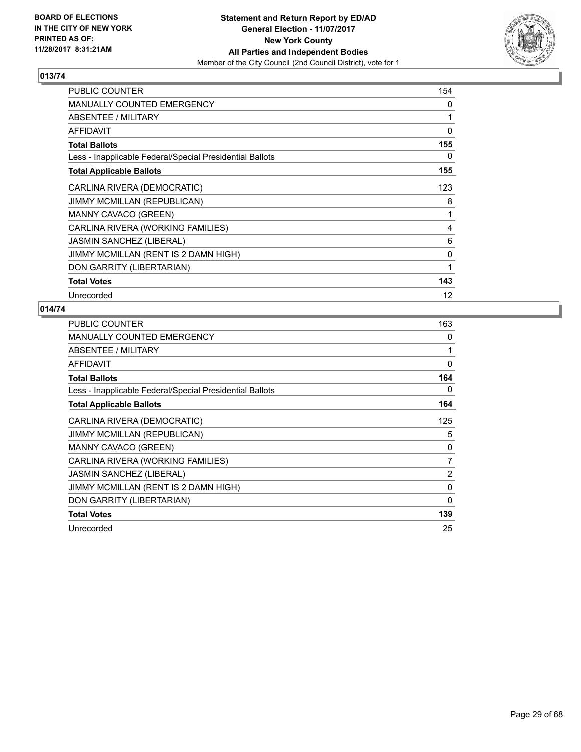**Statement and Return Report by ED/AD**
**General Election - 11/07/2017**
**New York County**
**All Parties and Independent Bodies**
Member of the City Council (2nd Council District), vote for 1

BOARD OF ELECTIONS IN THE CITY OF NEW YORK PRINTED AS OF: 11/28/2017 8:31:21AM

## 013/74

| | |
|---|---|
| PUBLIC COUNTER | 154 |
| MANUALLY COUNTED EMERGENCY | 0 |
| ABSENTEE / MILITARY | 1 |
| AFFIDAVIT | 0 |
| **Total Ballots** | **155** |
| Less - Inapplicable Federal/Special Presidential Ballots | 0 |
| **Total Applicable Ballots** | **155** |
| CARLINA RIVERA (DEMOCRATIC) | 123 |
| JIMMY MCMILLAN (REPUBLICAN) | 8 |
| MANNY CAVACO (GREEN) | 1 |
| CARLINA RIVERA (WORKING FAMILIES) | 4 |
| JASMIN SANCHEZ (LIBERAL) | 6 |
| JIMMY MCMILLAN (RENT IS 2 DAMN HIGH) | 0 |
| DON GARRITY (LIBERTARIAN) | 1 |
| **Total Votes** | **143** |
| Unrecorded | 12 |

## 014/74

| | |
|---|---|
| PUBLIC COUNTER | 163 |
| MANUALLY COUNTED EMERGENCY | 0 |
| ABSENTEE / MILITARY | 1 |
| AFFIDAVIT | 0 |
| **Total Ballots** | **164** |
| Less - Inapplicable Federal/Special Presidential Ballots | 0 |
| **Total Applicable Ballots** | **164** |
| CARLINA RIVERA (DEMOCRATIC) | 125 |
| JIMMY MCMILLAN (REPUBLICAN) | 5 |
| MANNY CAVACO (GREEN) | 0 |
| CARLINA RIVERA (WORKING FAMILIES) | 7 |
| JASMIN SANCHEZ (LIBERAL) | 2 |
| JIMMY MCMILLAN (RENT IS 2 DAMN HIGH) | 0 |
| DON GARRITY (LIBERTARIAN) | 0 |
| **Total Votes** | **139** |
| Unrecorded | 25 |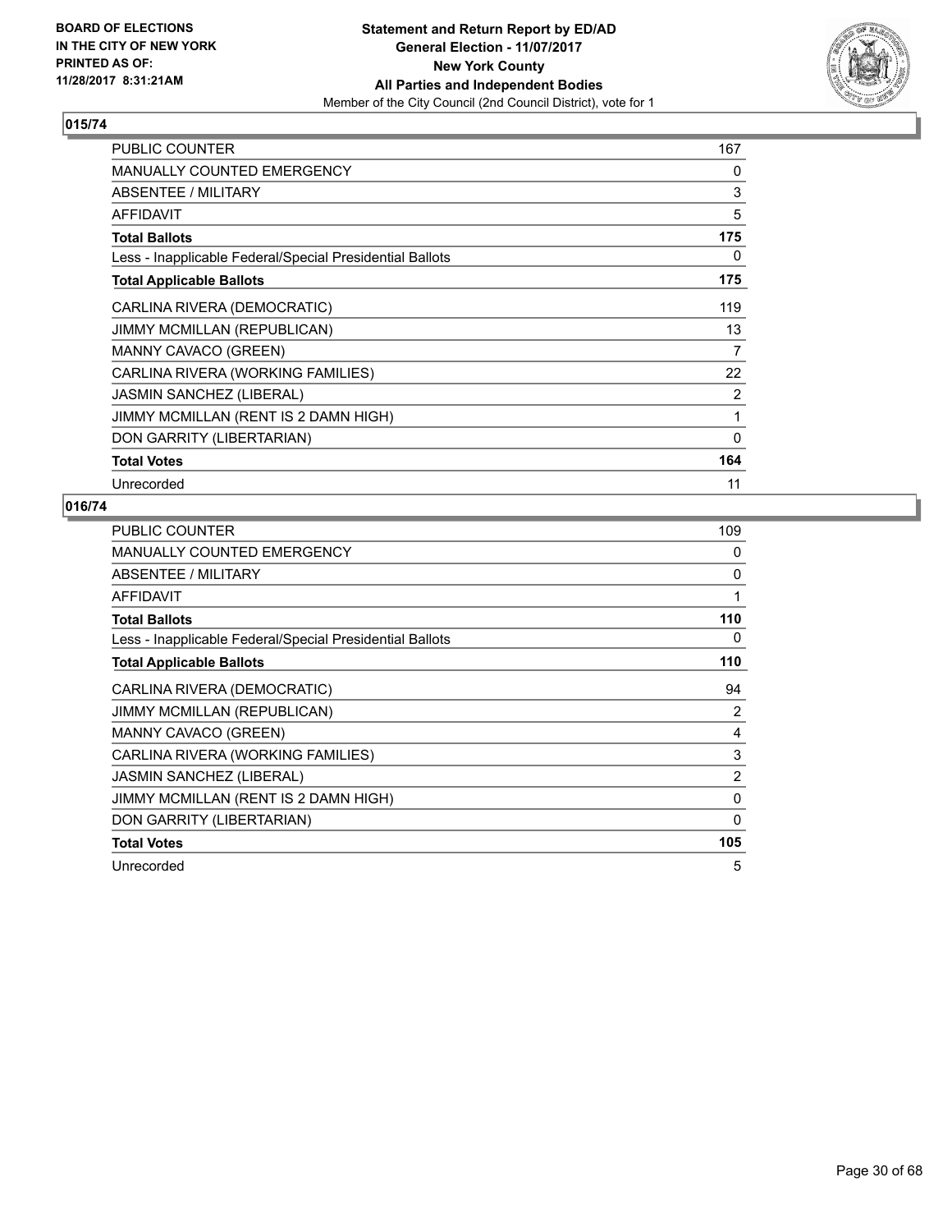**BOARD OF ELECTIONS IN THE CITY OF NEW YORK PRINTED AS OF: 11/28/2017 8:31:21AM**

**Statement and Return Report by ED/AD General Election - 11/07/2017 New York County All Parties and Independent Bodies**
Member of the City Council (2nd Council District), vote for 1

## 015/74

| | |
|---|---|
| PUBLIC COUNTER | 167 |
| MANUALLY COUNTED EMERGENCY | 0 |
| ABSENTEE / MILITARY | 3 |
| AFFIDAVIT | 5 |
| **Total Ballots** | **175** |
| Less - Inapplicable Federal/Special Presidential Ballots | 0 |
| **Total Applicable Ballots** | **175** |
| CARLINA RIVERA (DEMOCRATIC) | 119 |
| JIMMY MCMILLAN (REPUBLICAN) | 13 |
| MANNY CAVACO (GREEN) | 7 |
| CARLINA RIVERA (WORKING FAMILIES) | 22 |
| JASMIN SANCHEZ (LIBERAL) | 2 |
| JIMMY MCMILLAN (RENT IS 2 DAMN HIGH) | 1 |
| DON GARRITY (LIBERTARIAN) | 0 |
| **Total Votes** | **164** |
| Unrecorded | 11 |

## 016/74

| | |
|---|---|
| PUBLIC COUNTER | 109 |
| MANUALLY COUNTED EMERGENCY | 0 |
| ABSENTEE / MILITARY | 0 |
| AFFIDAVIT | 1 |
| **Total Ballots** | **110** |
| Less - Inapplicable Federal/Special Presidential Ballots | 0 |
| **Total Applicable Ballots** | **110** |
| CARLINA RIVERA (DEMOCRATIC) | 94 |
| JIMMY MCMILLAN (REPUBLICAN) | 2 |
| MANNY CAVACO (GREEN) | 4 |
| CARLINA RIVERA (WORKING FAMILIES) | 3 |
| JASMIN SANCHEZ (LIBERAL) | 2 |
| JIMMY MCMILLAN (RENT IS 2 DAMN HIGH) | 0 |
| DON GARRITY (LIBERTARIAN) | 0 |
| **Total Votes** | **105** |
| Unrecorded | 5 |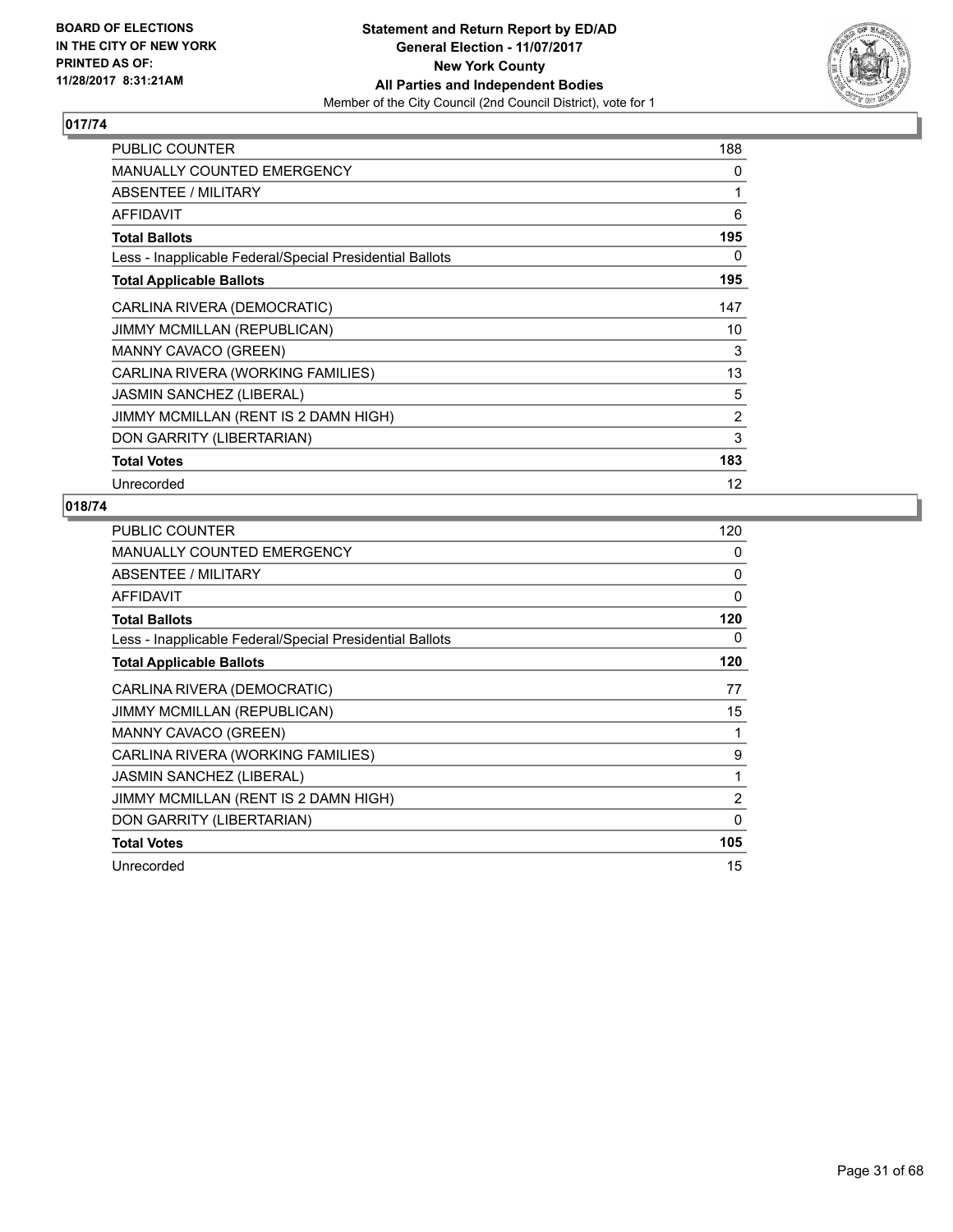BOARD OF ELECTIONS
IN THE CITY OF NEW YORK
PRINTED AS OF:
11/28/2017 8:31:21AM

**Statement and Return Report by ED/AD**
**General Election - 11/07/2017**
**New York County**
**All Parties and Independent Bodies**
Member of the City Council (2nd Council District), vote for 1

## 017/74

| | |
|---|---|
| PUBLIC COUNTER | 188 |
| MANUALLY COUNTED EMERGENCY | 0 |
| ABSENTEE / MILITARY | 1 |
| AFFIDAVIT | 6 |
| **Total Ballots** | **195** |
| Less - Inapplicable Federal/Special Presidential Ballots | 0 |
| **Total Applicable Ballots** | **195** |
| CARLINA RIVERA (DEMOCRATIC) | 147 |
| JIMMY MCMILLAN (REPUBLICAN) | 10 |
| MANNY CAVACO (GREEN) | 3 |
| CARLINA RIVERA (WORKING FAMILIES) | 13 |
| JASMIN SANCHEZ (LIBERAL) | 5 |
| JIMMY MCMILLAN (RENT IS 2 DAMN HIGH) | 2 |
| DON GARRITY (LIBERTARIAN) | 3 |
| **Total Votes** | **183** |
| Unrecorded | 12 |

## 018/74

| | |
|---|---|
| PUBLIC COUNTER | 120 |
| MANUALLY COUNTED EMERGENCY | 0 |
| ABSENTEE / MILITARY | 0 |
| AFFIDAVIT | 0 |
| **Total Ballots** | **120** |
| Less - Inapplicable Federal/Special Presidential Ballots | 0 |
| **Total Applicable Ballots** | **120** |
| CARLINA RIVERA (DEMOCRATIC) | 77 |
| JIMMY MCMILLAN (REPUBLICAN) | 15 |
| MANNY CAVACO (GREEN) | 1 |
| CARLINA RIVERA (WORKING FAMILIES) | 9 |
| JASMIN SANCHEZ (LIBERAL) | 1 |
| JIMMY MCMILLAN (RENT IS 2 DAMN HIGH) | 2 |
| DON GARRITY (LIBERTARIAN) | 0 |
| **Total Votes** | **105** |
| Unrecorded | 15 |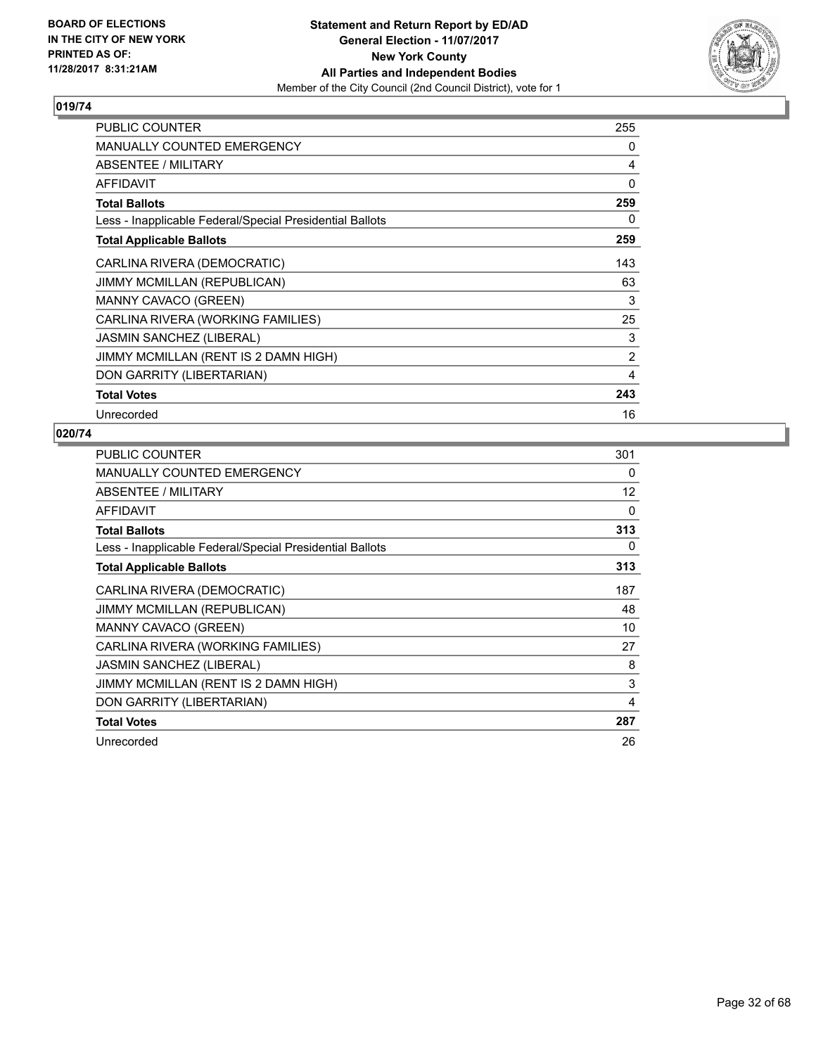**Statement and Return Report by ED/AD**
**General Election - 11/07/2017**
**New York County**
**All Parties and Independent Bodies**
Member of the City Council (2nd Council District), vote for 1

BOARD OF ELECTIONS IN THE CITY OF NEW YORK PRINTED AS OF: 11/28/2017 8:31:21AM

## 019/74

| | |
|---|---|
| PUBLIC COUNTER | 255 |
| MANUALLY COUNTED EMERGENCY | 0 |
| ABSENTEE / MILITARY | 4 |
| AFFIDAVIT | 0 |
| **Total Ballots** | **259** |
| Less - Inapplicable Federal/Special Presidential Ballots | 0 |
| **Total Applicable Ballots** | **259** |
| CARLINA RIVERA (DEMOCRATIC) | 143 |
| JIMMY MCMILLAN (REPUBLICAN) | 63 |
| MANNY CAVACO (GREEN) | 3 |
| CARLINA RIVERA (WORKING FAMILIES) | 25 |
| JASMIN SANCHEZ (LIBERAL) | 3 |
| JIMMY MCMILLAN (RENT IS 2 DAMN HIGH) | 2 |
| DON GARRITY (LIBERTARIAN) | 4 |
| **Total Votes** | **243** |
| Unrecorded | 16 |

## 020/74

| | |
|---|---|
| PUBLIC COUNTER | 301 |
| MANUALLY COUNTED EMERGENCY | 0 |
| ABSENTEE / MILITARY | 12 |
| AFFIDAVIT | 0 |
| **Total Ballots** | **313** |
| Less - Inapplicable Federal/Special Presidential Ballots | 0 |
| **Total Applicable Ballots** | **313** |
| CARLINA RIVERA (DEMOCRATIC) | 187 |
| JIMMY MCMILLAN (REPUBLICAN) | 48 |
| MANNY CAVACO (GREEN) | 10 |
| CARLINA RIVERA (WORKING FAMILIES) | 27 |
| JASMIN SANCHEZ (LIBERAL) | 8 |
| JIMMY MCMILLAN (RENT IS 2 DAMN HIGH) | 3 |
| DON GARRITY (LIBERTARIAN) | 4 |
| **Total Votes** | **287** |
| Unrecorded | 26 |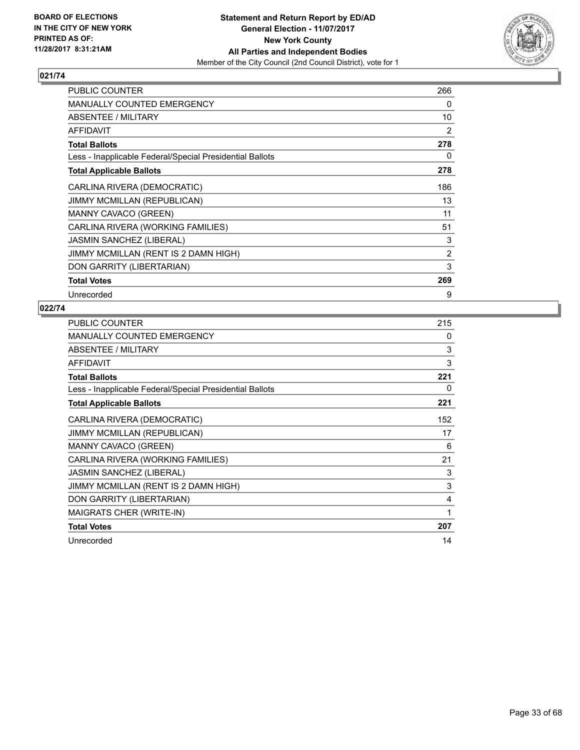BOARD OF ELECTIONS
IN THE CITY OF NEW YORK
PRINTED AS OF:
11/28/2017 8:31:21AM

**Statement and Return Report by ED/AD**
**General Election - 11/07/2017**
**New York County**
**All Parties and Independent Bodies**
Member of the City Council (2nd Council District), vote for 1

## 021/74

| | |
|---|---|
| PUBLIC COUNTER | 266 |
| MANUALLY COUNTED EMERGENCY | 0 |
| ABSENTEE / MILITARY | 10 |
| AFFIDAVIT | 2 |
| **Total Ballots** | **278** |
| Less - Inapplicable Federal/Special Presidential Ballots | 0 |
| **Total Applicable Ballots** | **278** |
| CARLINA RIVERA (DEMOCRATIC) | 186 |
| JIMMY MCMILLAN (REPUBLICAN) | 13 |
| MANNY CAVACO (GREEN) | 11 |
| CARLINA RIVERA (WORKING FAMILIES) | 51 |
| JASMIN SANCHEZ (LIBERAL) | 3 |
| JIMMY MCMILLAN (RENT IS 2 DAMN HIGH) | 2 |
| DON GARRITY (LIBERTARIAN) | 3 |
| **Total Votes** | **269** |
| Unrecorded | 9 |

## 022/74

| | |
|---|---|
| PUBLIC COUNTER | 215 |
| MANUALLY COUNTED EMERGENCY | 0 |
| ABSENTEE / MILITARY | 3 |
| AFFIDAVIT | 3 |
| **Total Ballots** | **221** |
| Less - Inapplicable Federal/Special Presidential Ballots | 0 |
| **Total Applicable Ballots** | **221** |
| CARLINA RIVERA (DEMOCRATIC) | 152 |
| JIMMY MCMILLAN (REPUBLICAN) | 17 |
| MANNY CAVACO (GREEN) | 6 |
| CARLINA RIVERA (WORKING FAMILIES) | 21 |
| JASMIN SANCHEZ (LIBERAL) | 3 |
| JIMMY MCMILLAN (RENT IS 2 DAMN HIGH) | 3 |
| DON GARRITY (LIBERTARIAN) | 4 |
| MAIGRATS CHER (WRITE-IN) | 1 |
| **Total Votes** | **207** |
| Unrecorded | 14 |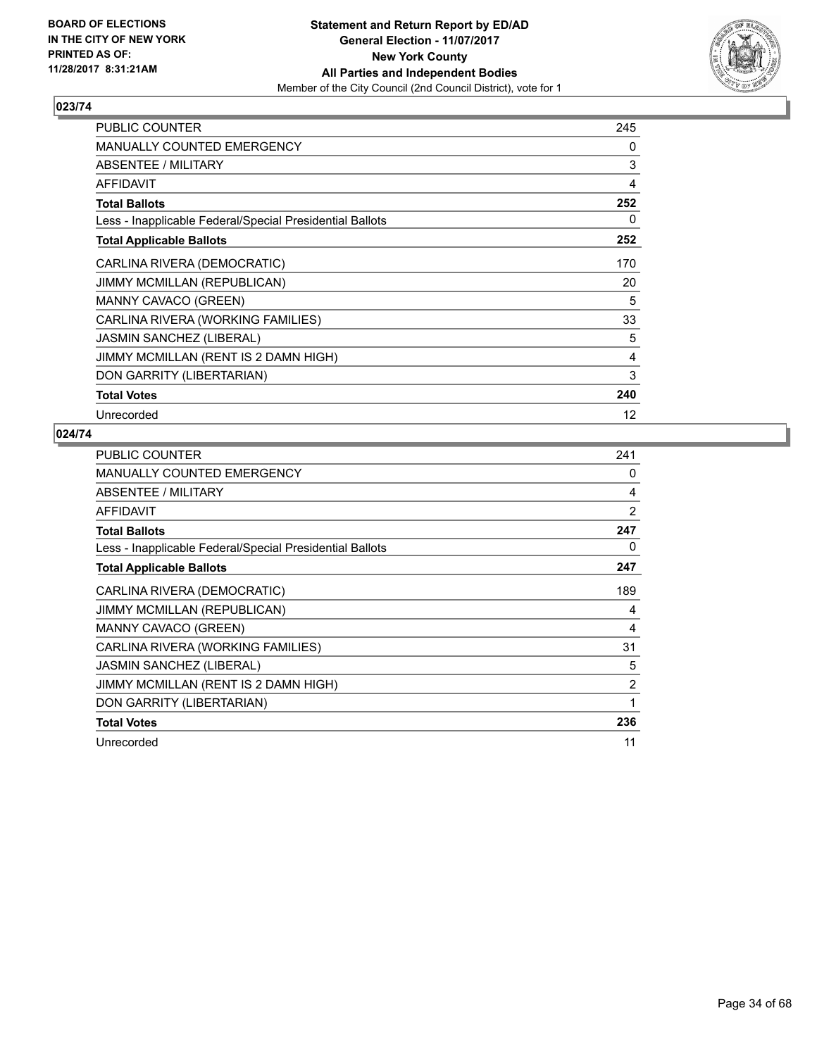BOARD OF ELECTIONS
IN THE CITY OF NEW YORK
PRINTED AS OF:
11/28/2017 8:31:21AM

**Statement and Return Report by ED/AD**
**General Election - 11/07/2017**
**New York County**
**All Parties and Independent Bodies**
Member of the City Council (2nd Council District), vote for 1

### 023/74

| | |
|---|---|
| PUBLIC COUNTER | 245 |
| MANUALLY COUNTED EMERGENCY | 0 |
| ABSENTEE / MILITARY | 3 |
| AFFIDAVIT | 4 |
| **Total Ballots** | **252** |
| Less - Inapplicable Federal/Special Presidential Ballots | 0 |
| **Total Applicable Ballots** | **252** |
| CARLINA RIVERA (DEMOCRATIC) | 170 |
| JIMMY MCMILLAN (REPUBLICAN) | 20 |
| MANNY CAVACO (GREEN) | 5 |
| CARLINA RIVERA (WORKING FAMILIES) | 33 |
| JASMIN SANCHEZ (LIBERAL) | 5 |
| JIMMY MCMILLAN (RENT IS 2 DAMN HIGH) | 4 |
| DON GARRITY (LIBERTARIAN) | 3 |
| **Total Votes** | **240** |
| Unrecorded | 12 |

### 024/74

| | |
|---|---|
| PUBLIC COUNTER | 241 |
| MANUALLY COUNTED EMERGENCY | 0 |
| ABSENTEE / MILITARY | 4 |
| AFFIDAVIT | 2 |
| **Total Ballots** | **247** |
| Less - Inapplicable Federal/Special Presidential Ballots | 0 |
| **Total Applicable Ballots** | **247** |
| CARLINA RIVERA (DEMOCRATIC) | 189 |
| JIMMY MCMILLAN (REPUBLICAN) | 4 |
| MANNY CAVACO (GREEN) | 4 |
| CARLINA RIVERA (WORKING FAMILIES) | 31 |
| JASMIN SANCHEZ (LIBERAL) | 5 |
| JIMMY MCMILLAN (RENT IS 2 DAMN HIGH) | 2 |
| DON GARRITY (LIBERTARIAN) | 1 |
| **Total Votes** | **236** |
| Unrecorded | 11 |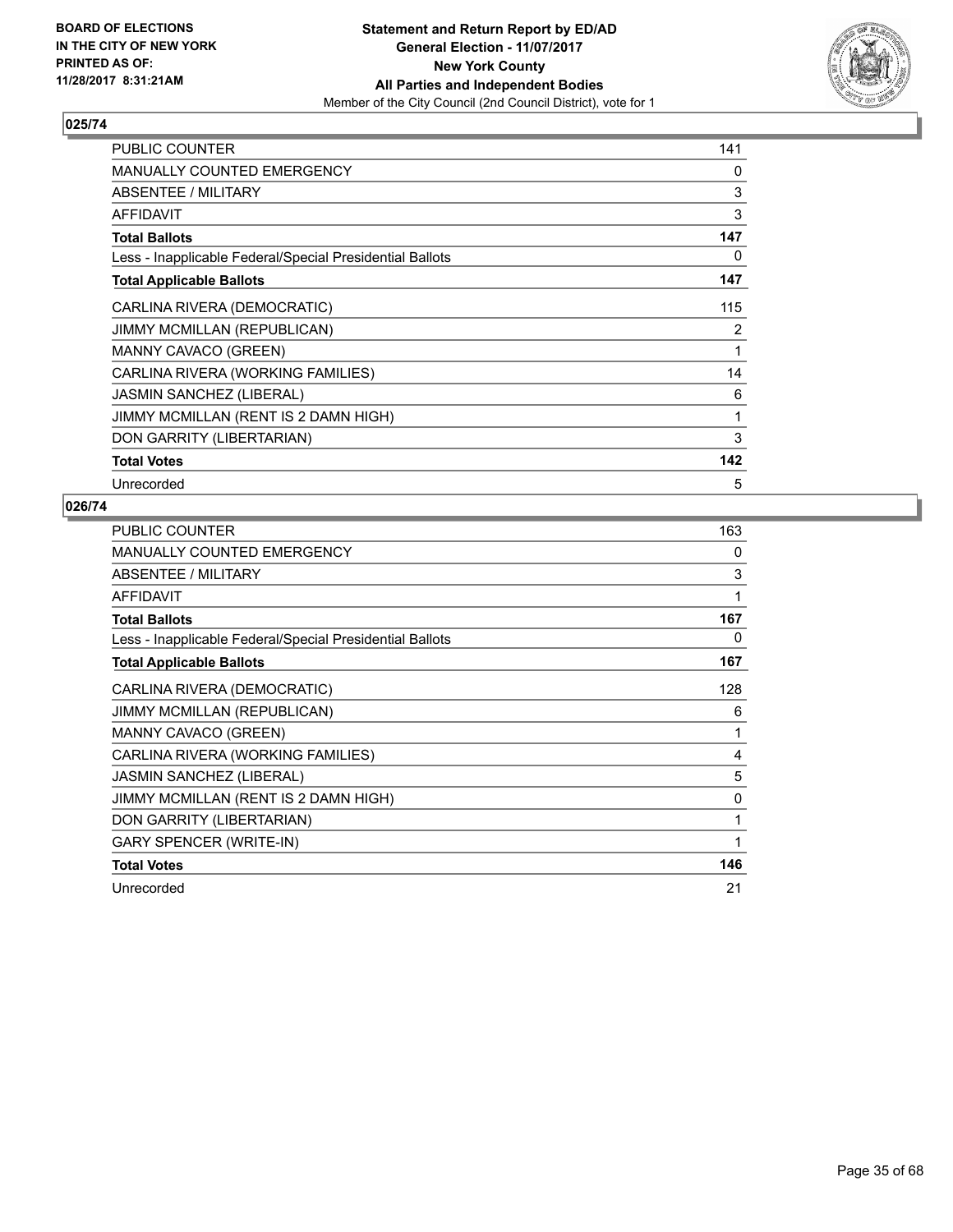**BOARD OF ELECTIONS IN THE CITY OF NEW YORK PRINTED AS OF: 11/28/2017 8:31:21AM**

**Statement and Return Report by ED/AD**
**General Election - 11/07/2017**
**New York County**
**All Parties and Independent Bodies**
Member of the City Council (2nd Council District), vote for 1

## 025/74

| | |
|---|---|
| PUBLIC COUNTER | 141 |
| MANUALLY COUNTED EMERGENCY | 0 |
| ABSENTEE / MILITARY | 3 |
| AFFIDAVIT | 3 |
| **Total Ballots** | **147** |
| Less - Inapplicable Federal/Special Presidential Ballots | 0 |
| **Total Applicable Ballots** | **147** |
| CARLINA RIVERA (DEMOCRATIC) | 115 |
| JIMMY MCMILLAN (REPUBLICAN) | 2 |
| MANNY CAVACO (GREEN) | 1 |
| CARLINA RIVERA (WORKING FAMILIES) | 14 |
| JASMIN SANCHEZ (LIBERAL) | 6 |
| JIMMY MCMILLAN (RENT IS 2 DAMN HIGH) | 1 |
| DON GARRITY (LIBERTARIAN) | 3 |
| **Total Votes** | **142** |
| Unrecorded | 5 |

## 026/74

| | |
|---|---|
| PUBLIC COUNTER | 163 |
| MANUALLY COUNTED EMERGENCY | 0 |
| ABSENTEE / MILITARY | 3 |
| AFFIDAVIT | 1 |
| **Total Ballots** | **167** |
| Less - Inapplicable Federal/Special Presidential Ballots | 0 |
| **Total Applicable Ballots** | **167** |
| CARLINA RIVERA (DEMOCRATIC) | 128 |
| JIMMY MCMILLAN (REPUBLICAN) | 6 |
| MANNY CAVACO (GREEN) | 1 |
| CARLINA RIVERA (WORKING FAMILIES) | 4 |
| JASMIN SANCHEZ (LIBERAL) | 5 |
| JIMMY MCMILLAN (RENT IS 2 DAMN HIGH) | 0 |
| DON GARRITY (LIBERTARIAN) | 1 |
| GARY SPENCER (WRITE-IN) | 1 |
| **Total Votes** | **146** |
| Unrecorded | 21 |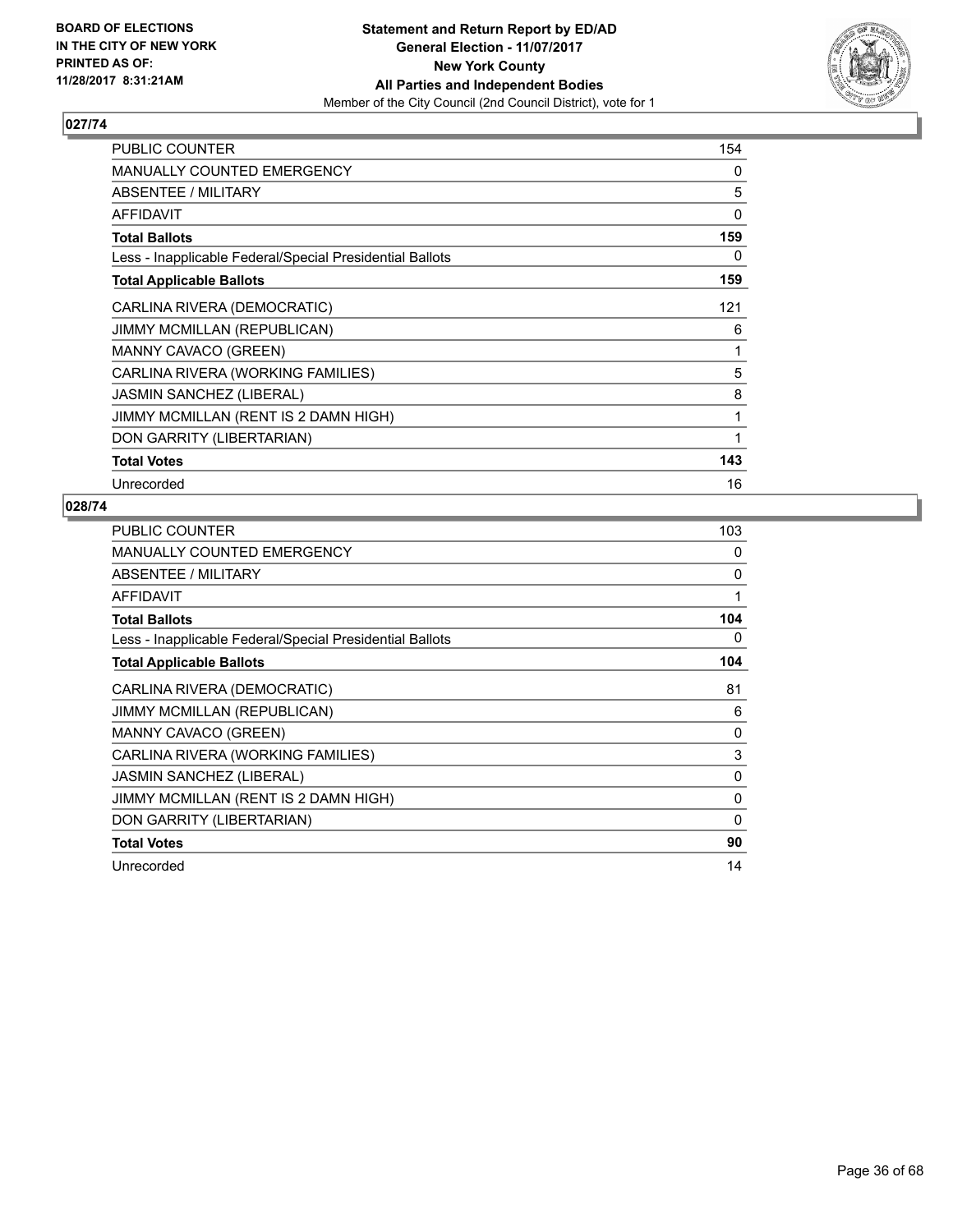**BOARD OF ELECTIONS IN THE CITY OF NEW YORK PRINTED AS OF: 11/28/2017 8:31:21AM**

**Statement and Return Report by ED/AD**
**General Election - 11/07/2017**
**New York County**
**All Parties and Independent Bodies**
Member of the City Council (2nd Council District), vote for 1

### 027/74

| | |
|---|---|
| PUBLIC COUNTER | 154 |
| MANUALLY COUNTED EMERGENCY | 0 |
| ABSENTEE / MILITARY | 5 |
| AFFIDAVIT | 0 |
| **Total Ballots** | **159** |
| Less - Inapplicable Federal/Special Presidential Ballots | 0 |
| **Total Applicable Ballots** | **159** |
| CARLINA RIVERA (DEMOCRATIC) | 121 |
| JIMMY MCMILLAN (REPUBLICAN) | 6 |
| MANNY CAVACO (GREEN) | 1 |
| CARLINA RIVERA (WORKING FAMILIES) | 5 |
| JASMIN SANCHEZ (LIBERAL) | 8 |
| JIMMY MCMILLAN (RENT IS 2 DAMN HIGH) | 1 |
| DON GARRITY (LIBERTARIAN) | 1 |
| **Total Votes** | **143** |
| Unrecorded | 16 |

### 028/74

| | |
|---|---|
| PUBLIC COUNTER | 103 |
| MANUALLY COUNTED EMERGENCY | 0 |
| ABSENTEE / MILITARY | 0 |
| AFFIDAVIT | 1 |
| **Total Ballots** | **104** |
| Less - Inapplicable Federal/Special Presidential Ballots | 0 |
| **Total Applicable Ballots** | **104** |
| CARLINA RIVERA (DEMOCRATIC) | 81 |
| JIMMY MCMILLAN (REPUBLICAN) | 6 |
| MANNY CAVACO (GREEN) | 0 |
| CARLINA RIVERA (WORKING FAMILIES) | 3 |
| JASMIN SANCHEZ (LIBERAL) | 0 |
| JIMMY MCMILLAN (RENT IS 2 DAMN HIGH) | 0 |
| DON GARRITY (LIBERTARIAN) | 0 |
| **Total Votes** | **90** |
| Unrecorded | 14 |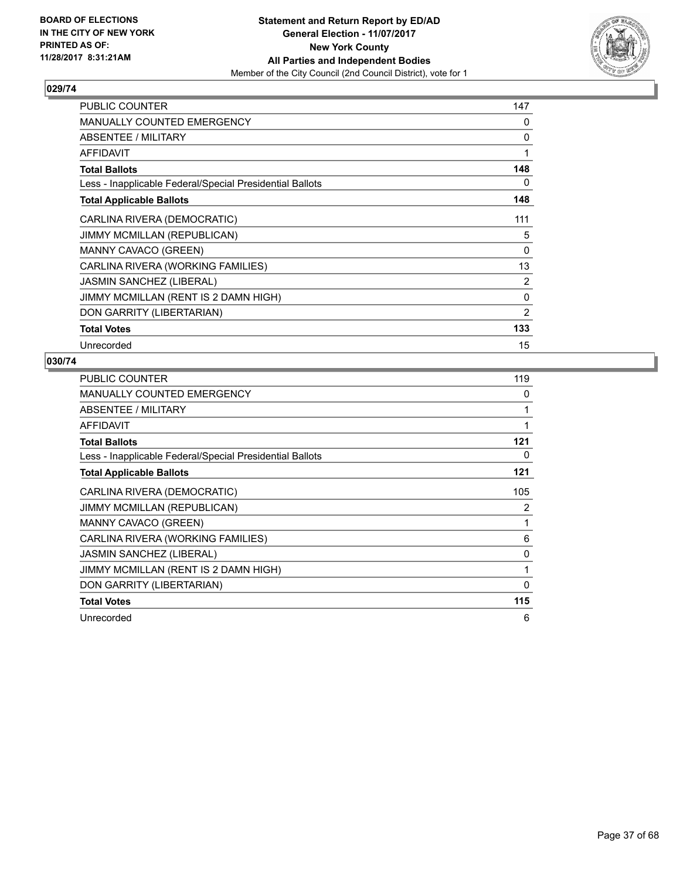BOARD OF ELECTIONS
IN THE CITY OF NEW YORK
PRINTED AS OF:
11/28/2017 8:31:21AM

**Statement and Return Report by ED/AD**
**General Election - 11/07/2017**
**New York County**
**All Parties and Independent Bodies**
Member of the City Council (2nd Council District), vote for 1

## 029/74

| | |
|---|---|
| PUBLIC COUNTER | 147 |
| MANUALLY COUNTED EMERGENCY | 0 |
| ABSENTEE / MILITARY | 0 |
| AFFIDAVIT | 1 |
| **Total Ballots** | **148** |
| Less - Inapplicable Federal/Special Presidential Ballots | 0 |
| **Total Applicable Ballots** | **148** |
| CARLINA RIVERA (DEMOCRATIC) | 111 |
| JIMMY MCMILLAN (REPUBLICAN) | 5 |
| MANNY CAVACO (GREEN) | 0 |
| CARLINA RIVERA (WORKING FAMILIES) | 13 |
| JASMIN SANCHEZ (LIBERAL) | 2 |
| JIMMY MCMILLAN (RENT IS 2 DAMN HIGH) | 0 |
| DON GARRITY (LIBERTARIAN) | 2 |
| **Total Votes** | **133** |
| Unrecorded | 15 |

## 030/74

| | |
|---|---|
| PUBLIC COUNTER | 119 |
| MANUALLY COUNTED EMERGENCY | 0 |
| ABSENTEE / MILITARY | 1 |
| AFFIDAVIT | 1 |
| **Total Ballots** | **121** |
| Less - Inapplicable Federal/Special Presidential Ballots | 0 |
| **Total Applicable Ballots** | **121** |
| CARLINA RIVERA (DEMOCRATIC) | 105 |
| JIMMY MCMILLAN (REPUBLICAN) | 2 |
| MANNY CAVACO (GREEN) | 1 |
| CARLINA RIVERA (WORKING FAMILIES) | 6 |
| JASMIN SANCHEZ (LIBERAL) | 0 |
| JIMMY MCMILLAN (RENT IS 2 DAMN HIGH) | 1 |
| DON GARRITY (LIBERTARIAN) | 0 |
| **Total Votes** | **115** |
| Unrecorded | 6 |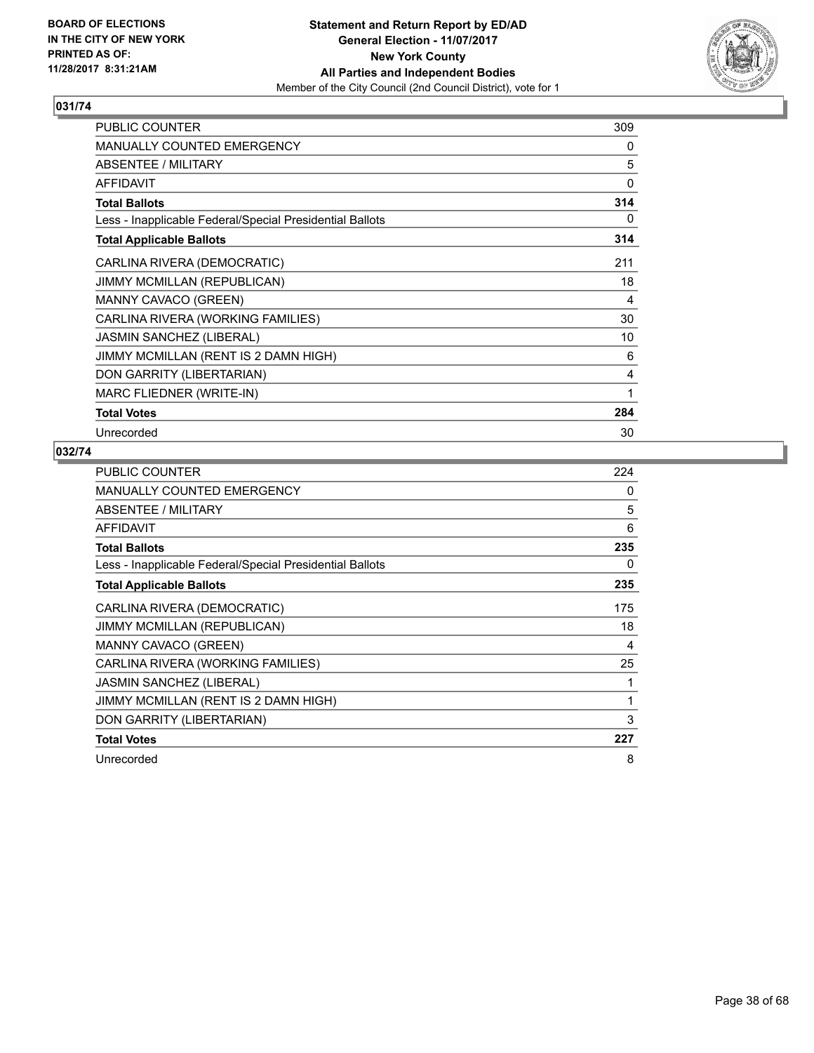**BOARD OF ELECTIONS IN THE CITY OF NEW YORK PRINTED AS OF: 11/28/2017 8:31:21AM**

**Statement and Return Report by ED/AD General Election - 11/07/2017 New York County All Parties and Independent Bodies**

Member of the City Council (2nd Council District), vote for 1

### 031/74

| | |
|---|---|
| PUBLIC COUNTER | 309 |
| MANUALLY COUNTED EMERGENCY | 0 |
| ABSENTEE / MILITARY | 5 |
| AFFIDAVIT | 0 |
| **Total Ballots** | **314** |
| Less - Inapplicable Federal/Special Presidential Ballots | 0 |
| **Total Applicable Ballots** | **314** |
| CARLINA RIVERA (DEMOCRATIC) | 211 |
| JIMMY MCMILLAN (REPUBLICAN) | 18 |
| MANNY CAVACO (GREEN) | 4 |
| CARLINA RIVERA (WORKING FAMILIES) | 30 |
| JASMIN SANCHEZ (LIBERAL) | 10 |
| JIMMY MCMILLAN (RENT IS 2 DAMN HIGH) | 6 |
| DON GARRITY (LIBERTARIAN) | 4 |
| MARC FLIEDNER (WRITE-IN) | 1 |
| **Total Votes** | **284** |
| Unrecorded | 30 |

### 032/74

| | |
|---|---|
| PUBLIC COUNTER | 224 |
| MANUALLY COUNTED EMERGENCY | 0 |
| ABSENTEE / MILITARY | 5 |
| AFFIDAVIT | 6 |
| **Total Ballots** | **235** |
| Less - Inapplicable Federal/Special Presidential Ballots | 0 |
| **Total Applicable Ballots** | **235** |
| CARLINA RIVERA (DEMOCRATIC) | 175 |
| JIMMY MCMILLAN (REPUBLICAN) | 18 |
| MANNY CAVACO (GREEN) | 4 |
| CARLINA RIVERA (WORKING FAMILIES) | 25 |
| JASMIN SANCHEZ (LIBERAL) | 1 |
| JIMMY MCMILLAN (RENT IS 2 DAMN HIGH) | 1 |
| DON GARRITY (LIBERTARIAN) | 3 |
| **Total Votes** | **227** |
| Unrecorded | 8 |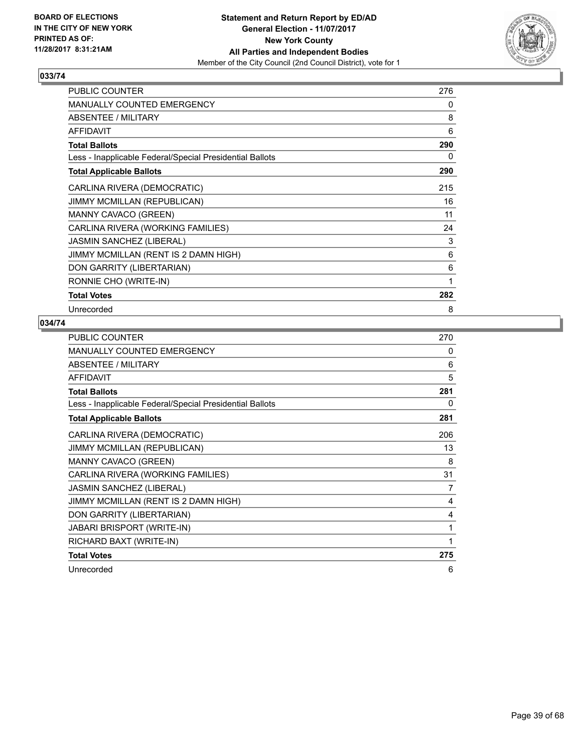**BOARD OF ELECTIONS IN THE CITY OF NEW YORK PRINTED AS OF: 11/28/2017 8:31:21AM**

**Statement and Return Report by ED/AD**
**General Election - 11/07/2017**
**New York County**
**All Parties and Independent Bodies**
Member of the City Council (2nd Council District), vote for 1

## 033/74

| | |
|---|---|
| PUBLIC COUNTER | 276 |
| MANUALLY COUNTED EMERGENCY | 0 |
| ABSENTEE / MILITARY | 8 |
| AFFIDAVIT | 6 |
| **Total Ballots** | **290** |
| Less - Inapplicable Federal/Special Presidential Ballots | 0 |
| **Total Applicable Ballots** | **290** |
| CARLINA RIVERA (DEMOCRATIC) | 215 |
| JIMMY MCMILLAN (REPUBLICAN) | 16 |
| MANNY CAVACO (GREEN) | 11 |
| CARLINA RIVERA (WORKING FAMILIES) | 24 |
| JASMIN SANCHEZ (LIBERAL) | 3 |
| JIMMY MCMILLAN (RENT IS 2 DAMN HIGH) | 6 |
| DON GARRITY (LIBERTARIAN) | 6 |
| RONNIE CHO (WRITE-IN) | 1 |
| **Total Votes** | **282** |
| Unrecorded | 8 |

## 034/74

| | |
|---|---|
| PUBLIC COUNTER | 270 |
| MANUALLY COUNTED EMERGENCY | 0 |
| ABSENTEE / MILITARY | 6 |
| AFFIDAVIT | 5 |
| **Total Ballots** | **281** |
| Less - Inapplicable Federal/Special Presidential Ballots | 0 |
| **Total Applicable Ballots** | **281** |
| CARLINA RIVERA (DEMOCRATIC) | 206 |
| JIMMY MCMILLAN (REPUBLICAN) | 13 |
| MANNY CAVACO (GREEN) | 8 |
| CARLINA RIVERA (WORKING FAMILIES) | 31 |
| JASMIN SANCHEZ (LIBERAL) | 7 |
| JIMMY MCMILLAN (RENT IS 2 DAMN HIGH) | 4 |
| DON GARRITY (LIBERTARIAN) | 4 |
| JABARI BRISPORT (WRITE-IN) | 1 |
| RICHARD BAXT (WRITE-IN) | 1 |
| **Total Votes** | **275** |
| Unrecorded | 6 |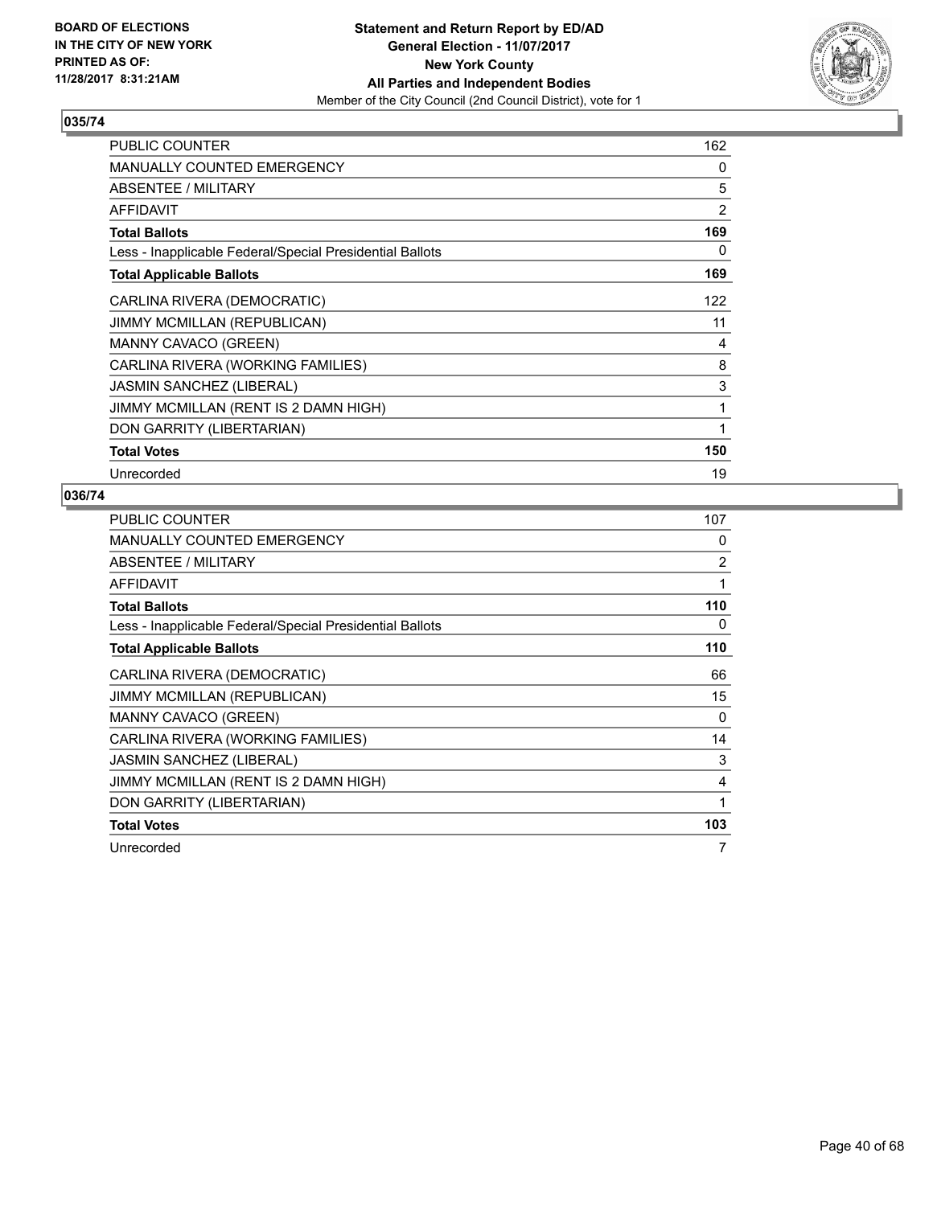**BOARD OF ELECTIONS IN THE CITY OF NEW YORK PRINTED AS OF: 11/28/2017 8:31:21AM**

**Statement and Return Report by ED/AD**
**General Election - 11/07/2017**
**New York County**
**All Parties and Independent Bodies**
Member of the City Council (2nd Council District), vote for 1

### 035/74

| | |
|---|---|
| PUBLIC COUNTER | 162 |
| MANUALLY COUNTED EMERGENCY | 0 |
| ABSENTEE / MILITARY | 5 |
| AFFIDAVIT | 2 |
| **Total Ballots** | **169** |
| Less - Inapplicable Federal/Special Presidential Ballots | 0 |
| **Total Applicable Ballots** | **169** |
| CARLINA RIVERA (DEMOCRATIC) | 122 |
| JIMMY MCMILLAN (REPUBLICAN) | 11 |
| MANNY CAVACO (GREEN) | 4 |
| CARLINA RIVERA (WORKING FAMILIES) | 8 |
| JASMIN SANCHEZ (LIBERAL) | 3 |
| JIMMY MCMILLAN (RENT IS 2 DAMN HIGH) | 1 |
| DON GARRITY (LIBERTARIAN) | 1 |
| **Total Votes** | **150** |
| Unrecorded | 19 |

### 036/74

| | |
|---|---|
| PUBLIC COUNTER | 107 |
| MANUALLY COUNTED EMERGENCY | 0 |
| ABSENTEE / MILITARY | 2 |
| AFFIDAVIT | 1 |
| **Total Ballots** | **110** |
| Less - Inapplicable Federal/Special Presidential Ballots | 0 |
| **Total Applicable Ballots** | **110** |
| CARLINA RIVERA (DEMOCRATIC) | 66 |
| JIMMY MCMILLAN (REPUBLICAN) | 15 |
| MANNY CAVACO (GREEN) | 0 |
| CARLINA RIVERA (WORKING FAMILIES) | 14 |
| JASMIN SANCHEZ (LIBERAL) | 3 |
| JIMMY MCMILLAN (RENT IS 2 DAMN HIGH) | 4 |
| DON GARRITY (LIBERTARIAN) | 1 |
| **Total Votes** | **103** |
| Unrecorded | 7 |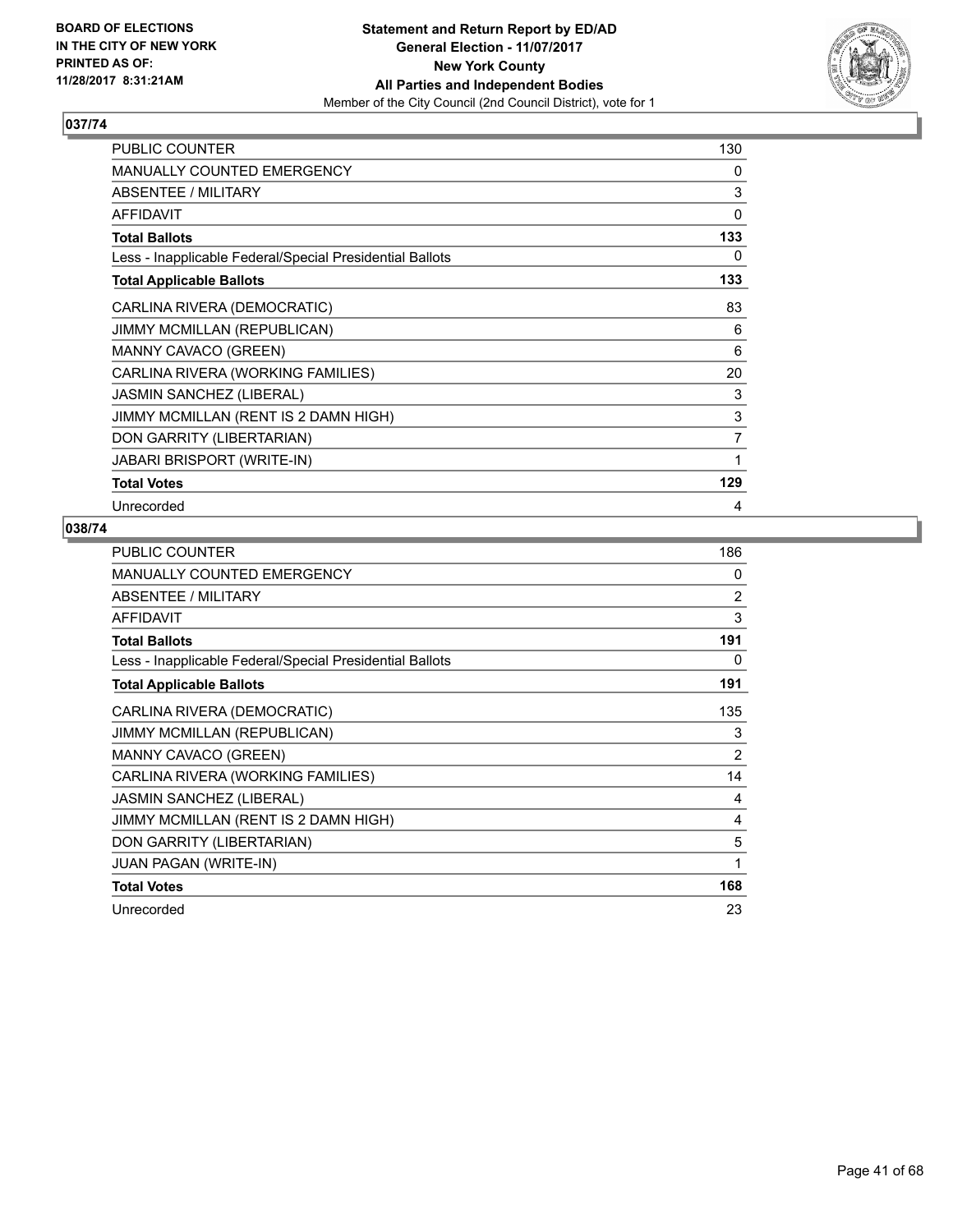BOARD OF ELECTIONS
IN THE CITY OF NEW YORK
PRINTED AS OF:
11/28/2017 8:31:21AM

**Statement and Return Report by ED/AD**
**General Election - 11/07/2017**
**New York County**
**All Parties and Independent Bodies**
Member of the City Council (2nd Council District), vote for 1

## 037/74

| | |
|---|---|
| PUBLIC COUNTER | 130 |
| MANUALLY COUNTED EMERGENCY | 0 |
| ABSENTEE / MILITARY | 3 |
| AFFIDAVIT | 0 |
| **Total Ballots** | **133** |
| Less - Inapplicable Federal/Special Presidential Ballots | 0 |
| **Total Applicable Ballots** | **133** |
| CARLINA RIVERA (DEMOCRATIC) | 83 |
| JIMMY MCMILLAN (REPUBLICAN) | 6 |
| MANNY CAVACO (GREEN) | 6 |
| CARLINA RIVERA (WORKING FAMILIES) | 20 |
| JASMIN SANCHEZ (LIBERAL) | 3 |
| JIMMY MCMILLAN (RENT IS 2 DAMN HIGH) | 3 |
| DON GARRITY (LIBERTARIAN) | 7 |
| JABARI BRISPORT (WRITE-IN) | 1 |
| **Total Votes** | **129** |
| Unrecorded | 4 |

## 038/74

| | |
|---|---|
| PUBLIC COUNTER | 186 |
| MANUALLY COUNTED EMERGENCY | 0 |
| ABSENTEE / MILITARY | 2 |
| AFFIDAVIT | 3 |
| **Total Ballots** | **191** |
| Less - Inapplicable Federal/Special Presidential Ballots | 0 |
| **Total Applicable Ballots** | **191** |
| CARLINA RIVERA (DEMOCRATIC) | 135 |
| JIMMY MCMILLAN (REPUBLICAN) | 3 |
| MANNY CAVACO (GREEN) | 2 |
| CARLINA RIVERA (WORKING FAMILIES) | 14 |
| JASMIN SANCHEZ (LIBERAL) | 4 |
| JIMMY MCMILLAN (RENT IS 2 DAMN HIGH) | 4 |
| DON GARRITY (LIBERTARIAN) | 5 |
| JUAN PAGAN (WRITE-IN) | 1 |
| **Total Votes** | **168** |
| Unrecorded | 23 |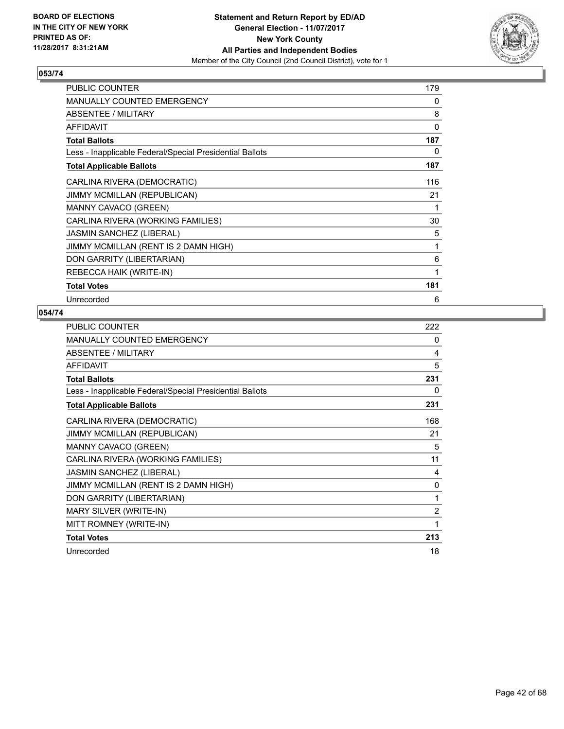**BOARD OF ELECTIONS IN THE CITY OF NEW YORK**
**PRINTED AS OF: 11/28/2017 8:31:21AM**

**Statement and Return Report by ED/AD**
**General Election - 11/07/2017**
**New York County**
**All Parties and Independent Bodies**
Member of the City Council (2nd Council District), vote for 1

## 053/74

| | |
|---|---|
| PUBLIC COUNTER | 179 |
| MANUALLY COUNTED EMERGENCY | 0 |
| ABSENTEE / MILITARY | 8 |
| AFFIDAVIT | 0 |
| **Total Ballots** | **187** |
| Less - Inapplicable Federal/Special Presidential Ballots | 0 |
| **Total Applicable Ballots** | **187** |
| CARLINA RIVERA (DEMOCRATIC) | 116 |
| JIMMY MCMILLAN (REPUBLICAN) | 21 |
| MANNY CAVACO (GREEN) | 1 |
| CARLINA RIVERA (WORKING FAMILIES) | 30 |
| JASMIN SANCHEZ (LIBERAL) | 5 |
| JIMMY MCMILLAN (RENT IS 2 DAMN HIGH) | 1 |
| DON GARRITY (LIBERTARIAN) | 6 |
| REBECCA HAIK (WRITE-IN) | 1 |
| **Total Votes** | **181** |
| Unrecorded | 6 |

## 054/74

| | |
|---|---|
| PUBLIC COUNTER | 222 |
| MANUALLY COUNTED EMERGENCY | 0 |
| ABSENTEE / MILITARY | 4 |
| AFFIDAVIT | 5 |
| **Total Ballots** | **231** |
| Less - Inapplicable Federal/Special Presidential Ballots | 0 |
| **Total Applicable Ballots** | **231** |
| CARLINA RIVERA (DEMOCRATIC) | 168 |
| JIMMY MCMILLAN (REPUBLICAN) | 21 |
| MANNY CAVACO (GREEN) | 5 |
| CARLINA RIVERA (WORKING FAMILIES) | 11 |
| JASMIN SANCHEZ (LIBERAL) | 4 |
| JIMMY MCMILLAN (RENT IS 2 DAMN HIGH) | 0 |
| DON GARRITY (LIBERTARIAN) | 1 |
| MARY SILVER (WRITE-IN) | 2 |
| MITT ROMNEY (WRITE-IN) | 1 |
| **Total Votes** | **213** |
| Unrecorded | 18 |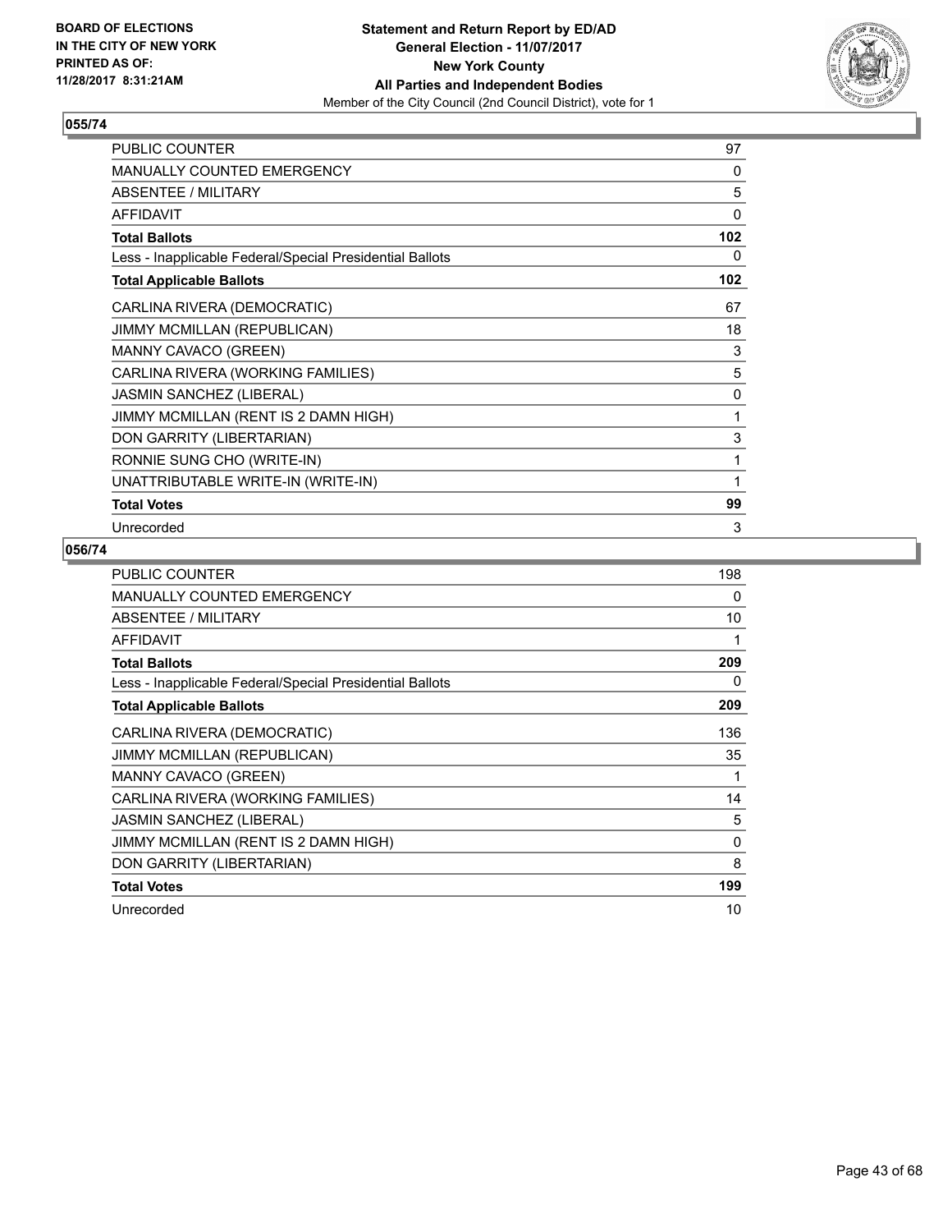**BOARD OF ELECTIONS IN THE CITY OF NEW YORK PRINTED AS OF: 11/28/2017 8:31:21AM**

**Statement and Return Report by ED/AD General Election - 11/07/2017 New York County All Parties and Independent Bodies**
Member of the City Council (2nd Council District), vote for 1

### 055/74

| | |
|---|---|
| PUBLIC COUNTER | 97 |
| MANUALLY COUNTED EMERGENCY | 0 |
| ABSENTEE / MILITARY | 5 |
| AFFIDAVIT | 0 |
| **Total Ballots** | **102** |
| Less - Inapplicable Federal/Special Presidential Ballots | 0 |
| **Total Applicable Ballots** | **102** |
| CARLINA RIVERA (DEMOCRATIC) | 67 |
| JIMMY MCMILLAN (REPUBLICAN) | 18 |
| MANNY CAVACO (GREEN) | 3 |
| CARLINA RIVERA (WORKING FAMILIES) | 5 |
| JASMIN SANCHEZ (LIBERAL) | 0 |
| JIMMY MCMILLAN (RENT IS 2 DAMN HIGH) | 1 |
| DON GARRITY (LIBERTARIAN) | 3 |
| RONNIE SUNG CHO (WRITE-IN) | 1 |
| UNATTRIBUTABLE WRITE-IN (WRITE-IN) | 1 |
| **Total Votes** | **99** |
| Unrecorded | 3 |

### 056/74

| | |
|---|---|
| PUBLIC COUNTER | 198 |
| MANUALLY COUNTED EMERGENCY | 0 |
| ABSENTEE / MILITARY | 10 |
| AFFIDAVIT | 1 |
| **Total Ballots** | **209** |
| Less - Inapplicable Federal/Special Presidential Ballots | 0 |
| **Total Applicable Ballots** | **209** |
| CARLINA RIVERA (DEMOCRATIC) | 136 |
| JIMMY MCMILLAN (REPUBLICAN) | 35 |
| MANNY CAVACO (GREEN) | 1 |
| CARLINA RIVERA (WORKING FAMILIES) | 14 |
| JASMIN SANCHEZ (LIBERAL) | 5 |
| JIMMY MCMILLAN (RENT IS 2 DAMN HIGH) | 0 |
| DON GARRITY (LIBERTARIAN) | 8 |
| **Total Votes** | **199** |
| Unrecorded | 10 |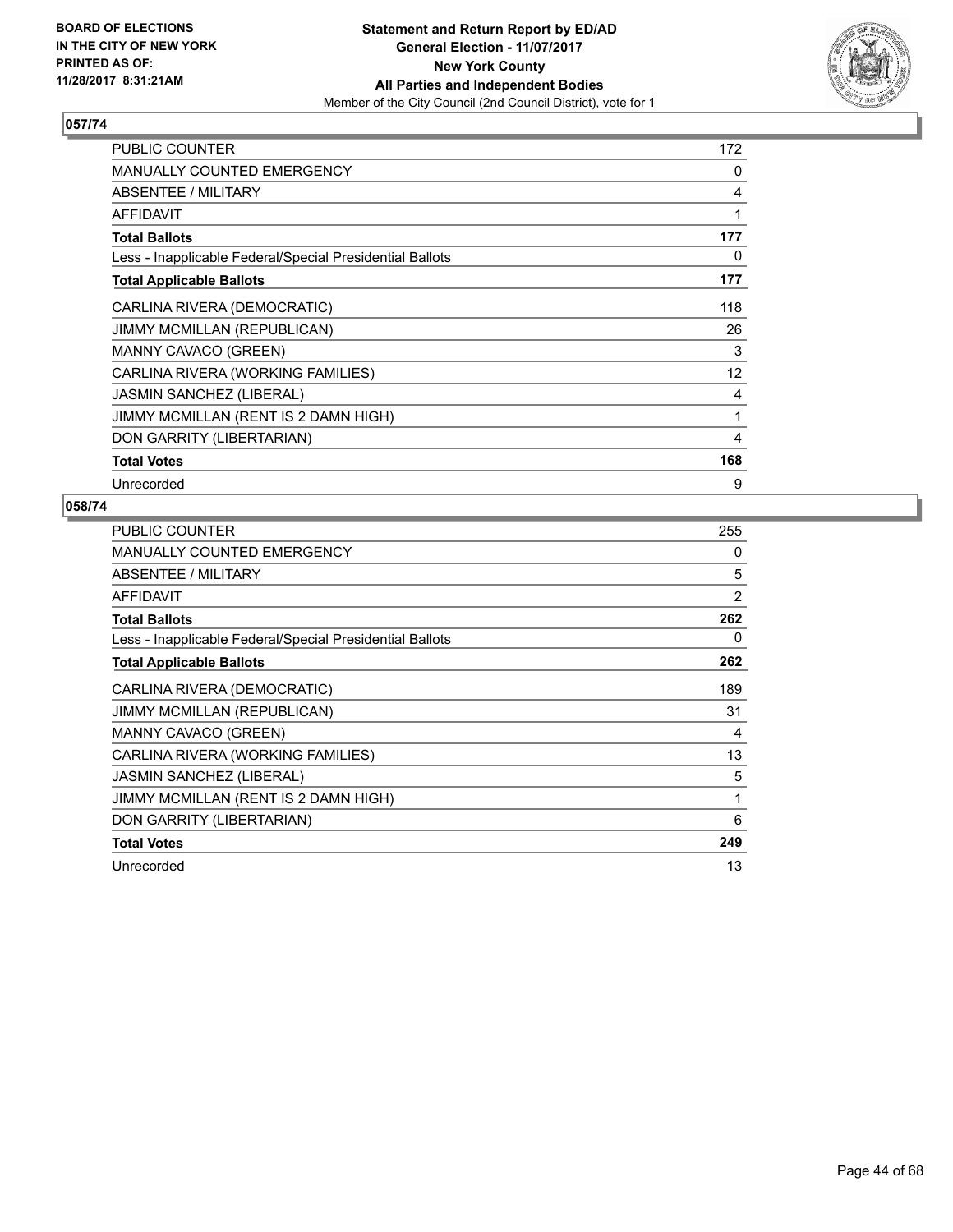BOARD OF ELECTIONS
IN THE CITY OF NEW YORK
PRINTED AS OF:
11/28/2017 8:31:21AM

**Statement and Return Report by ED/AD**
**General Election - 11/07/2017**
**New York County**
**All Parties and Independent Bodies**
Member of the City Council (2nd Council District), vote for 1

## 057/74

| | |
|---|---|
| PUBLIC COUNTER | 172 |
| MANUALLY COUNTED EMERGENCY | 0 |
| ABSENTEE / MILITARY | 4 |
| AFFIDAVIT | 1 |
| **Total Ballots** | **177** |
| Less - Inapplicable Federal/Special Presidential Ballots | 0 |
| **Total Applicable Ballots** | **177** |
| CARLINA RIVERA (DEMOCRATIC) | 118 |
| JIMMY MCMILLAN (REPUBLICAN) | 26 |
| MANNY CAVACO (GREEN) | 3 |
| CARLINA RIVERA (WORKING FAMILIES) | 12 |
| JASMIN SANCHEZ (LIBERAL) | 4 |
| JIMMY MCMILLAN (RENT IS 2 DAMN HIGH) | 1 |
| DON GARRITY (LIBERTARIAN) | 4 |
| **Total Votes** | **168** |
| Unrecorded | 9 |

## 058/74

| | |
|---|---|
| PUBLIC COUNTER | 255 |
| MANUALLY COUNTED EMERGENCY | 0 |
| ABSENTEE / MILITARY | 5 |
| AFFIDAVIT | 2 |
| **Total Ballots** | **262** |
| Less - Inapplicable Federal/Special Presidential Ballots | 0 |
| **Total Applicable Ballots** | **262** |
| CARLINA RIVERA (DEMOCRATIC) | 189 |
| JIMMY MCMILLAN (REPUBLICAN) | 31 |
| MANNY CAVACO (GREEN) | 4 |
| CARLINA RIVERA (WORKING FAMILIES) | 13 |
| JASMIN SANCHEZ (LIBERAL) | 5 |
| JIMMY MCMILLAN (RENT IS 2 DAMN HIGH) | 1 |
| DON GARRITY (LIBERTARIAN) | 6 |
| **Total Votes** | **249** |
| Unrecorded | 13 |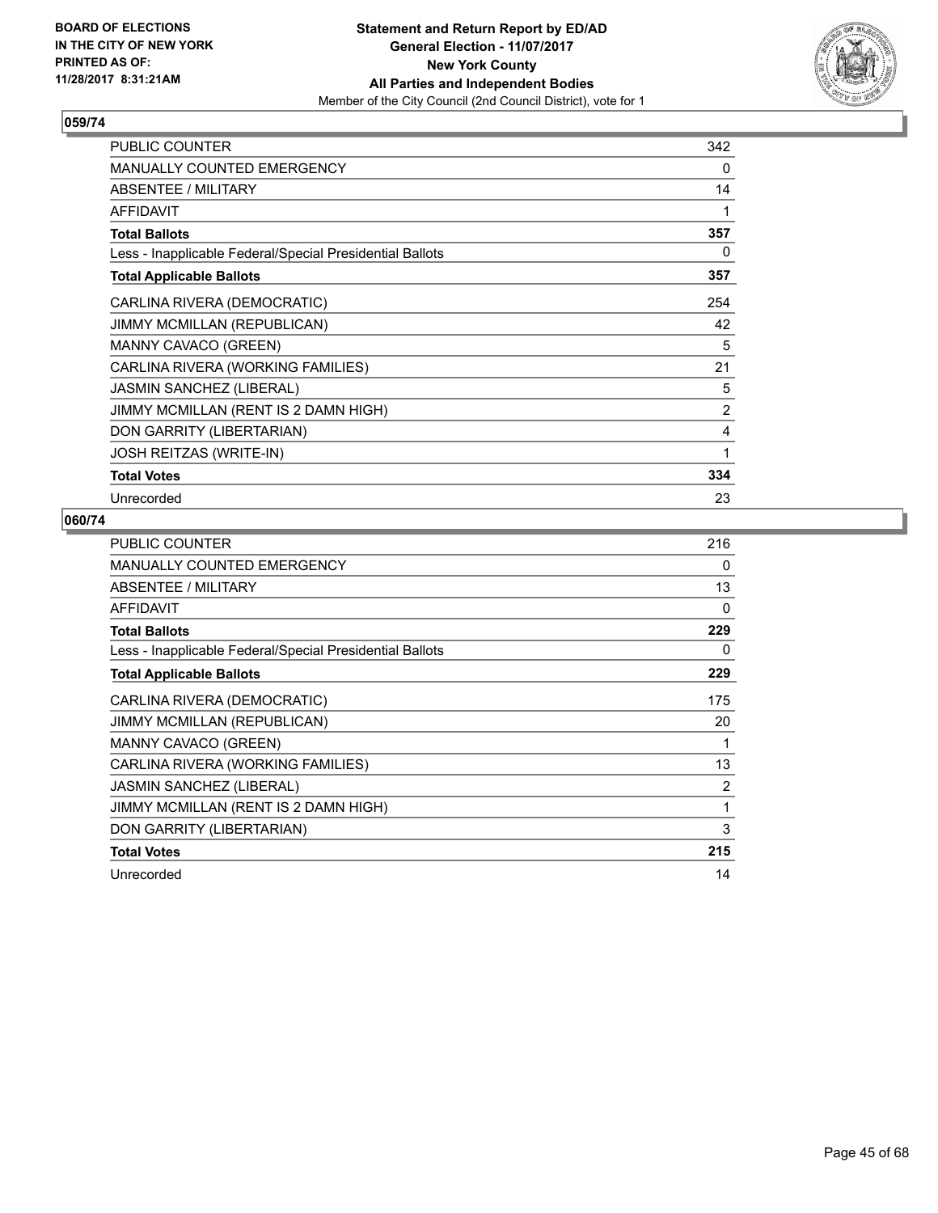**BOARD OF ELECTIONS IN THE CITY OF NEW YORK PRINTED AS OF: 11/28/2017 8:31:21AM**

**Statement and Return Report by ED/AD General Election - 11/07/2017 New York County All Parties and Independent Bodies**
Member of the City Council (2nd Council District), vote for 1

## 059/74

| | |
|---|---|
| PUBLIC COUNTER | 342 |
| MANUALLY COUNTED EMERGENCY | 0 |
| ABSENTEE / MILITARY | 14 |
| AFFIDAVIT | 1 |
| **Total Ballots** | **357** |
| Less - Inapplicable Federal/Special Presidential Ballots | 0 |
| **Total Applicable Ballots** | **357** |
| CARLINA RIVERA (DEMOCRATIC) | 254 |
| JIMMY MCMILLAN (REPUBLICAN) | 42 |
| MANNY CAVACO (GREEN) | 5 |
| CARLINA RIVERA (WORKING FAMILIES) | 21 |
| JASMIN SANCHEZ (LIBERAL) | 5 |
| JIMMY MCMILLAN (RENT IS 2 DAMN HIGH) | 2 |
| DON GARRITY (LIBERTARIAN) | 4 |
| JOSH REITZAS (WRITE-IN) | 1 |
| **Total Votes** | **334** |
| Unrecorded | 23 |

## 060/74

| | |
|---|---|
| PUBLIC COUNTER | 216 |
| MANUALLY COUNTED EMERGENCY | 0 |
| ABSENTEE / MILITARY | 13 |
| AFFIDAVIT | 0 |
| **Total Ballots** | **229** |
| Less - Inapplicable Federal/Special Presidential Ballots | 0 |
| **Total Applicable Ballots** | **229** |
| CARLINA RIVERA (DEMOCRATIC) | 175 |
| JIMMY MCMILLAN (REPUBLICAN) | 20 |
| MANNY CAVACO (GREEN) | 1 |
| CARLINA RIVERA (WORKING FAMILIES) | 13 |
| JASMIN SANCHEZ (LIBERAL) | 2 |
| JIMMY MCMILLAN (RENT IS 2 DAMN HIGH) | 1 |
| DON GARRITY (LIBERTARIAN) | 3 |
| **Total Votes** | **215** |
| Unrecorded | 14 |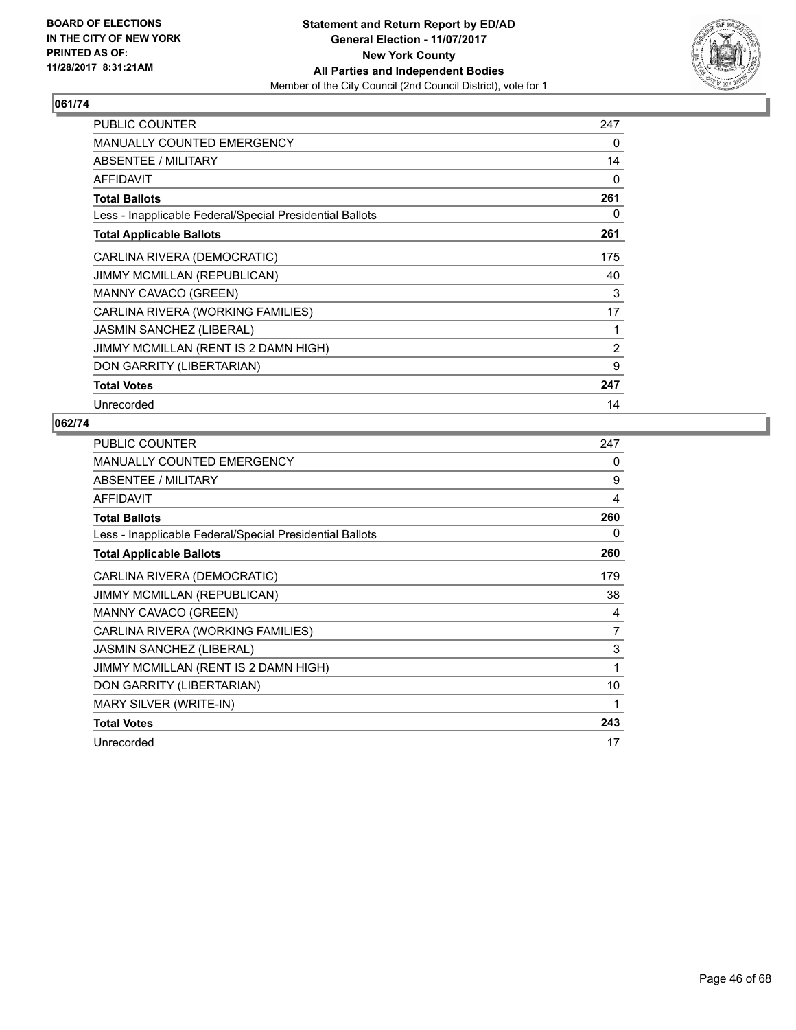**BOARD OF ELECTIONS IN THE CITY OF NEW YORK PRINTED AS OF: 11/28/2017 8:31:21AM**

**Statement and Return Report by ED/AD**
**General Election - 11/07/2017**
**New York County**
**All Parties and Independent Bodies**
Member of the City Council (2nd Council District), vote for 1

### 061/74

| | |
|---|---|
| PUBLIC COUNTER | 247 |
| MANUALLY COUNTED EMERGENCY | 0 |
| ABSENTEE / MILITARY | 14 |
| AFFIDAVIT | 0 |
| **Total Ballots** | **261** |
| Less - Inapplicable Federal/Special Presidential Ballots | 0 |
| **Total Applicable Ballots** | **261** |
| CARLINA RIVERA (DEMOCRATIC) | 175 |
| JIMMY MCMILLAN (REPUBLICAN) | 40 |
| MANNY CAVACO (GREEN) | 3 |
| CARLINA RIVERA (WORKING FAMILIES) | 17 |
| JASMIN SANCHEZ (LIBERAL) | 1 |
| JIMMY MCMILLAN (RENT IS 2 DAMN HIGH) | 2 |
| DON GARRITY (LIBERTARIAN) | 9 |
| **Total Votes** | **247** |
| Unrecorded | 14 |

### 062/74

| | |
|---|---|
| PUBLIC COUNTER | 247 |
| MANUALLY COUNTED EMERGENCY | 0 |
| ABSENTEE / MILITARY | 9 |
| AFFIDAVIT | 4 |
| **Total Ballots** | **260** |
| Less - Inapplicable Federal/Special Presidential Ballots | 0 |
| **Total Applicable Ballots** | **260** |
| CARLINA RIVERA (DEMOCRATIC) | 179 |
| JIMMY MCMILLAN (REPUBLICAN) | 38 |
| MANNY CAVACO (GREEN) | 4 |
| CARLINA RIVERA (WORKING FAMILIES) | 7 |
| JASMIN SANCHEZ (LIBERAL) | 3 |
| JIMMY MCMILLAN (RENT IS 2 DAMN HIGH) | 1 |
| DON GARRITY (LIBERTARIAN) | 10 |
| MARY SILVER (WRITE-IN) | 1 |
| **Total Votes** | **243** |
| Unrecorded | 17 |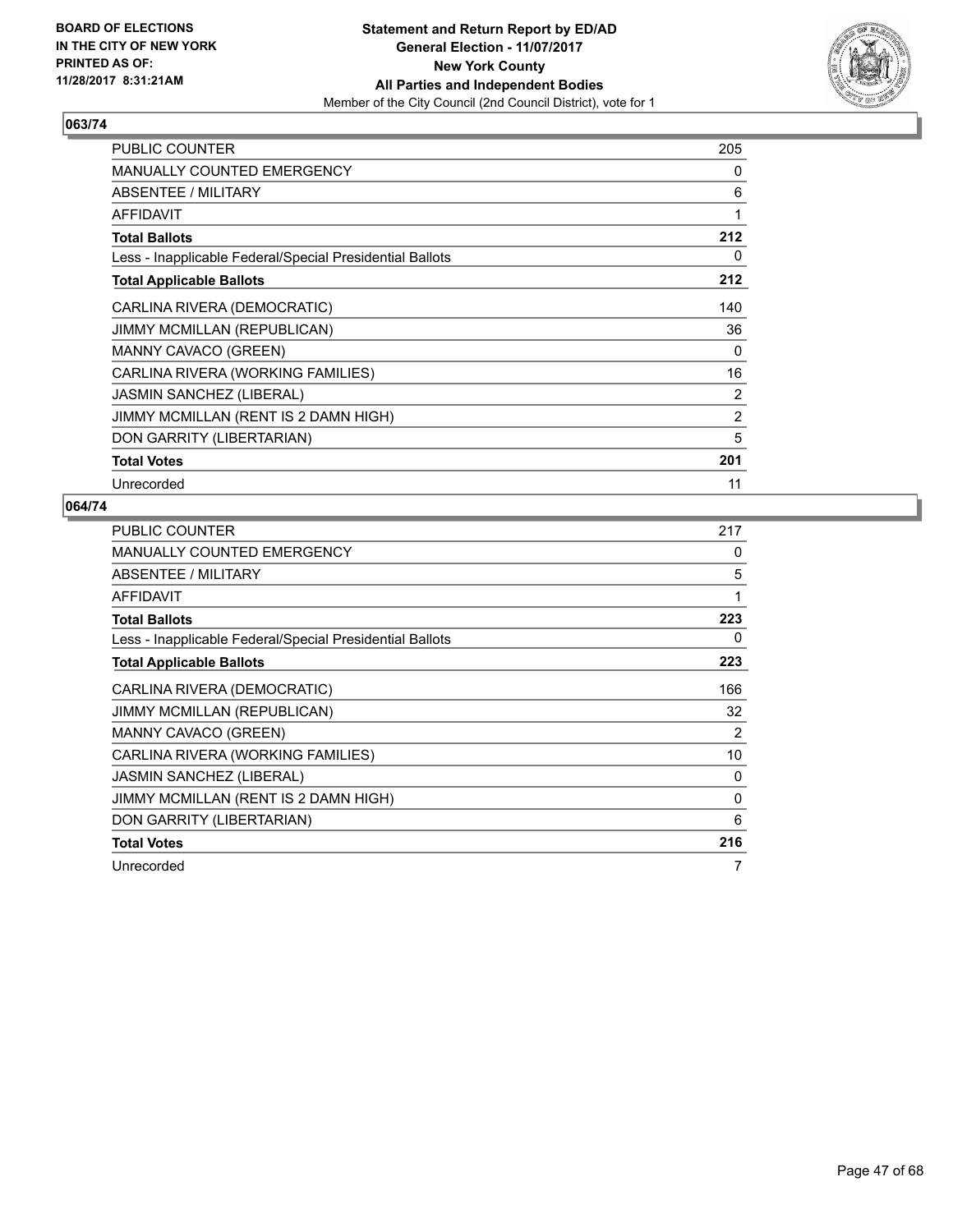**BOARD OF ELECTIONS IN THE CITY OF NEW YORK PRINTED AS OF: 11/28/2017 8:31:21AM**

**Statement and Return Report by ED/AD**
**General Election - 11/07/2017**
**New York County**
**All Parties and Independent Bodies**
Member of the City Council (2nd Council District), vote for 1

**063/74**

| | |
|---|---|
| PUBLIC COUNTER | 205 |
| MANUALLY COUNTED EMERGENCY | 0 |
| ABSENTEE / MILITARY | 6 |
| AFFIDAVIT | 1 |
| **Total Ballots** | **212** |
| Less - Inapplicable Federal/Special Presidential Ballots | 0 |
| **Total Applicable Ballots** | **212** |
| CARLINA RIVERA (DEMOCRATIC) | 140 |
| JIMMY MCMILLAN (REPUBLICAN) | 36 |
| MANNY CAVACO (GREEN) | 0 |
| CARLINA RIVERA (WORKING FAMILIES) | 16 |
| JASMIN SANCHEZ (LIBERAL) | 2 |
| JIMMY MCMILLAN (RENT IS 2 DAMN HIGH) | 2 |
| DON GARRITY (LIBERTARIAN) | 5 |
| **Total Votes** | **201** |
| Unrecorded | 11 |

**064/74**

| | |
|---|---|
| PUBLIC COUNTER | 217 |
| MANUALLY COUNTED EMERGENCY | 0 |
| ABSENTEE / MILITARY | 5 |
| AFFIDAVIT | 1 |
| **Total Ballots** | **223** |
| Less - Inapplicable Federal/Special Presidential Ballots | 0 |
| **Total Applicable Ballots** | **223** |
| CARLINA RIVERA (DEMOCRATIC) | 166 |
| JIMMY MCMILLAN (REPUBLICAN) | 32 |
| MANNY CAVACO (GREEN) | 2 |
| CARLINA RIVERA (WORKING FAMILIES) | 10 |
| JASMIN SANCHEZ (LIBERAL) | 0 |
| JIMMY MCMILLAN (RENT IS 2 DAMN HIGH) | 0 |
| DON GARRITY (LIBERTARIAN) | 6 |
| **Total Votes** | **216** |
| Unrecorded | 7 |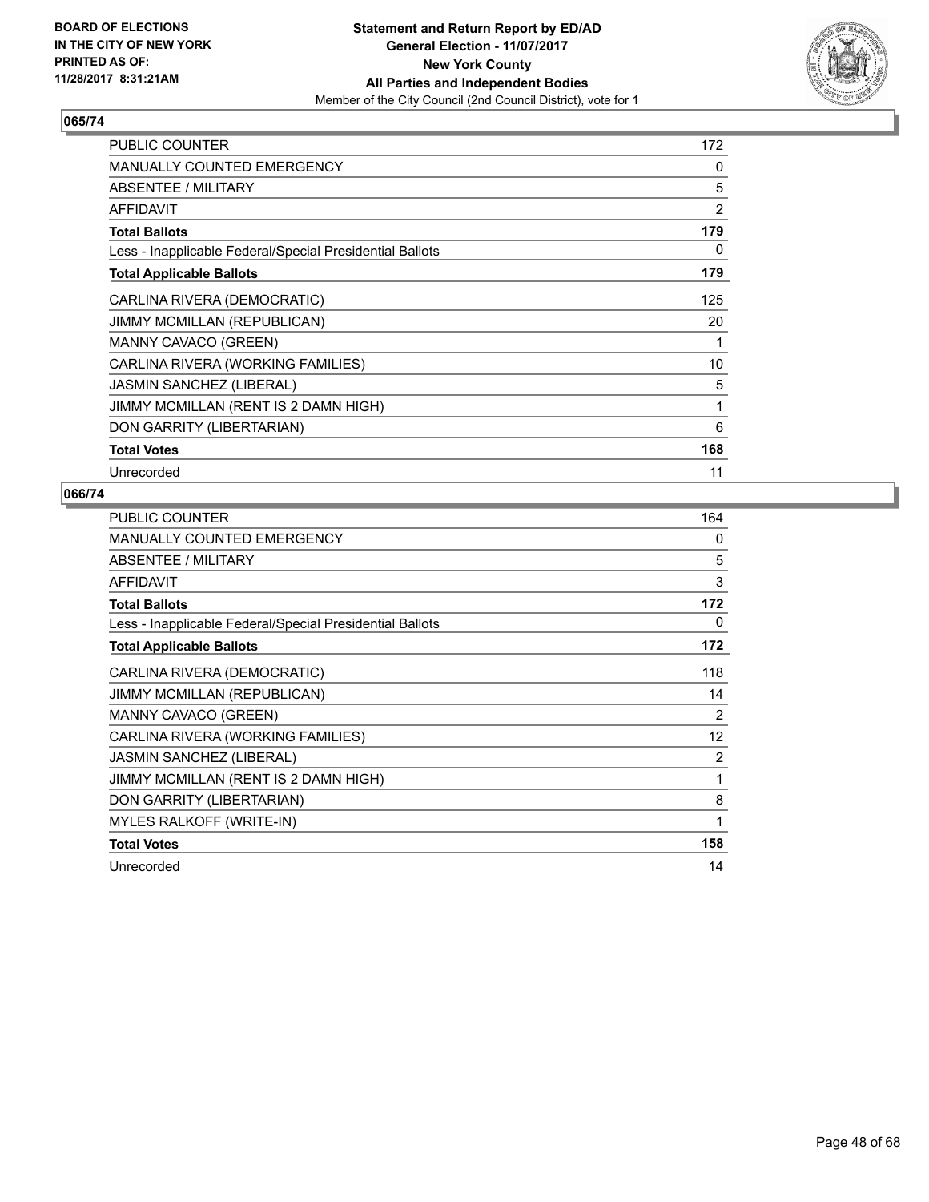BOARD OF ELECTIONS
IN THE CITY OF NEW YORK
PRINTED AS OF:
11/28/2017 8:31:21AM

**Statement and Return Report by ED/AD**
**General Election - 11/07/2017**
**New York County**
**All Parties and Independent Bodies**
Member of the City Council (2nd Council District), vote for 1

## 065/74

| | |
|---|---|
| PUBLIC COUNTER | 172 |
| MANUALLY COUNTED EMERGENCY | 0 |
| ABSENTEE / MILITARY | 5 |
| AFFIDAVIT | 2 |
| **Total Ballots** | **179** |
| Less - Inapplicable Federal/Special Presidential Ballots | 0 |
| **Total Applicable Ballots** | **179** |
| CARLINA RIVERA (DEMOCRATIC) | 125 |
| JIMMY MCMILLAN (REPUBLICAN) | 20 |
| MANNY CAVACO (GREEN) | 1 |
| CARLINA RIVERA (WORKING FAMILIES) | 10 |
| JASMIN SANCHEZ (LIBERAL) | 5 |
| JIMMY MCMILLAN (RENT IS 2 DAMN HIGH) | 1 |
| DON GARRITY (LIBERTARIAN) | 6 |
| **Total Votes** | **168** |
| Unrecorded | 11 |

## 066/74

| | |
|---|---|
| PUBLIC COUNTER | 164 |
| MANUALLY COUNTED EMERGENCY | 0 |
| ABSENTEE / MILITARY | 5 |
| AFFIDAVIT | 3 |
| **Total Ballots** | **172** |
| Less - Inapplicable Federal/Special Presidential Ballots | 0 |
| **Total Applicable Ballots** | **172** |
| CARLINA RIVERA (DEMOCRATIC) | 118 |
| JIMMY MCMILLAN (REPUBLICAN) | 14 |
| MANNY CAVACO (GREEN) | 2 |
| CARLINA RIVERA (WORKING FAMILIES) | 12 |
| JASMIN SANCHEZ (LIBERAL) | 2 |
| JIMMY MCMILLAN (RENT IS 2 DAMN HIGH) | 1 |
| DON GARRITY (LIBERTARIAN) | 8 |
| MYLES RALKOFF (WRITE-IN) | 1 |
| **Total Votes** | **158** |
| Unrecorded | 14 |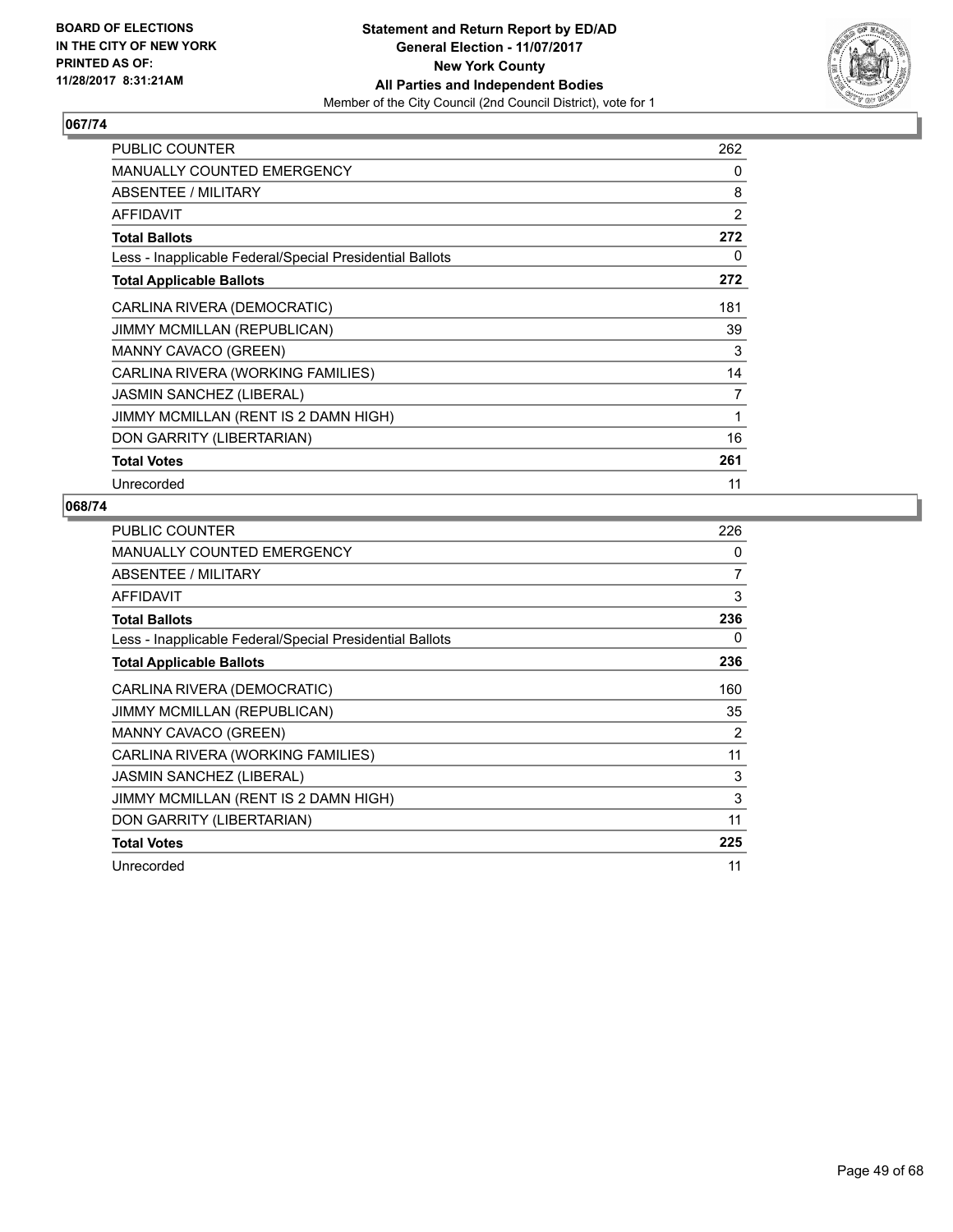**BOARD OF ELECTIONS IN THE CITY OF NEW YORK PRINTED AS OF: 11/28/2017 8:31:21AM**

# Statement and Return Report by ED/AD
## General Election - 11/07/2017
## New York County
## All Parties and Independent Bodies
Member of the City Council (2nd Council District), vote for 1

### 067/74

| | |
|---|---|
| PUBLIC COUNTER | 262 |
| MANUALLY COUNTED EMERGENCY | 0 |
| ABSENTEE / MILITARY | 8 |
| AFFIDAVIT | 2 |
| **Total Ballots** | **272** |
| Less - Inapplicable Federal/Special Presidential Ballots | 0 |
| **Total Applicable Ballots** | **272** |
| CARLINA RIVERA (DEMOCRATIC) | 181 |
| JIMMY MCMILLAN (REPUBLICAN) | 39 |
| MANNY CAVACO (GREEN) | 3 |
| CARLINA RIVERA (WORKING FAMILIES) | 14 |
| JASMIN SANCHEZ (LIBERAL) | 7 |
| JIMMY MCMILLAN (RENT IS 2 DAMN HIGH) | 1 |
| DON GARRITY (LIBERTARIAN) | 16 |
| **Total Votes** | **261** |
| Unrecorded | 11 |

### 068/74

| | |
|---|---|
| PUBLIC COUNTER | 226 |
| MANUALLY COUNTED EMERGENCY | 0 |
| ABSENTEE / MILITARY | 7 |
| AFFIDAVIT | 3 |
| **Total Ballots** | **236** |
| Less - Inapplicable Federal/Special Presidential Ballots | 0 |
| **Total Applicable Ballots** | **236** |
| CARLINA RIVERA (DEMOCRATIC) | 160 |
| JIMMY MCMILLAN (REPUBLICAN) | 35 |
| MANNY CAVACO (GREEN) | 2 |
| CARLINA RIVERA (WORKING FAMILIES) | 11 |
| JASMIN SANCHEZ (LIBERAL) | 3 |
| JIMMY MCMILLAN (RENT IS 2 DAMN HIGH) | 3 |
| DON GARRITY (LIBERTARIAN) | 11 |
| **Total Votes** | **225** |
| Unrecorded | 11 |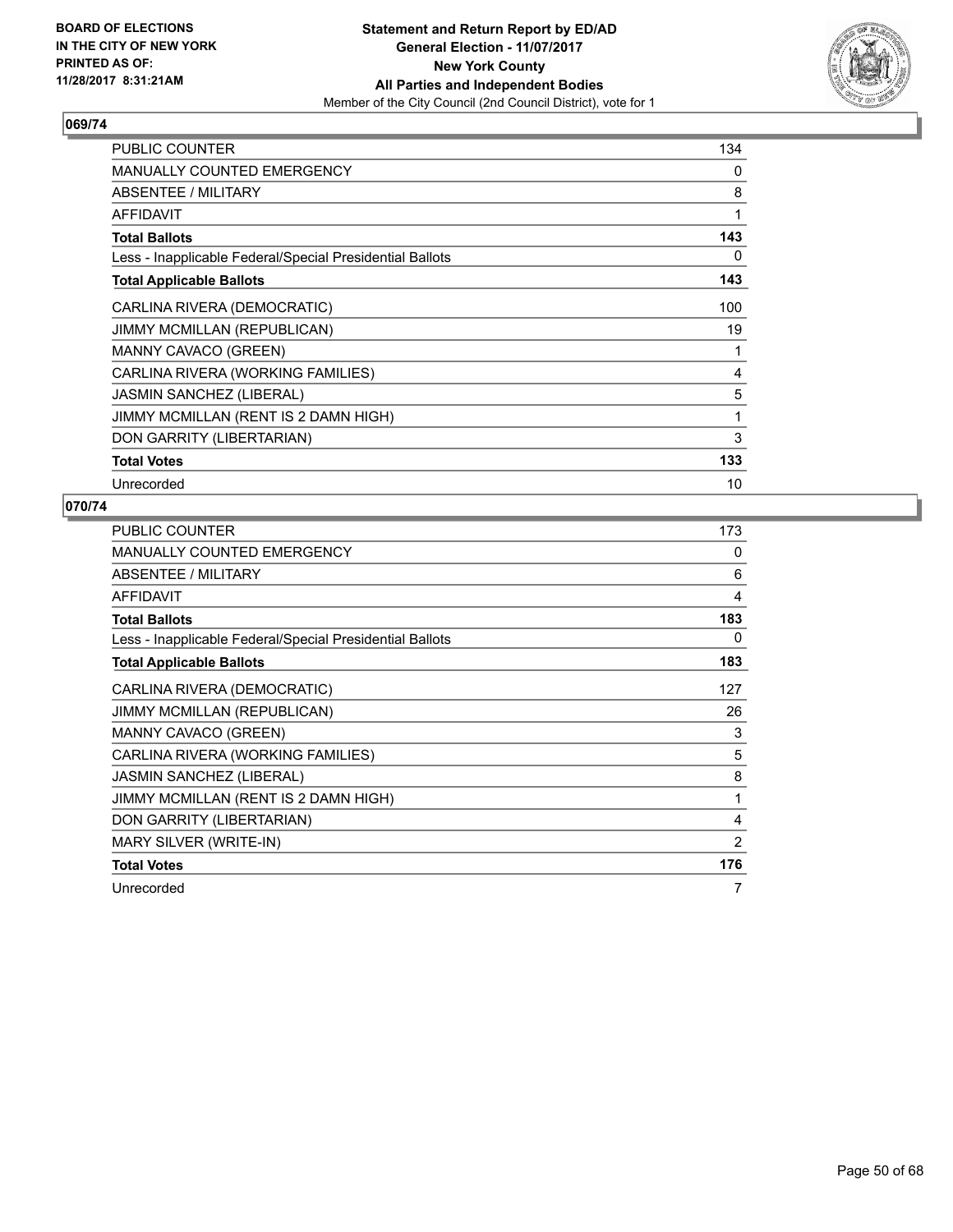**Statement and Return Report by ED/AD**
**General Election - 11/07/2017**
**New York County**
**All Parties and Independent Bodies**
Member of the City Council (2nd Council District), vote for 1

BOARD OF ELECTIONS IN THE CITY OF NEW YORK PRINTED AS OF: 11/28/2017 8:31:21AM

**069/74**

| | |
|---|---|
| PUBLIC COUNTER | 134 |
| MANUALLY COUNTED EMERGENCY | 0 |
| ABSENTEE / MILITARY | 8 |
| AFFIDAVIT | 1 |
| **Total Ballots** | **143** |
| Less - Inapplicable Federal/Special Presidential Ballots | 0 |
| **Total Applicable Ballots** | **143** |
| CARLINA RIVERA (DEMOCRATIC) | 100 |
| JIMMY MCMILLAN (REPUBLICAN) | 19 |
| MANNY CAVACO (GREEN) | 1 |
| CARLINA RIVERA (WORKING FAMILIES) | 4 |
| JASMIN SANCHEZ (LIBERAL) | 5 |
| JIMMY MCMILLAN (RENT IS 2 DAMN HIGH) | 1 |
| DON GARRITY (LIBERTARIAN) | 3 |
| **Total Votes** | **133** |
| Unrecorded | 10 |

**070/74**

| | |
|---|---|
| PUBLIC COUNTER | 173 |
| MANUALLY COUNTED EMERGENCY | 0 |
| ABSENTEE / MILITARY | 6 |
| AFFIDAVIT | 4 |
| **Total Ballots** | **183** |
| Less - Inapplicable Federal/Special Presidential Ballots | 0 |
| **Total Applicable Ballots** | **183** |
| CARLINA RIVERA (DEMOCRATIC) | 127 |
| JIMMY MCMILLAN (REPUBLICAN) | 26 |
| MANNY CAVACO (GREEN) | 3 |
| CARLINA RIVERA (WORKING FAMILIES) | 5 |
| JASMIN SANCHEZ (LIBERAL) | 8 |
| JIMMY MCMILLAN (RENT IS 2 DAMN HIGH) | 1 |
| DON GARRITY (LIBERTARIAN) | 4 |
| MARY SILVER (WRITE-IN) | 2 |
| **Total Votes** | **176** |
| Unrecorded | 7 |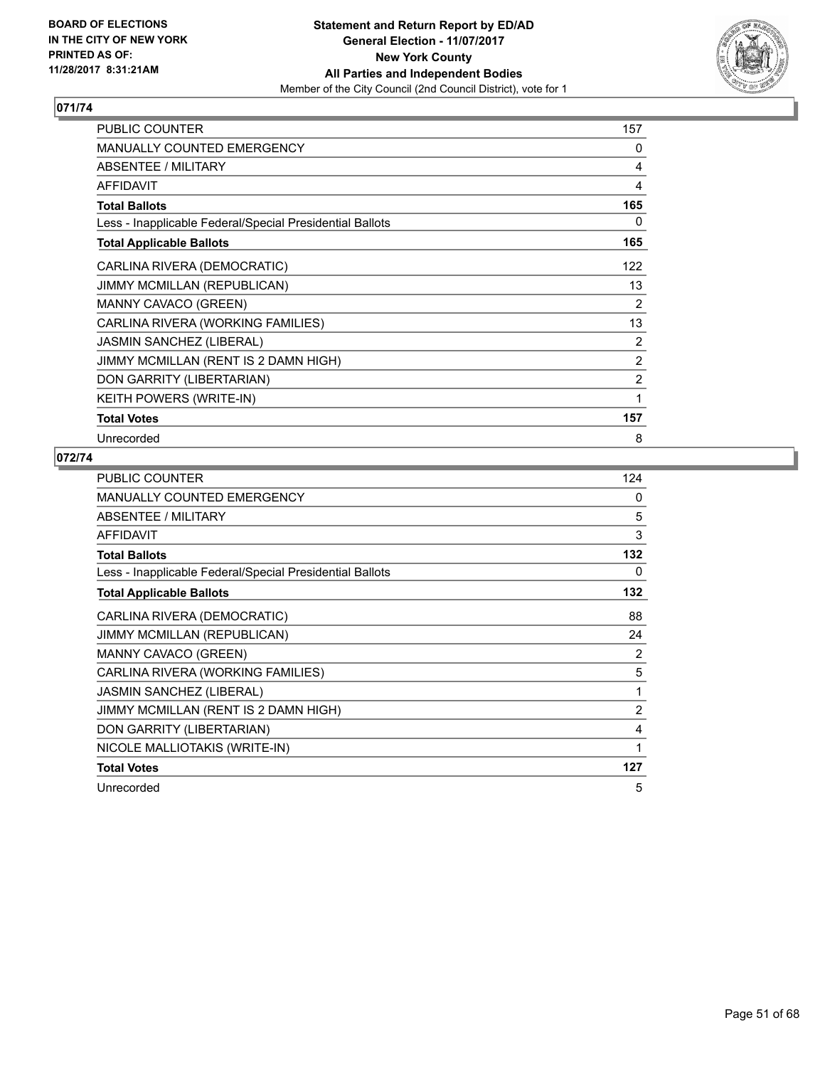**BOARD OF ELECTIONS IN THE CITY OF NEW YORK PRINTED AS OF: 11/28/2017 8:31:21AM**

**Statement and Return Report by ED/AD**
**General Election - 11/07/2017**
**New York County**
**All Parties and Independent Bodies**
Member of the City Council (2nd Council District), vote for 1

## 071/74

| | |
|---|---|
| PUBLIC COUNTER | 157 |
| MANUALLY COUNTED EMERGENCY | 0 |
| ABSENTEE / MILITARY | 4 |
| AFFIDAVIT | 4 |
| **Total Ballots** | **165** |
| Less - Inapplicable Federal/Special Presidential Ballots | 0 |
| **Total Applicable Ballots** | **165** |
| CARLINA RIVERA (DEMOCRATIC) | 122 |
| JIMMY MCMILLAN (REPUBLICAN) | 13 |
| MANNY CAVACO (GREEN) | 2 |
| CARLINA RIVERA (WORKING FAMILIES) | 13 |
| JASMIN SANCHEZ (LIBERAL) | 2 |
| JIMMY MCMILLAN (RENT IS 2 DAMN HIGH) | 2 |
| DON GARRITY (LIBERTARIAN) | 2 |
| KEITH POWERS (WRITE-IN) | 1 |
| **Total Votes** | **157** |
| Unrecorded | 8 |

## 072/74

| | |
|---|---|
| PUBLIC COUNTER | 124 |
| MANUALLY COUNTED EMERGENCY | 0 |
| ABSENTEE / MILITARY | 5 |
| AFFIDAVIT | 3 |
| **Total Ballots** | **132** |
| Less - Inapplicable Federal/Special Presidential Ballots | 0 |
| **Total Applicable Ballots** | **132** |
| CARLINA RIVERA (DEMOCRATIC) | 88 |
| JIMMY MCMILLAN (REPUBLICAN) | 24 |
| MANNY CAVACO (GREEN) | 2 |
| CARLINA RIVERA (WORKING FAMILIES) | 5 |
| JASMIN SANCHEZ (LIBERAL) | 1 |
| JIMMY MCMILLAN (RENT IS 2 DAMN HIGH) | 2 |
| DON GARRITY (LIBERTARIAN) | 4 |
| NICOLE MALLIOTAKIS (WRITE-IN) | 1 |
| **Total Votes** | **127** |
| Unrecorded | 5 |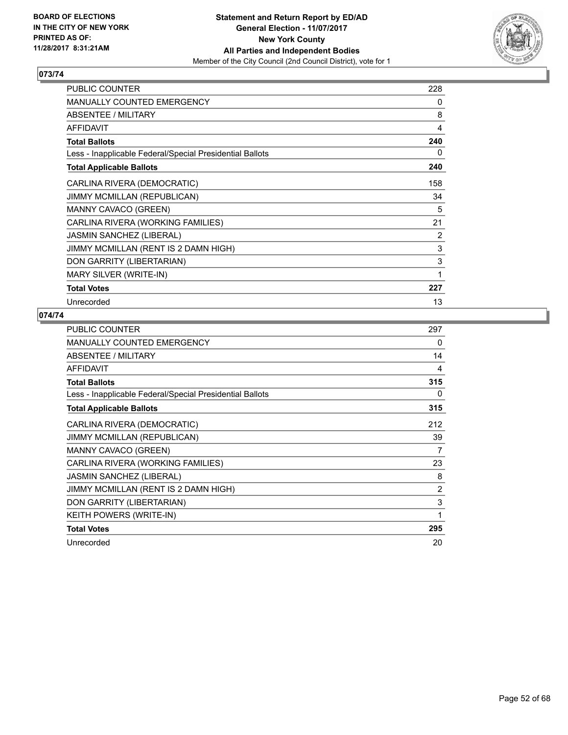BOARD OF ELECTIONS
IN THE CITY OF NEW YORK
PRINTED AS OF:
11/28/2017 8:31:21AM

**Statement and Return Report by ED/AD**
**General Election - 11/07/2017**
**New York County**
**All Parties and Independent Bodies**
Member of the City Council (2nd Council District), vote for 1

## 073/74

| | |
|---|---|
| PUBLIC COUNTER | 228 |
| MANUALLY COUNTED EMERGENCY | 0 |
| ABSENTEE / MILITARY | 8 |
| AFFIDAVIT | 4 |
| **Total Ballots** | **240** |
| Less - Inapplicable Federal/Special Presidential Ballots | 0 |
| **Total Applicable Ballots** | **240** |
| CARLINA RIVERA (DEMOCRATIC) | 158 |
| JIMMY MCMILLAN (REPUBLICAN) | 34 |
| MANNY CAVACO (GREEN) | 5 |
| CARLINA RIVERA (WORKING FAMILIES) | 21 |
| JASMIN SANCHEZ (LIBERAL) | 2 |
| JIMMY MCMILLAN (RENT IS 2 DAMN HIGH) | 3 |
| DON GARRITY (LIBERTARIAN) | 3 |
| MARY SILVER (WRITE-IN) | 1 |
| **Total Votes** | **227** |
| Unrecorded | 13 |

## 074/74

| | |
|---|---|
| PUBLIC COUNTER | 297 |
| MANUALLY COUNTED EMERGENCY | 0 |
| ABSENTEE / MILITARY | 14 |
| AFFIDAVIT | 4 |
| **Total Ballots** | **315** |
| Less - Inapplicable Federal/Special Presidential Ballots | 0 |
| **Total Applicable Ballots** | **315** |
| CARLINA RIVERA (DEMOCRATIC) | 212 |
| JIMMY MCMILLAN (REPUBLICAN) | 39 |
| MANNY CAVACO (GREEN) | 7 |
| CARLINA RIVERA (WORKING FAMILIES) | 23 |
| JASMIN SANCHEZ (LIBERAL) | 8 |
| JIMMY MCMILLAN (RENT IS 2 DAMN HIGH) | 2 |
| DON GARRITY (LIBERTARIAN) | 3 |
| KEITH POWERS (WRITE-IN) | 1 |
| **Total Votes** | **295** |
| Unrecorded | 20 |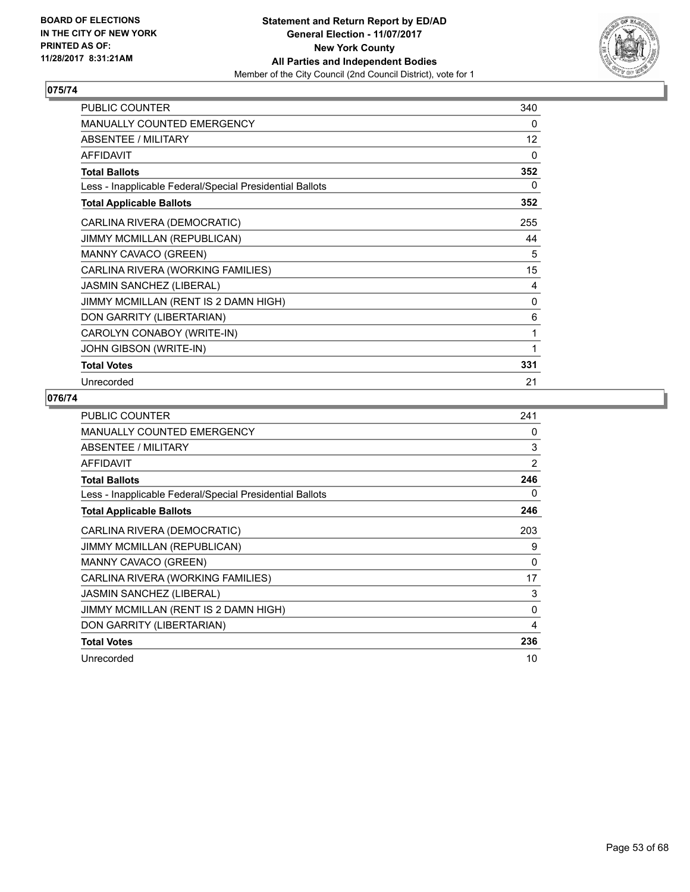BOARD OF ELECTIONS
IN THE CITY OF NEW YORK
PRINTED AS OF:
11/28/2017 8:31:21AM

**Statement and Return Report by ED/AD**
**General Election - 11/07/2017**
**New York County**
**All Parties and Independent Bodies**
Member of the City Council (2nd Council District), vote for 1

## 075/74

| | |
|---|---|
| PUBLIC COUNTER | 340 |
| MANUALLY COUNTED EMERGENCY | 0 |
| ABSENTEE / MILITARY | 12 |
| AFFIDAVIT | 0 |
| **Total Ballots** | **352** |
| Less - Inapplicable Federal/Special Presidential Ballots | 0 |
| **Total Applicable Ballots** | **352** |
| CARLINA RIVERA (DEMOCRATIC) | 255 |
| JIMMY MCMILLAN (REPUBLICAN) | 44 |
| MANNY CAVACO (GREEN) | 5 |
| CARLINA RIVERA (WORKING FAMILIES) | 15 |
| JASMIN SANCHEZ (LIBERAL) | 4 |
| JIMMY MCMILLAN (RENT IS 2 DAMN HIGH) | 0 |
| DON GARRITY (LIBERTARIAN) | 6 |
| CAROLYN CONABOY (WRITE-IN) | 1 |
| JOHN GIBSON (WRITE-IN) | 1 |
| **Total Votes** | **331** |
| Unrecorded | 21 |

## 076/74

| | |
|---|---|
| PUBLIC COUNTER | 241 |
| MANUALLY COUNTED EMERGENCY | 0 |
| ABSENTEE / MILITARY | 3 |
| AFFIDAVIT | 2 |
| **Total Ballots** | **246** |
| Less - Inapplicable Federal/Special Presidential Ballots | 0 |
| **Total Applicable Ballots** | **246** |
| CARLINA RIVERA (DEMOCRATIC) | 203 |
| JIMMY MCMILLAN (REPUBLICAN) | 9 |
| MANNY CAVACO (GREEN) | 0 |
| CARLINA RIVERA (WORKING FAMILIES) | 17 |
| JASMIN SANCHEZ (LIBERAL) | 3 |
| JIMMY MCMILLAN (RENT IS 2 DAMN HIGH) | 0 |
| DON GARRITY (LIBERTARIAN) | 4 |
| **Total Votes** | **236** |
| Unrecorded | 10 |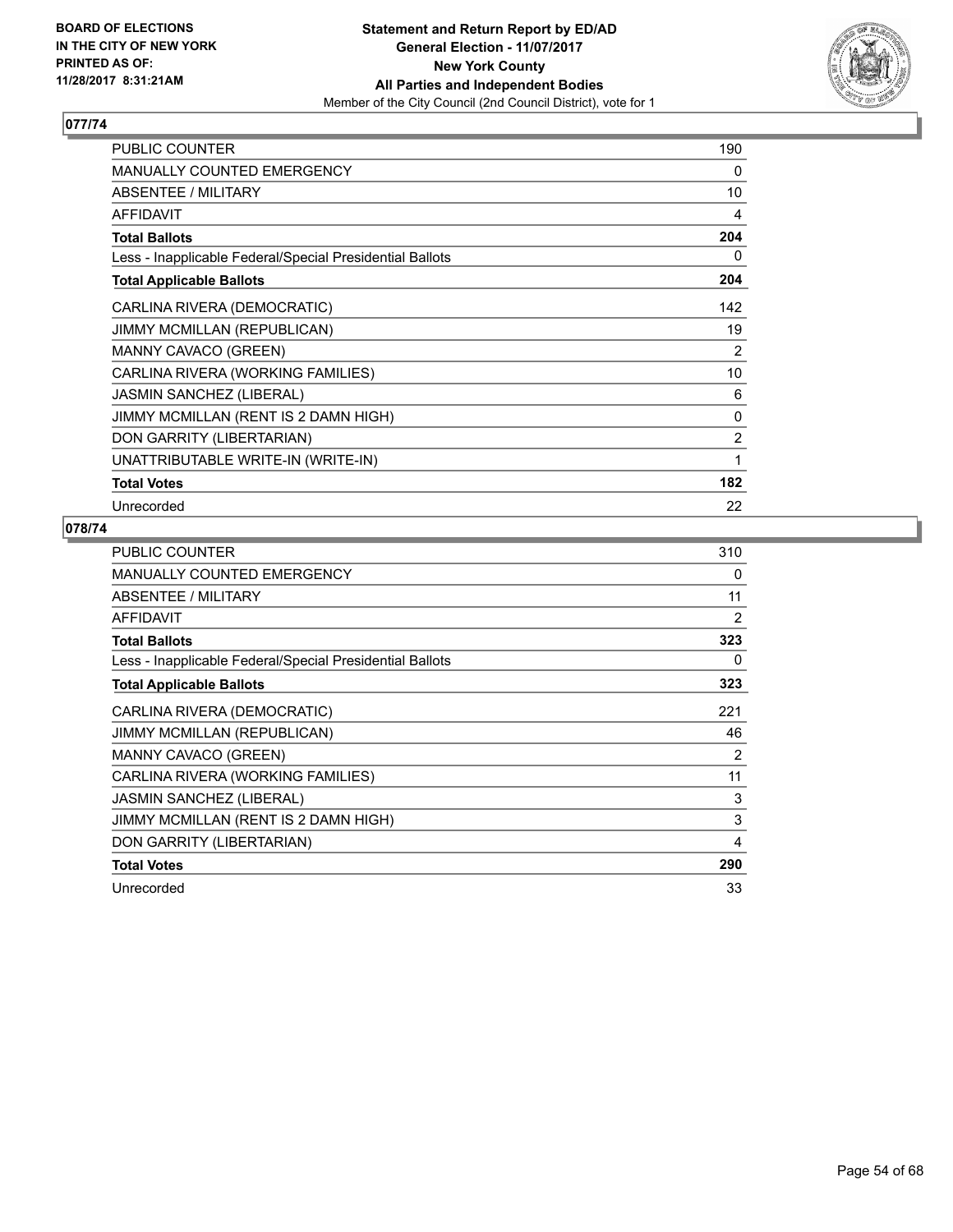**BOARD OF ELECTIONS IN THE CITY OF NEW YORK PRINTED AS OF: 11/28/2017 8:31:21AM**

**Statement and Return Report by ED/AD General Election - 11/07/2017 New York County All Parties and Independent Bodies**
Member of the City Council (2nd Council District), vote for 1

## 077/74

| | |
|---|---|
| PUBLIC COUNTER | 190 |
| MANUALLY COUNTED EMERGENCY | 0 |
| ABSENTEE / MILITARY | 10 |
| AFFIDAVIT | 4 |
| **Total Ballots** | **204** |
| Less - Inapplicable Federal/Special Presidential Ballots | 0 |
| **Total Applicable Ballots** | **204** |
| CARLINA RIVERA (DEMOCRATIC) | 142 |
| JIMMY MCMILLAN (REPUBLICAN) | 19 |
| MANNY CAVACO (GREEN) | 2 |
| CARLINA RIVERA (WORKING FAMILIES) | 10 |
| JASMIN SANCHEZ (LIBERAL) | 6 |
| JIMMY MCMILLAN (RENT IS 2 DAMN HIGH) | 0 |
| DON GARRITY (LIBERTARIAN) | 2 |
| UNATTRIBUTABLE WRITE-IN (WRITE-IN) | 1 |
| **Total Votes** | **182** |
| Unrecorded | 22 |

## 078/74

| | |
|---|---|
| PUBLIC COUNTER | 310 |
| MANUALLY COUNTED EMERGENCY | 0 |
| ABSENTEE / MILITARY | 11 |
| AFFIDAVIT | 2 |
| **Total Ballots** | **323** |
| Less - Inapplicable Federal/Special Presidential Ballots | 0 |
| **Total Applicable Ballots** | **323** |
| CARLINA RIVERA (DEMOCRATIC) | 221 |
| JIMMY MCMILLAN (REPUBLICAN) | 46 |
| MANNY CAVACO (GREEN) | 2 |
| CARLINA RIVERA (WORKING FAMILIES) | 11 |
| JASMIN SANCHEZ (LIBERAL) | 3 |
| JIMMY MCMILLAN (RENT IS 2 DAMN HIGH) | 3 |
| DON GARRITY (LIBERTARIAN) | 4 |
| **Total Votes** | **290** |
| Unrecorded | 33 |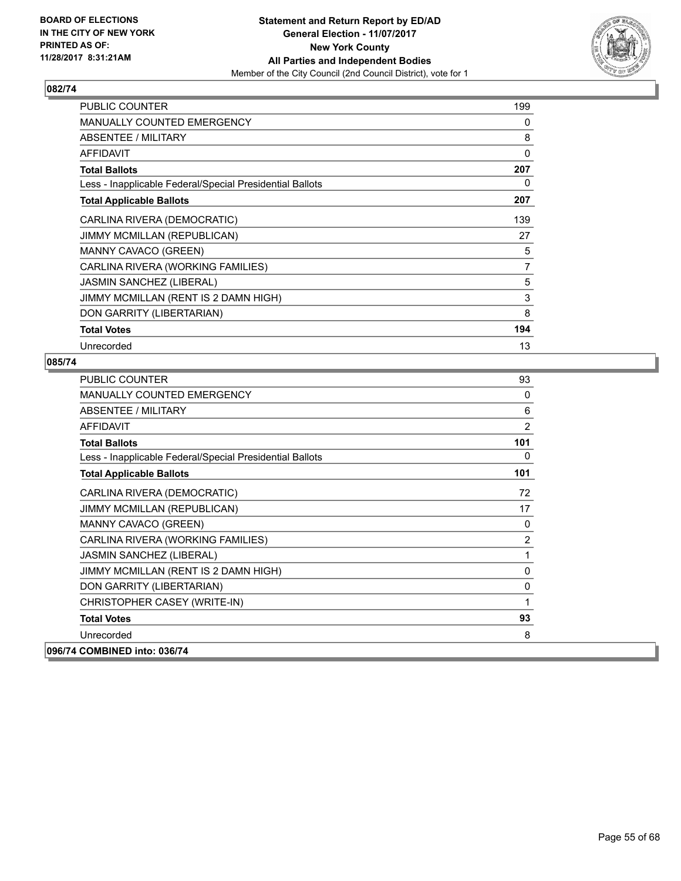**Statement and Return Report by ED/AD**
**General Election - 11/07/2017**
**New York County**
**All Parties and Independent Bodies**
Member of the City Council (2nd Council District), vote for 1

BOARD OF ELECTIONS
IN THE CITY OF NEW YORK
PRINTED AS OF:
11/28/2017 8:31:21AM

**082/74**

| | |
|---|---|
| PUBLIC COUNTER | 199 |
| MANUALLY COUNTED EMERGENCY | 0 |
| ABSENTEE / MILITARY | 8 |
| AFFIDAVIT | 0 |
| **Total Ballots** | **207** |
| Less - Inapplicable Federal/Special Presidential Ballots | 0 |
| **Total Applicable Ballots** | **207** |
| CARLINA RIVERA (DEMOCRATIC) | 139 |
| JIMMY MCMILLAN (REPUBLICAN) | 27 |
| MANNY CAVACO (GREEN) | 5 |
| CARLINA RIVERA (WORKING FAMILIES) | 7 |
| JASMIN SANCHEZ (LIBERAL) | 5 |
| JIMMY MCMILLAN (RENT IS 2 DAMN HIGH) | 3 |
| DON GARRITY (LIBERTARIAN) | 8 |
| **Total Votes** | **194** |
| Unrecorded | 13 |

**085/74**

| | |
|---|---|
| PUBLIC COUNTER | 93 |
| MANUALLY COUNTED EMERGENCY | 0 |
| ABSENTEE / MILITARY | 6 |
| AFFIDAVIT | 2 |
| **Total Ballots** | **101** |
| Less - Inapplicable Federal/Special Presidential Ballots | 0 |
| **Total Applicable Ballots** | **101** |
| CARLINA RIVERA (DEMOCRATIC) | 72 |
| JIMMY MCMILLAN (REPUBLICAN) | 17 |
| MANNY CAVACO (GREEN) | 0 |
| CARLINA RIVERA (WORKING FAMILIES) | 2 |
| JASMIN SANCHEZ (LIBERAL) | 1 |
| JIMMY MCMILLAN (RENT IS 2 DAMN HIGH) | 0 |
| DON GARRITY (LIBERTARIAN) | 0 |
| CHRISTOPHER CASEY (WRITE-IN) | 1 |
| **Total Votes** | **93** |
| Unrecorded | 8 |

**096/74 COMBINED into: 036/74**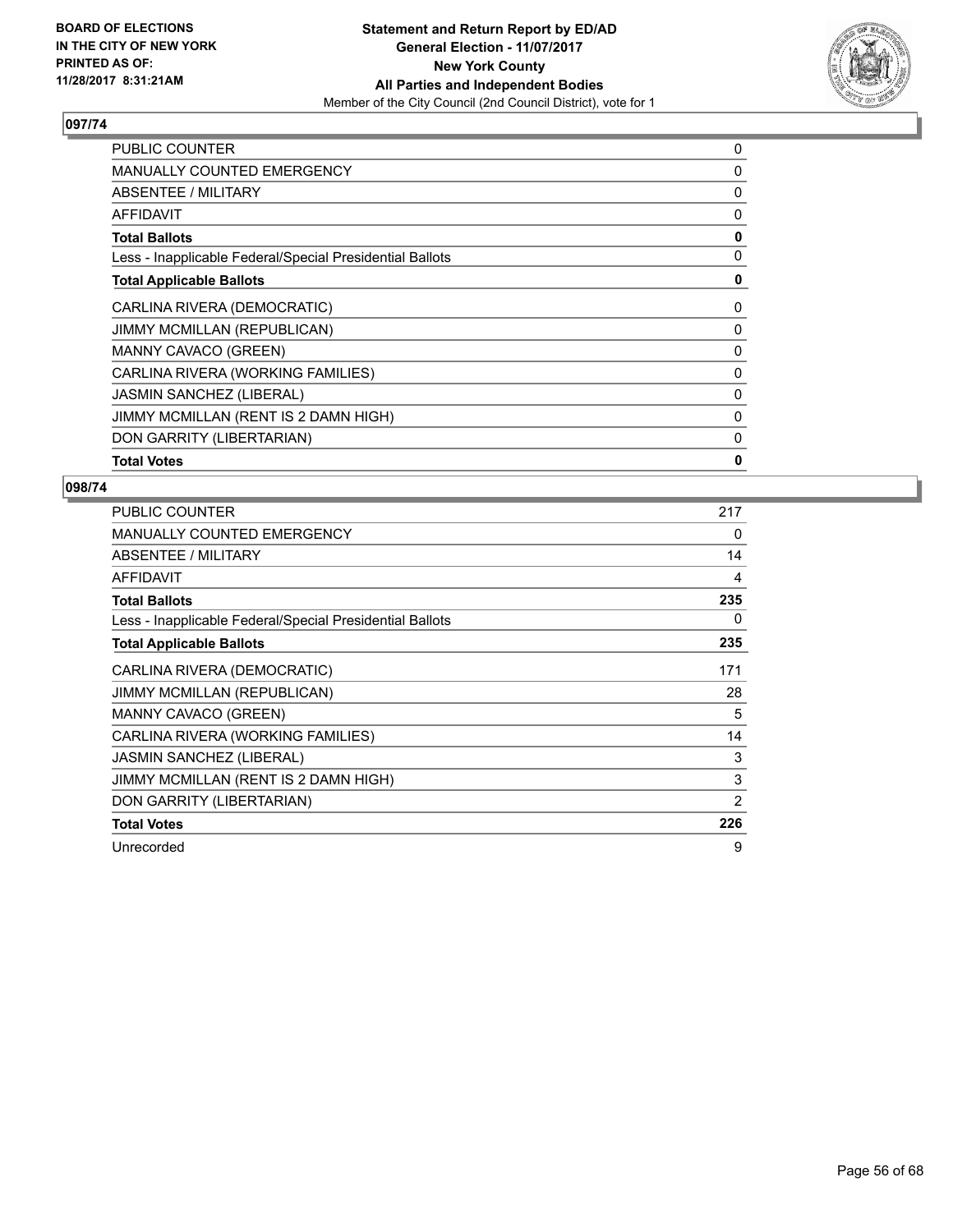**BOARD OF ELECTIONS IN THE CITY OF NEW YORK PRINTED AS OF: 11/28/2017 8:31:21AM**

**Statement and Return Report by ED/AD**
**General Election - 11/07/2017**
**New York County**
**All Parties and Independent Bodies**
Member of the City Council (2nd Council District), vote for 1

## 097/74

| | |
|---|---|
| PUBLIC COUNTER | 0 |
| MANUALLY COUNTED EMERGENCY | 0 |
| ABSENTEE / MILITARY | 0 |
| AFFIDAVIT | 0 |
| **Total Ballots** | **0** |
| Less - Inapplicable Federal/Special Presidential Ballots | 0 |
| **Total Applicable Ballots** | **0** |
| CARLINA RIVERA (DEMOCRATIC) | 0 |
| JIMMY MCMILLAN (REPUBLICAN) | 0 |
| MANNY CAVACO (GREEN) | 0 |
| CARLINA RIVERA (WORKING FAMILIES) | 0 |
| JASMIN SANCHEZ (LIBERAL) | 0 |
| JIMMY MCMILLAN (RENT IS 2 DAMN HIGH) | 0 |
| DON GARRITY (LIBERTARIAN) | 0 |
| **Total Votes** | **0** |

## 098/74

| | |
|---|---|
| PUBLIC COUNTER | 217 |
| MANUALLY COUNTED EMERGENCY | 0 |
| ABSENTEE / MILITARY | 14 |
| AFFIDAVIT | 4 |
| **Total Ballots** | **235** |
| Less - Inapplicable Federal/Special Presidential Ballots | 0 |
| **Total Applicable Ballots** | **235** |
| CARLINA RIVERA (DEMOCRATIC) | 171 |
| JIMMY MCMILLAN (REPUBLICAN) | 28 |
| MANNY CAVACO (GREEN) | 5 |
| CARLINA RIVERA (WORKING FAMILIES) | 14 |
| JASMIN SANCHEZ (LIBERAL) | 3 |
| JIMMY MCMILLAN (RENT IS 2 DAMN HIGH) | 3 |
| DON GARRITY (LIBERTARIAN) | 2 |
| **Total Votes** | **226** |
| Unrecorded | 9 |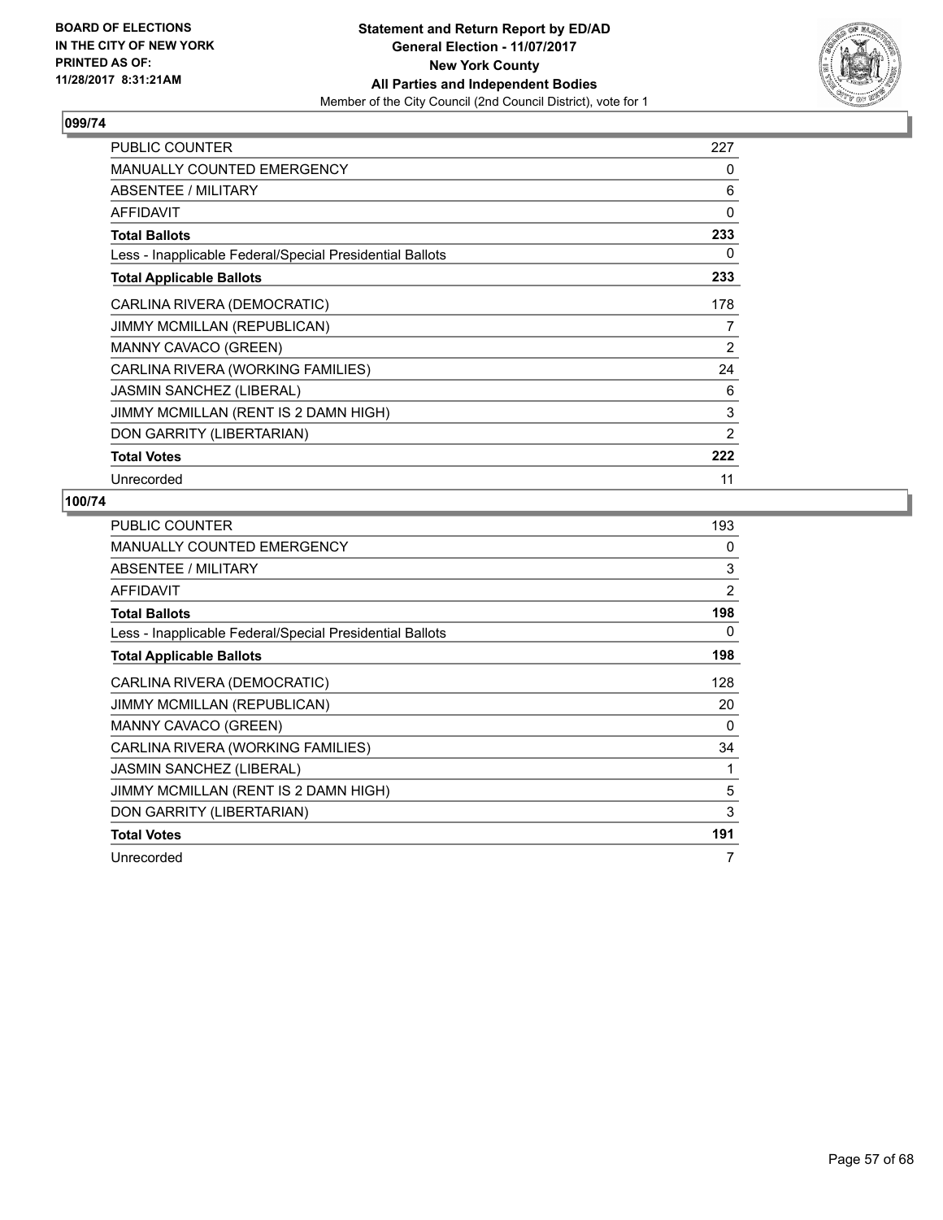**BOARD OF ELECTIONS IN THE CITY OF NEW YORK PRINTED AS OF: 11/28/2017 8:31:21AM**

**Statement and Return Report by ED/AD**
**General Election - 11/07/2017**
**New York County**
**All Parties and Independent Bodies**
Member of the City Council (2nd Council District), vote for 1

## 099/74

| | |
|---|---|
| PUBLIC COUNTER | 227 |
| MANUALLY COUNTED EMERGENCY | 0 |
| ABSENTEE / MILITARY | 6 |
| AFFIDAVIT | 0 |
| **Total Ballots** | **233** |
| Less - Inapplicable Federal/Special Presidential Ballots | 0 |
| **Total Applicable Ballots** | **233** |
| CARLINA RIVERA (DEMOCRATIC) | 178 |
| JIMMY MCMILLAN (REPUBLICAN) | 7 |
| MANNY CAVACO (GREEN) | 2 |
| CARLINA RIVERA (WORKING FAMILIES) | 24 |
| JASMIN SANCHEZ (LIBERAL) | 6 |
| JIMMY MCMILLAN (RENT IS 2 DAMN HIGH) | 3 |
| DON GARRITY (LIBERTARIAN) | 2 |
| **Total Votes** | **222** |
| Unrecorded | 11 |

## 100/74

| | |
|---|---|
| PUBLIC COUNTER | 193 |
| MANUALLY COUNTED EMERGENCY | 0 |
| ABSENTEE / MILITARY | 3 |
| AFFIDAVIT | 2 |
| **Total Ballots** | **198** |
| Less - Inapplicable Federal/Special Presidential Ballots | 0 |
| **Total Applicable Ballots** | **198** |
| CARLINA RIVERA (DEMOCRATIC) | 128 |
| JIMMY MCMILLAN (REPUBLICAN) | 20 |
| MANNY CAVACO (GREEN) | 0 |
| CARLINA RIVERA (WORKING FAMILIES) | 34 |
| JASMIN SANCHEZ (LIBERAL) | 1 |
| JIMMY MCMILLAN (RENT IS 2 DAMN HIGH) | 5 |
| DON GARRITY (LIBERTARIAN) | 3 |
| **Total Votes** | **191** |
| Unrecorded | 7 |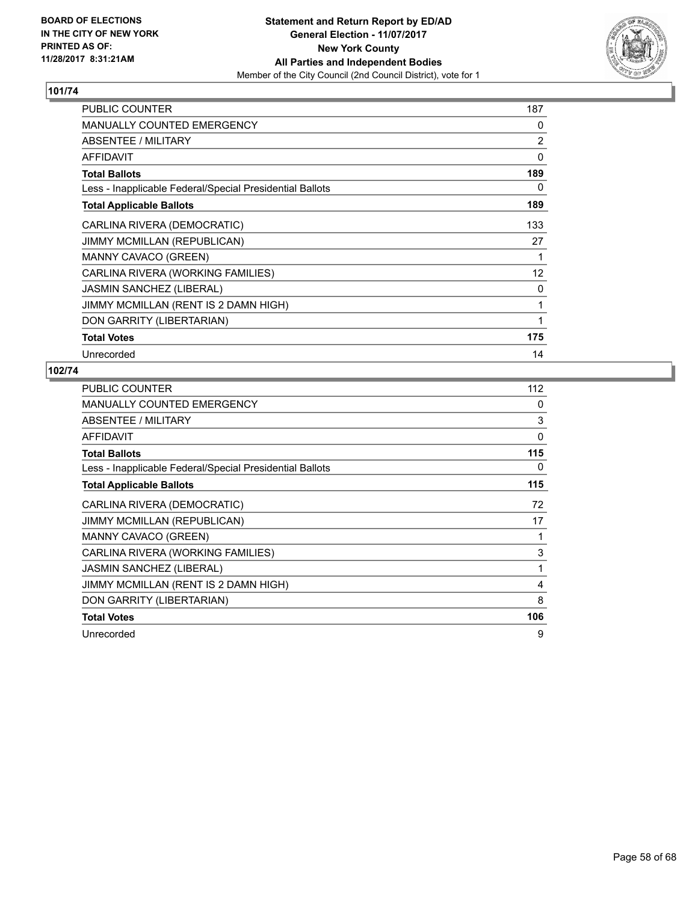BOARD OF ELECTIONS
IN THE CITY OF NEW YORK
PRINTED AS OF:
11/28/2017 8:31:21AM

**Statement and Return Report by ED/AD**
**General Election - 11/07/2017**
**New York County**
**All Parties and Independent Bodies**
Member of the City Council (2nd Council District), vote for 1

## 101/74

| | |
|---|---|
| PUBLIC COUNTER | 187 |
| MANUALLY COUNTED EMERGENCY | 0 |
| ABSENTEE / MILITARY | 2 |
| AFFIDAVIT | 0 |
| **Total Ballots** | **189** |
| Less - Inapplicable Federal/Special Presidential Ballots | 0 |
| **Total Applicable Ballots** | **189** |
| CARLINA RIVERA (DEMOCRATIC) | 133 |
| JIMMY MCMILLAN (REPUBLICAN) | 27 |
| MANNY CAVACO (GREEN) | 1 |
| CARLINA RIVERA (WORKING FAMILIES) | 12 |
| JASMIN SANCHEZ (LIBERAL) | 0 |
| JIMMY MCMILLAN (RENT IS 2 DAMN HIGH) | 1 |
| DON GARRITY (LIBERTARIAN) | 1 |
| **Total Votes** | **175** |
| Unrecorded | 14 |

## 102/74

| | |
|---|---|
| PUBLIC COUNTER | 112 |
| MANUALLY COUNTED EMERGENCY | 0 |
| ABSENTEE / MILITARY | 3 |
| AFFIDAVIT | 0 |
| **Total Ballots** | **115** |
| Less - Inapplicable Federal/Special Presidential Ballots | 0 |
| **Total Applicable Ballots** | **115** |
| CARLINA RIVERA (DEMOCRATIC) | 72 |
| JIMMY MCMILLAN (REPUBLICAN) | 17 |
| MANNY CAVACO (GREEN) | 1 |
| CARLINA RIVERA (WORKING FAMILIES) | 3 |
| JASMIN SANCHEZ (LIBERAL) | 1 |
| JIMMY MCMILLAN (RENT IS 2 DAMN HIGH) | 4 |
| DON GARRITY (LIBERTARIAN) | 8 |
| **Total Votes** | **106** |
| Unrecorded | 9 |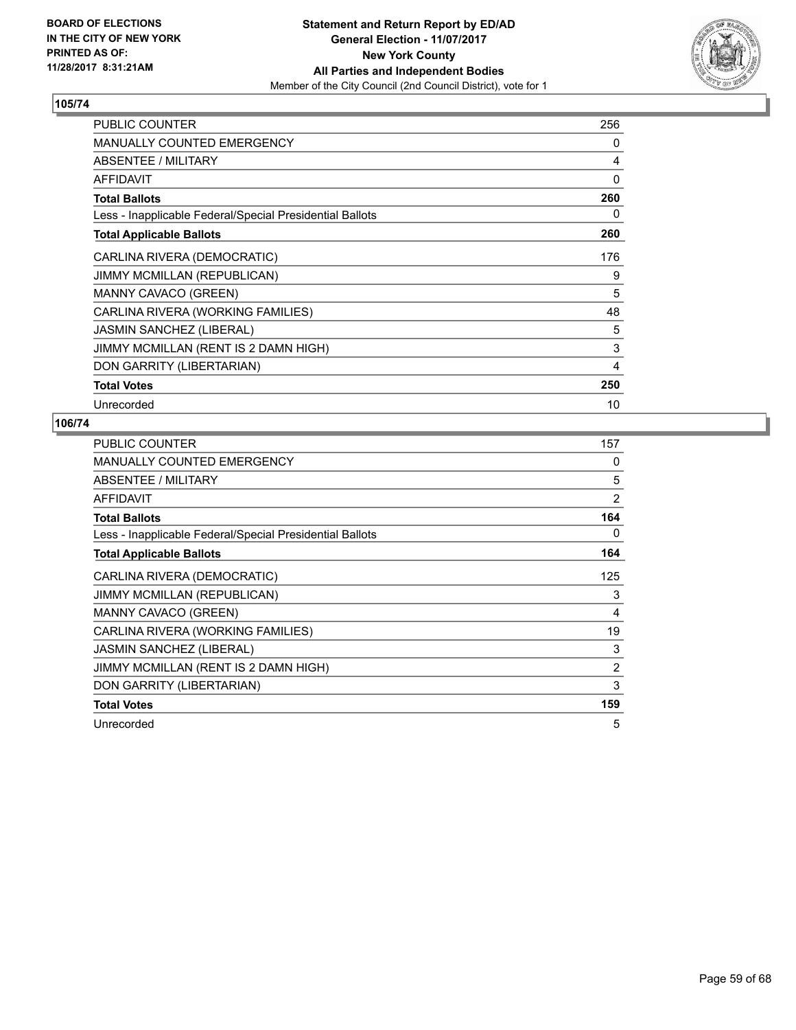**BOARD OF ELECTIONS IN THE CITY OF NEW YORK PRINTED AS OF: 11/28/2017 8:31:21AM**

**Statement and Return Report by ED/AD**
**General Election - 11/07/2017**
**New York County**
**All Parties and Independent Bodies**
Member of the City Council (2nd Council District), vote for 1

## 105/74

| | |
|---|---|
| PUBLIC COUNTER | 256 |
| MANUALLY COUNTED EMERGENCY | 0 |
| ABSENTEE / MILITARY | 4 |
| AFFIDAVIT | 0 |
| **Total Ballots** | **260** |
| Less - Inapplicable Federal/Special Presidential Ballots | 0 |
| **Total Applicable Ballots** | **260** |
| CARLINA RIVERA (DEMOCRATIC) | 176 |
| JIMMY MCMILLAN (REPUBLICAN) | 9 |
| MANNY CAVACO (GREEN) | 5 |
| CARLINA RIVERA (WORKING FAMILIES) | 48 |
| JASMIN SANCHEZ (LIBERAL) | 5 |
| JIMMY MCMILLAN (RENT IS 2 DAMN HIGH) | 3 |
| DON GARRITY (LIBERTARIAN) | 4 |
| **Total Votes** | **250** |
| Unrecorded | 10 |

## 106/74

| | |
|---|---|
| PUBLIC COUNTER | 157 |
| MANUALLY COUNTED EMERGENCY | 0 |
| ABSENTEE / MILITARY | 5 |
| AFFIDAVIT | 2 |
| **Total Ballots** | **164** |
| Less - Inapplicable Federal/Special Presidential Ballots | 0 |
| **Total Applicable Ballots** | **164** |
| CARLINA RIVERA (DEMOCRATIC) | 125 |
| JIMMY MCMILLAN (REPUBLICAN) | 3 |
| MANNY CAVACO (GREEN) | 4 |
| CARLINA RIVERA (WORKING FAMILIES) | 19 |
| JASMIN SANCHEZ (LIBERAL) | 3 |
| JIMMY MCMILLAN (RENT IS 2 DAMN HIGH) | 2 |
| DON GARRITY (LIBERTARIAN) | 3 |
| **Total Votes** | **159** |
| Unrecorded | 5 |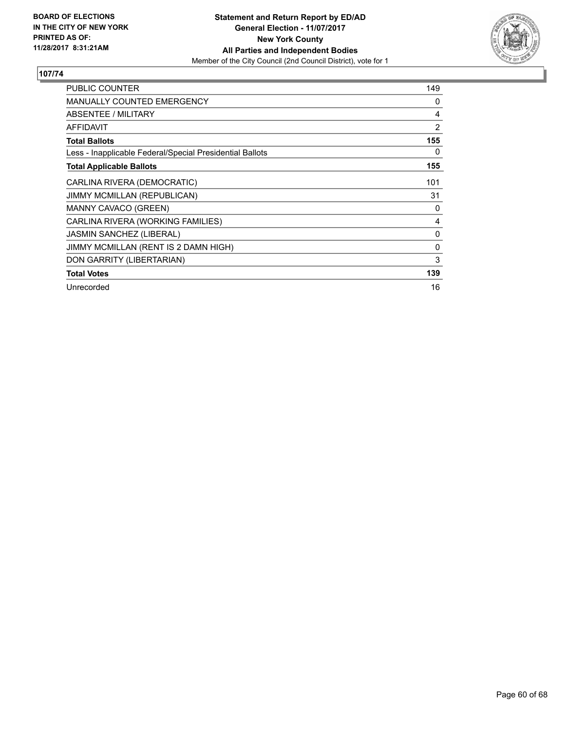**BOARD OF ELECTIONS IN THE CITY OF NEW YORK PRINTED AS OF: 11/28/2017 8:31:21AM**

**Statement and Return Report by ED/AD**
**General Election - 11/07/2017**
**New York County**
**All Parties and Independent Bodies**
Member of the City Council (2nd Council District), vote for 1

**107/74**

| | |
|---|---|
| PUBLIC COUNTER | 149 |
| MANUALLY COUNTED EMERGENCY | 0 |
| ABSENTEE / MILITARY | 4 |
| AFFIDAVIT | 2 |
| **Total Ballots** | **155** |
| Less - Inapplicable Federal/Special Presidential Ballots | 0 |
| **Total Applicable Ballots** | **155** |
| CARLINA RIVERA (DEMOCRATIC) | 101 |
| JIMMY MCMILLAN (REPUBLICAN) | 31 |
| MANNY CAVACO (GREEN) | 0 |
| CARLINA RIVERA (WORKING FAMILIES) | 4 |
| JASMIN SANCHEZ (LIBERAL) | 0 |
| JIMMY MCMILLAN (RENT IS 2 DAMN HIGH) | 0 |
| DON GARRITY (LIBERTARIAN) | 3 |
| **Total Votes** | **139** |
| Unrecorded | 16 |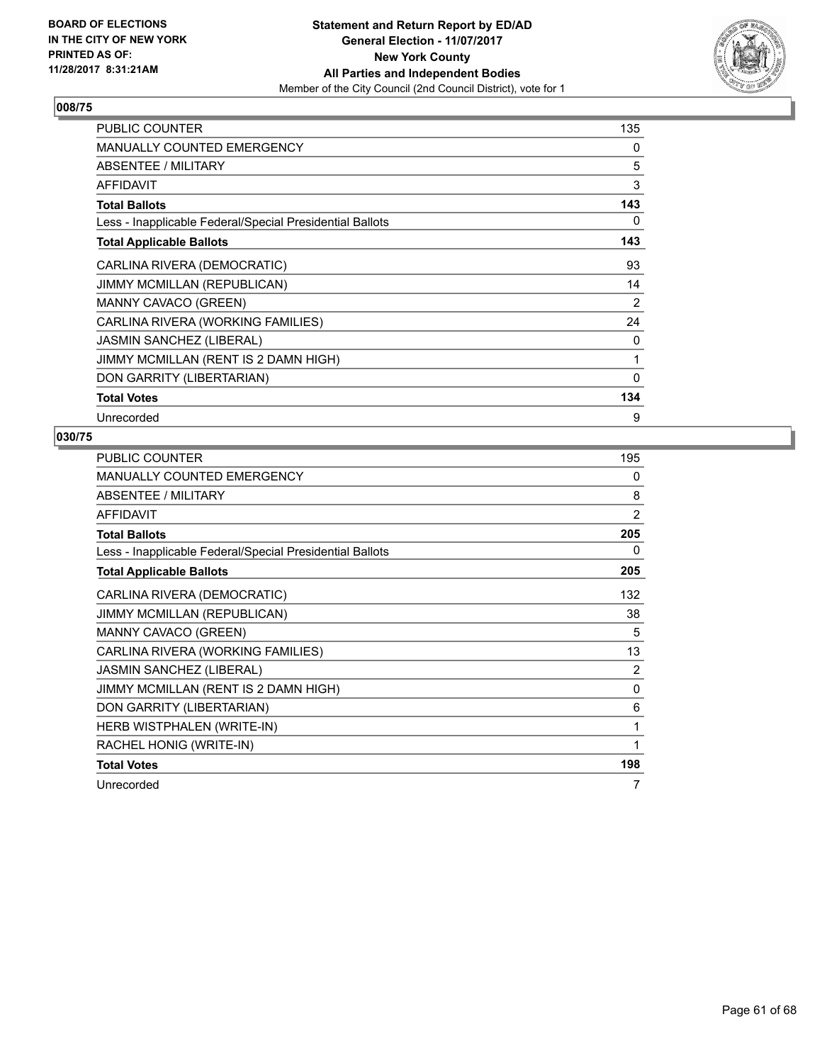**BOARD OF ELECTIONS IN THE CITY OF NEW YORK PRINTED AS OF: 11/28/2017 8:31:21AM**

**Statement and Return Report by ED/AD**
**General Election - 11/07/2017**
**New York County**
**All Parties and Independent Bodies**
Member of the City Council (2nd Council District), vote for 1

## 008/75

| | |
|---|---|
| PUBLIC COUNTER | 135 |
| MANUALLY COUNTED EMERGENCY | 0 |
| ABSENTEE / MILITARY | 5 |
| AFFIDAVIT | 3 |
| **Total Ballots** | **143** |
| Less - Inapplicable Federal/Special Presidential Ballots | 0 |
| **Total Applicable Ballots** | **143** |
| CARLINA RIVERA (DEMOCRATIC) | 93 |
| JIMMY MCMILLAN (REPUBLICAN) | 14 |
| MANNY CAVACO (GREEN) | 2 |
| CARLINA RIVERA (WORKING FAMILIES) | 24 |
| JASMIN SANCHEZ (LIBERAL) | 0 |
| JIMMY MCMILLAN (RENT IS 2 DAMN HIGH) | 1 |
| DON GARRITY (LIBERTARIAN) | 0 |
| **Total Votes** | **134** |
| Unrecorded | 9 |

## 030/75

| | |
|---|---|
| PUBLIC COUNTER | 195 |
| MANUALLY COUNTED EMERGENCY | 0 |
| ABSENTEE / MILITARY | 8 |
| AFFIDAVIT | 2 |
| **Total Ballots** | **205** |
| Less - Inapplicable Federal/Special Presidential Ballots | 0 |
| **Total Applicable Ballots** | **205** |
| CARLINA RIVERA (DEMOCRATIC) | 132 |
| JIMMY MCMILLAN (REPUBLICAN) | 38 |
| MANNY CAVACO (GREEN) | 5 |
| CARLINA RIVERA (WORKING FAMILIES) | 13 |
| JASMIN SANCHEZ (LIBERAL) | 2 |
| JIMMY MCMILLAN (RENT IS 2 DAMN HIGH) | 0 |
| DON GARRITY (LIBERTARIAN) | 6 |
| HERB WISTPHALEN (WRITE-IN) | 1 |
| RACHEL HONIG (WRITE-IN) | 1 |
| **Total Votes** | **198** |
| Unrecorded | 7 |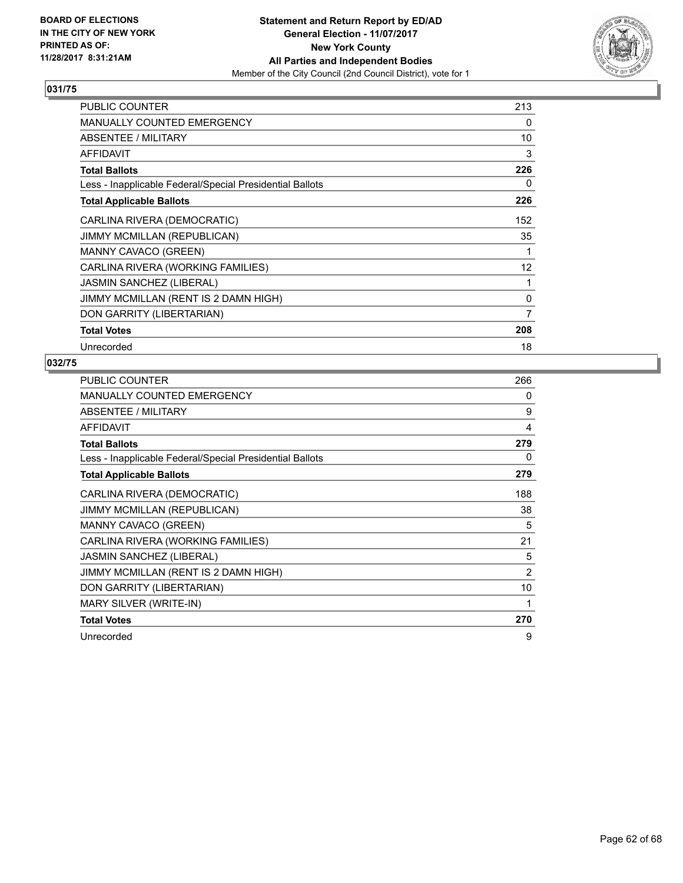BOARD OF ELECTIONS
IN THE CITY OF NEW YORK
PRINTED AS OF:
11/28/2017 8:31:21AM

**Statement and Return Report by ED/AD**
**General Election - 11/07/2017**
**New York County**
**All Parties and Independent Bodies**
Member of the City Council (2nd Council District), vote for 1

## 031/75

| | |
|---|---|
| PUBLIC COUNTER | 213 |
| MANUALLY COUNTED EMERGENCY | 0 |
| ABSENTEE / MILITARY | 10 |
| AFFIDAVIT | 3 |
| **Total Ballots** | **226** |
| Less - Inapplicable Federal/Special Presidential Ballots | 0 |
| **Total Applicable Ballots** | **226** |
| CARLINA RIVERA (DEMOCRATIC) | 152 |
| JIMMY MCMILLAN (REPUBLICAN) | 35 |
| MANNY CAVACO (GREEN) | 1 |
| CARLINA RIVERA (WORKING FAMILIES) | 12 |
| JASMIN SANCHEZ (LIBERAL) | 1 |
| JIMMY MCMILLAN (RENT IS 2 DAMN HIGH) | 0 |
| DON GARRITY (LIBERTARIAN) | 7 |
| **Total Votes** | **208** |
| Unrecorded | 18 |

## 032/75

| | |
|---|---|
| PUBLIC COUNTER | 266 |
| MANUALLY COUNTED EMERGENCY | 0 |
| ABSENTEE / MILITARY | 9 |
| AFFIDAVIT | 4 |
| **Total Ballots** | **279** |
| Less - Inapplicable Federal/Special Presidential Ballots | 0 |
| **Total Applicable Ballots** | **279** |
| CARLINA RIVERA (DEMOCRATIC) | 188 |
| JIMMY MCMILLAN (REPUBLICAN) | 38 |
| MANNY CAVACO (GREEN) | 5 |
| CARLINA RIVERA (WORKING FAMILIES) | 21 |
| JASMIN SANCHEZ (LIBERAL) | 5 |
| JIMMY MCMILLAN (RENT IS 2 DAMN HIGH) | 2 |
| DON GARRITY (LIBERTARIAN) | 10 |
| MARY SILVER (WRITE-IN) | 1 |
| **Total Votes** | **270** |
| Unrecorded | 9 |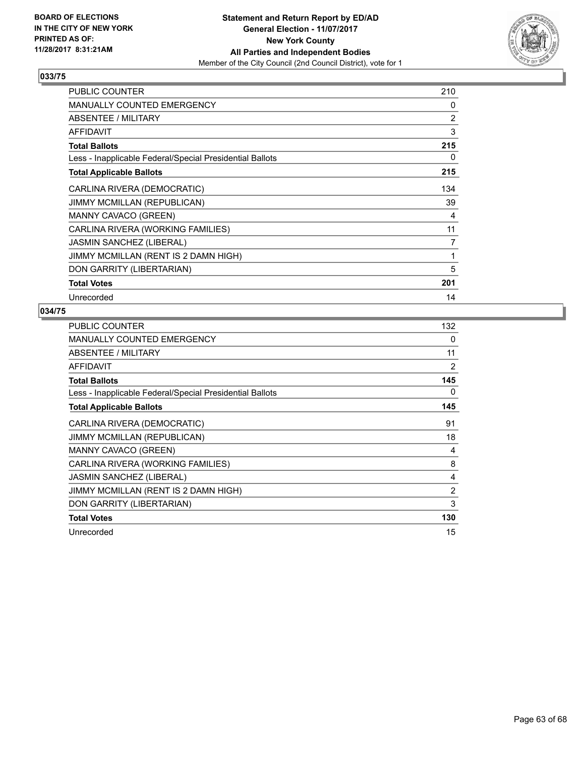BOARD OF ELECTIONS
IN THE CITY OF NEW YORK
PRINTED AS OF:
11/28/2017 8:31:21AM

**Statement and Return Report by ED/AD**
**General Election - 11/07/2017**
**New York County**
**All Parties and Independent Bodies**
Member of the City Council (2nd Council District), vote for 1

### 033/75

| | |
|---|---|
| PUBLIC COUNTER | 210 |
| MANUALLY COUNTED EMERGENCY | 0 |
| ABSENTEE / MILITARY | 2 |
| AFFIDAVIT | 3 |
| **Total Ballots** | **215** |
| Less - Inapplicable Federal/Special Presidential Ballots | 0 |
| **Total Applicable Ballots** | **215** |
| CARLINA RIVERA (DEMOCRATIC) | 134 |
| JIMMY MCMILLAN (REPUBLICAN) | 39 |
| MANNY CAVACO (GREEN) | 4 |
| CARLINA RIVERA (WORKING FAMILIES) | 11 |
| JASMIN SANCHEZ (LIBERAL) | 7 |
| JIMMY MCMILLAN (RENT IS 2 DAMN HIGH) | 1 |
| DON GARRITY (LIBERTARIAN) | 5 |
| **Total Votes** | **201** |
| Unrecorded | 14 |

### 034/75

| | |
|---|---|
| PUBLIC COUNTER | 132 |
| MANUALLY COUNTED EMERGENCY | 0 |
| ABSENTEE / MILITARY | 11 |
| AFFIDAVIT | 2 |
| **Total Ballots** | **145** |
| Less - Inapplicable Federal/Special Presidential Ballots | 0 |
| **Total Applicable Ballots** | **145** |
| CARLINA RIVERA (DEMOCRATIC) | 91 |
| JIMMY MCMILLAN (REPUBLICAN) | 18 |
| MANNY CAVACO (GREEN) | 4 |
| CARLINA RIVERA (WORKING FAMILIES) | 8 |
| JASMIN SANCHEZ (LIBERAL) | 4 |
| JIMMY MCMILLAN (RENT IS 2 DAMN HIGH) | 2 |
| DON GARRITY (LIBERTARIAN) | 3 |
| **Total Votes** | **130** |
| Unrecorded | 15 |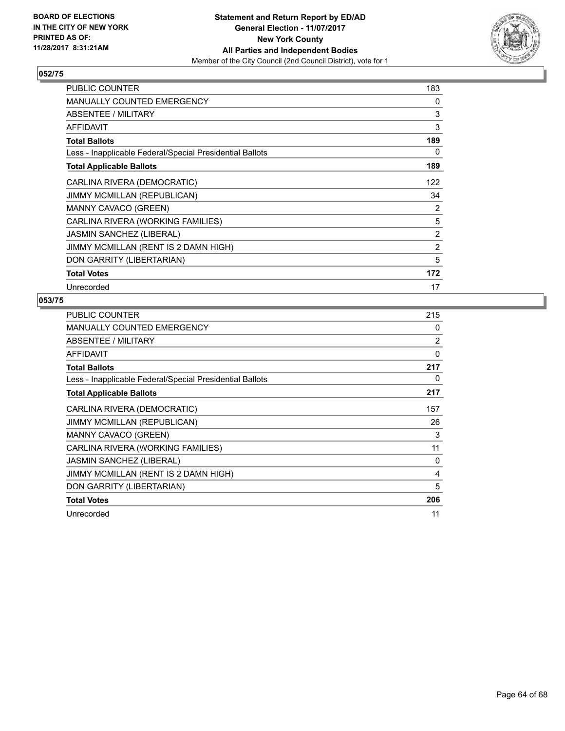**BOARD OF ELECTIONS IN THE CITY OF NEW YORK PRINTED AS OF: 11/28/2017 8:31:21AM**

**Statement and Return Report by ED/AD**
**General Election - 11/07/2017**
**New York County**
**All Parties and Independent Bodies**
Member of the City Council (2nd Council District), vote for 1

## 052/75

| | |
|---|---|
| PUBLIC COUNTER | 183 |
| MANUALLY COUNTED EMERGENCY | 0 |
| ABSENTEE / MILITARY | 3 |
| AFFIDAVIT | 3 |
| **Total Ballots** | **189** |
| Less - Inapplicable Federal/Special Presidential Ballots | 0 |
| **Total Applicable Ballots** | **189** |
| CARLINA RIVERA (DEMOCRATIC) | 122 |
| JIMMY MCMILLAN (REPUBLICAN) | 34 |
| MANNY CAVACO (GREEN) | 2 |
| CARLINA RIVERA (WORKING FAMILIES) | 5 |
| JASMIN SANCHEZ (LIBERAL) | 2 |
| JIMMY MCMILLAN (RENT IS 2 DAMN HIGH) | 2 |
| DON GARRITY (LIBERTARIAN) | 5 |
| **Total Votes** | **172** |
| Unrecorded | 17 |

## 053/75

| | |
|---|---|
| PUBLIC COUNTER | 215 |
| MANUALLY COUNTED EMERGENCY | 0 |
| ABSENTEE / MILITARY | 2 |
| AFFIDAVIT | 0 |
| **Total Ballots** | **217** |
| Less - Inapplicable Federal/Special Presidential Ballots | 0 |
| **Total Applicable Ballots** | **217** |
| CARLINA RIVERA (DEMOCRATIC) | 157 |
| JIMMY MCMILLAN (REPUBLICAN) | 26 |
| MANNY CAVACO (GREEN) | 3 |
| CARLINA RIVERA (WORKING FAMILIES) | 11 |
| JASMIN SANCHEZ (LIBERAL) | 0 |
| JIMMY MCMILLAN (RENT IS 2 DAMN HIGH) | 4 |
| DON GARRITY (LIBERTARIAN) | 5 |
| **Total Votes** | **206** |
| Unrecorded | 11 |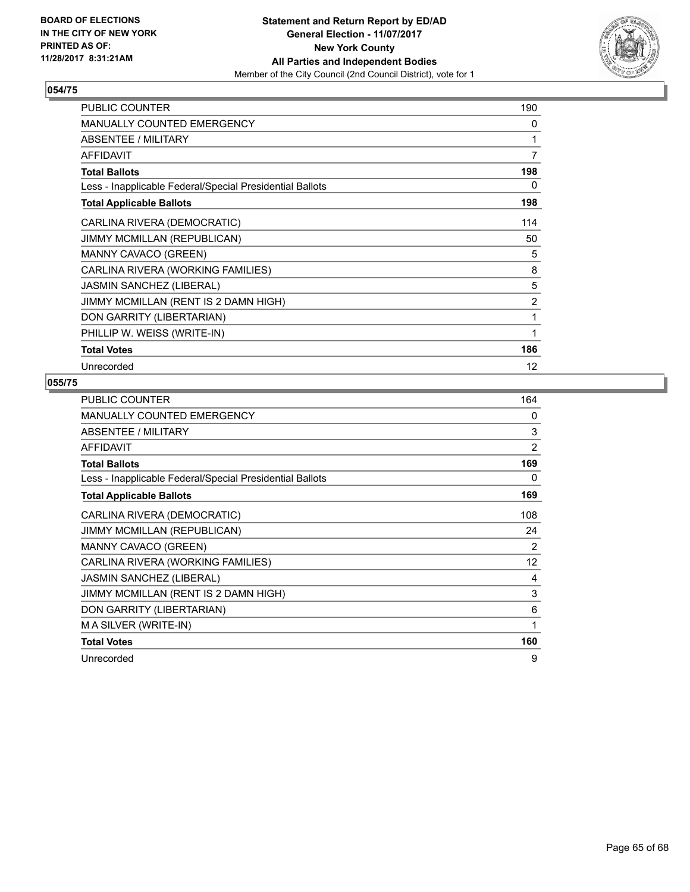BOARD OF ELECTIONS IN THE CITY OF NEW YORK
PRINTED AS OF: 11/28/2017 8:31:21AM

**Statement and Return Report by ED/AD**
**General Election - 11/07/2017**
**New York County**
**All Parties and Independent Bodies**
Member of the City Council (2nd Council District), vote for 1

### 054/75

| | |
|---|---|
| PUBLIC COUNTER | 190 |
| MANUALLY COUNTED EMERGENCY | 0 |
| ABSENTEE / MILITARY | 1 |
| AFFIDAVIT | 7 |
| **Total Ballots** | **198** |
| Less - Inapplicable Federal/Special Presidential Ballots | 0 |
| **Total Applicable Ballots** | **198** |
| CARLINA RIVERA (DEMOCRATIC) | 114 |
| JIMMY MCMILLAN (REPUBLICAN) | 50 |
| MANNY CAVACO (GREEN) | 5 |
| CARLINA RIVERA (WORKING FAMILIES) | 8 |
| JASMIN SANCHEZ (LIBERAL) | 5 |
| JIMMY MCMILLAN (RENT IS 2 DAMN HIGH) | 2 |
| DON GARRITY (LIBERTARIAN) | 1 |
| PHILLIP W. WEISS (WRITE-IN) | 1 |
| **Total Votes** | **186** |
| Unrecorded | 12 |

### 055/75

| | |
|---|---|
| PUBLIC COUNTER | 164 |
| MANUALLY COUNTED EMERGENCY | 0 |
| ABSENTEE / MILITARY | 3 |
| AFFIDAVIT | 2 |
| **Total Ballots** | **169** |
| Less - Inapplicable Federal/Special Presidential Ballots | 0 |
| **Total Applicable Ballots** | **169** |
| CARLINA RIVERA (DEMOCRATIC) | 108 |
| JIMMY MCMILLAN (REPUBLICAN) | 24 |
| MANNY CAVACO (GREEN) | 2 |
| CARLINA RIVERA (WORKING FAMILIES) | 12 |
| JASMIN SANCHEZ (LIBERAL) | 4 |
| JIMMY MCMILLAN (RENT IS 2 DAMN HIGH) | 3 |
| DON GARRITY (LIBERTARIAN) | 6 |
| M A SILVER (WRITE-IN) | 1 |
| **Total Votes** | **160** |
| Unrecorded | 9 |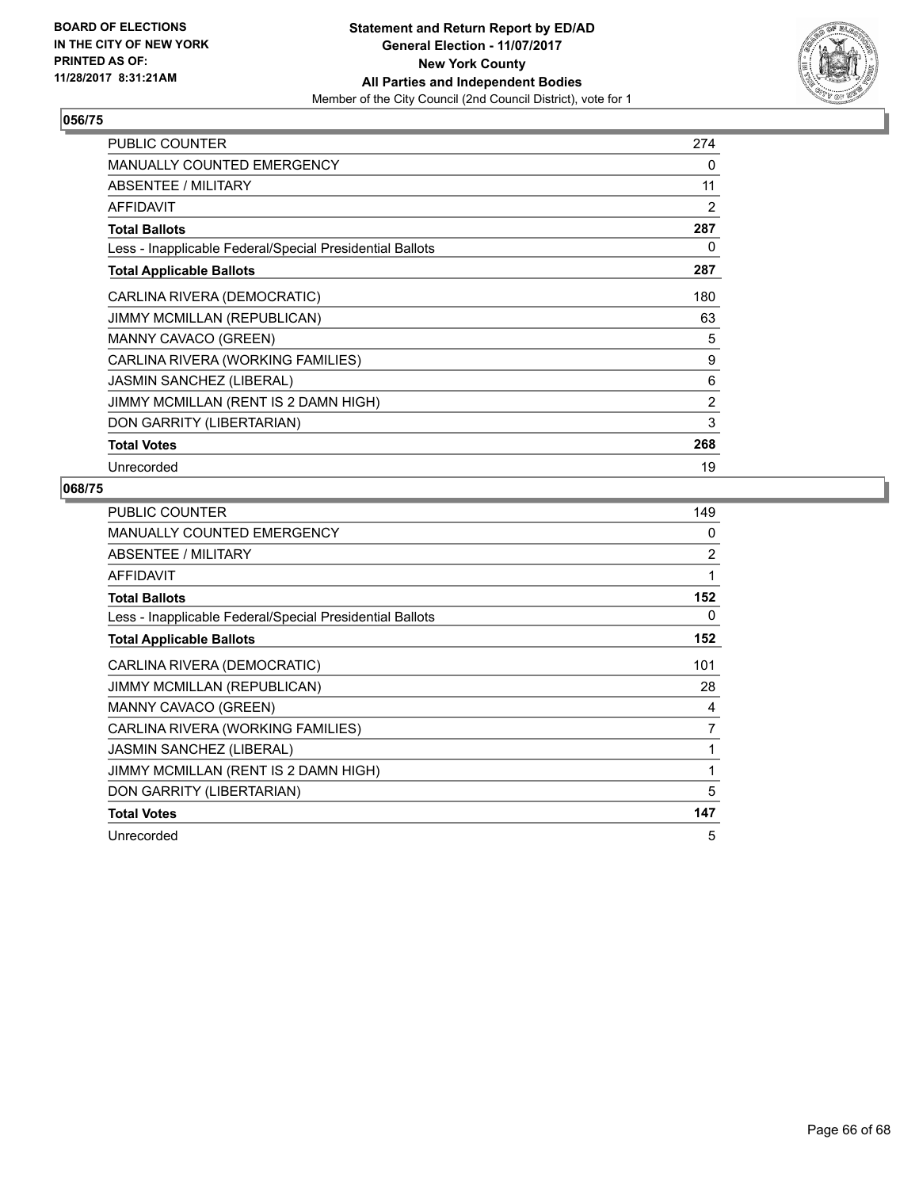**BOARD OF ELECTIONS IN THE CITY OF NEW YORK PRINTED AS OF: 11/28/2017 8:31:21AM**

**Statement and Return Report by ED/AD General Election - 11/07/2017 New York County All Parties and Independent Bodies**
Member of the City Council (2nd Council District), vote for 1

## 056/75

| | |
|---|---|
| PUBLIC COUNTER | 274 |
| MANUALLY COUNTED EMERGENCY | 0 |
| ABSENTEE / MILITARY | 11 |
| AFFIDAVIT | 2 |
| **Total Ballots** | **287** |
| Less - Inapplicable Federal/Special Presidential Ballots | 0 |
| **Total Applicable Ballots** | **287** |
| CARLINA RIVERA (DEMOCRATIC) | 180 |
| JIMMY MCMILLAN (REPUBLICAN) | 63 |
| MANNY CAVACO (GREEN) | 5 |
| CARLINA RIVERA (WORKING FAMILIES) | 9 |
| JASMIN SANCHEZ (LIBERAL) | 6 |
| JIMMY MCMILLAN (RENT IS 2 DAMN HIGH) | 2 |
| DON GARRITY (LIBERTARIAN) | 3 |
| **Total Votes** | **268** |
| Unrecorded | 19 |

## 068/75

| | |
|---|---|
| PUBLIC COUNTER | 149 |
| MANUALLY COUNTED EMERGENCY | 0 |
| ABSENTEE / MILITARY | 2 |
| AFFIDAVIT | 1 |
| **Total Ballots** | **152** |
| Less - Inapplicable Federal/Special Presidential Ballots | 0 |
| **Total Applicable Ballots** | **152** |
| CARLINA RIVERA (DEMOCRATIC) | 101 |
| JIMMY MCMILLAN (REPUBLICAN) | 28 |
| MANNY CAVACO (GREEN) | 4 |
| CARLINA RIVERA (WORKING FAMILIES) | 7 |
| JASMIN SANCHEZ (LIBERAL) | 1 |
| JIMMY MCMILLAN (RENT IS 2 DAMN HIGH) | 1 |
| DON GARRITY (LIBERTARIAN) | 5 |
| **Total Votes** | **147** |
| Unrecorded | 5 |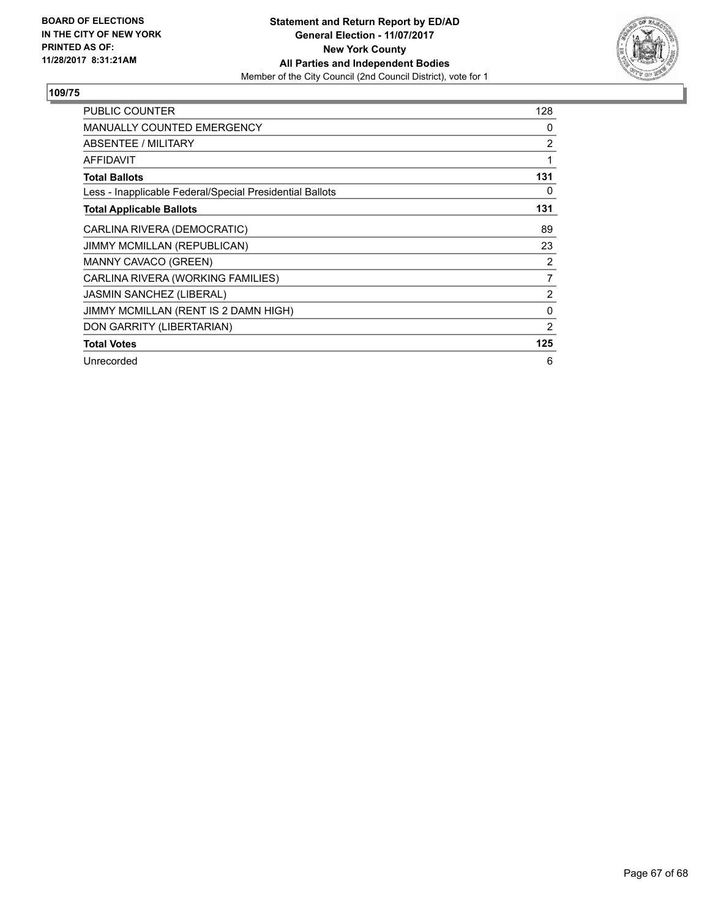BOARD OF ELECTIONS
IN THE CITY OF NEW YORK
PRINTED AS OF:
11/28/2017 8:31:21AM

**Statement and Return Report by ED/AD**
**General Election - 11/07/2017**
**New York County**
**All Parties and Independent Bodies**
Member of the City Council (2nd Council District), vote for 1

## 109/75

| | |
|---|---|
| PUBLIC COUNTER | 128 |
| MANUALLY COUNTED EMERGENCY | 0 |
| ABSENTEE / MILITARY | 2 |
| AFFIDAVIT | 1 |
| **Total Ballots** | **131** |
| Less - Inapplicable Federal/Special Presidential Ballots | 0 |
| **Total Applicable Ballots** | **131** |
| CARLINA RIVERA (DEMOCRATIC) | 89 |
| JIMMY MCMILLAN (REPUBLICAN) | 23 |
| MANNY CAVACO (GREEN) | 2 |
| CARLINA RIVERA (WORKING FAMILIES) | 7 |
| JASMIN SANCHEZ (LIBERAL) | 2 |
| JIMMY MCMILLAN (RENT IS 2 DAMN HIGH) | 0 |
| DON GARRITY (LIBERTARIAN) | 2 |
| **Total Votes** | **125** |
| Unrecorded | 6 |